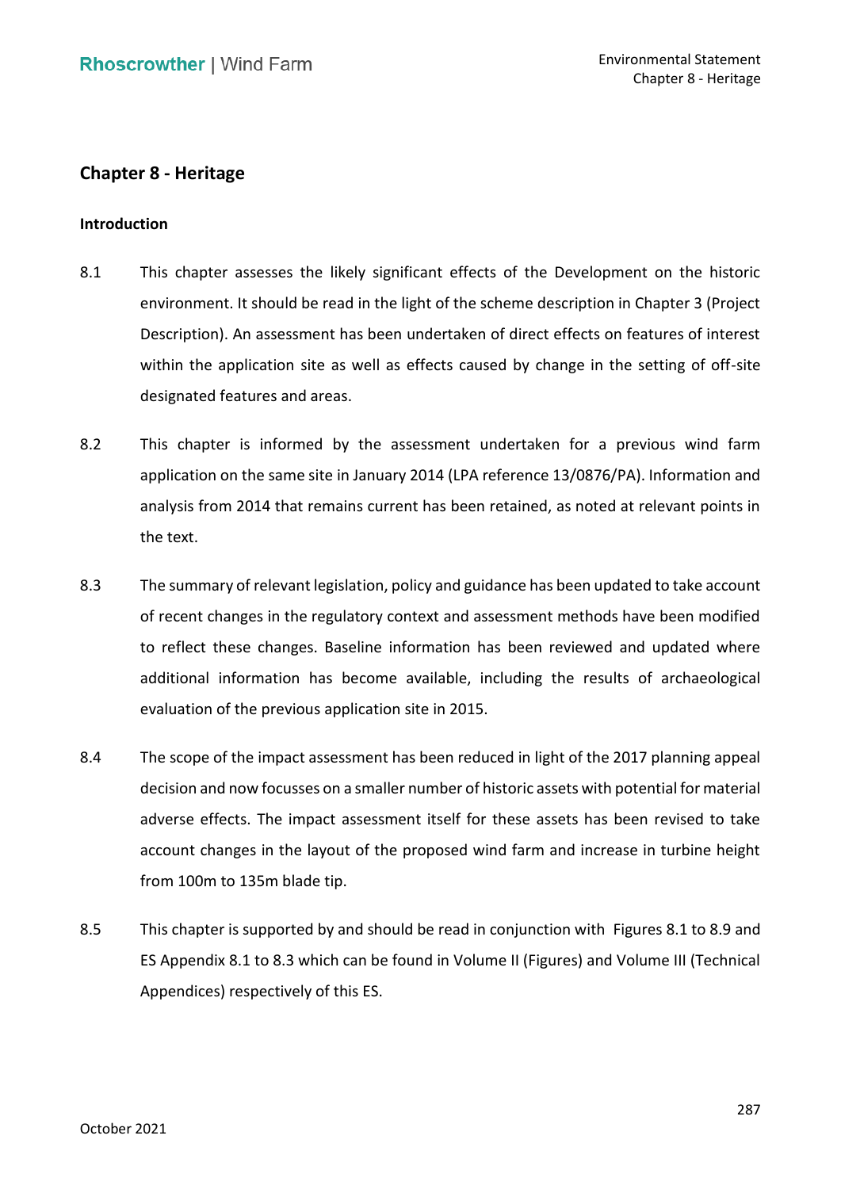# Chapter 8 - Heritage

## Introduction

8.1 This chapter assesses the likely significant effects of the Development on the historic environment. It should be read in the light of the scheme description in Chapter 3 (Project Description). An assessment has been undertaken of direct effects on features of interest within the application site as well as effects caused by change in the setting of off-site designated features and areas.

8.2 This chapter is informed by the assessment undertaken for a previous wind farm application on the same site in January 2014 (LPA reference 13/0876/PA). Information and analysis from 2014 that remains current has been retained, as noted at relevant points in the text.

8.3 The summary of relevant legislation, policy and guidance has been updated to take account of recent changes in the regulatory context and assessment methods have been modified to reflect these changes. Baseline information has been reviewed and updated where additional information has become available, including the results of archaeological evaluation of the previous application site in 2015.

8.4 The scope of the impact assessment has been reduced in light of the 2017 planning appeal decision and now focusses on a smaller number of historic assets with potential for material adverse effects. The impact assessment itself for these assets has been revised to take account changes in the layout of the proposed wind farm and increase in turbine height from 100m to 135m blade tip.

8.5 This chapter is supported by and should be read in conjunction with Figures 8.1 to 8.9 and ES Appendix 8.1 to 8.3 which can be found in Volume II (Figures) and Volume III (Technical Appendices) respectively of this ES.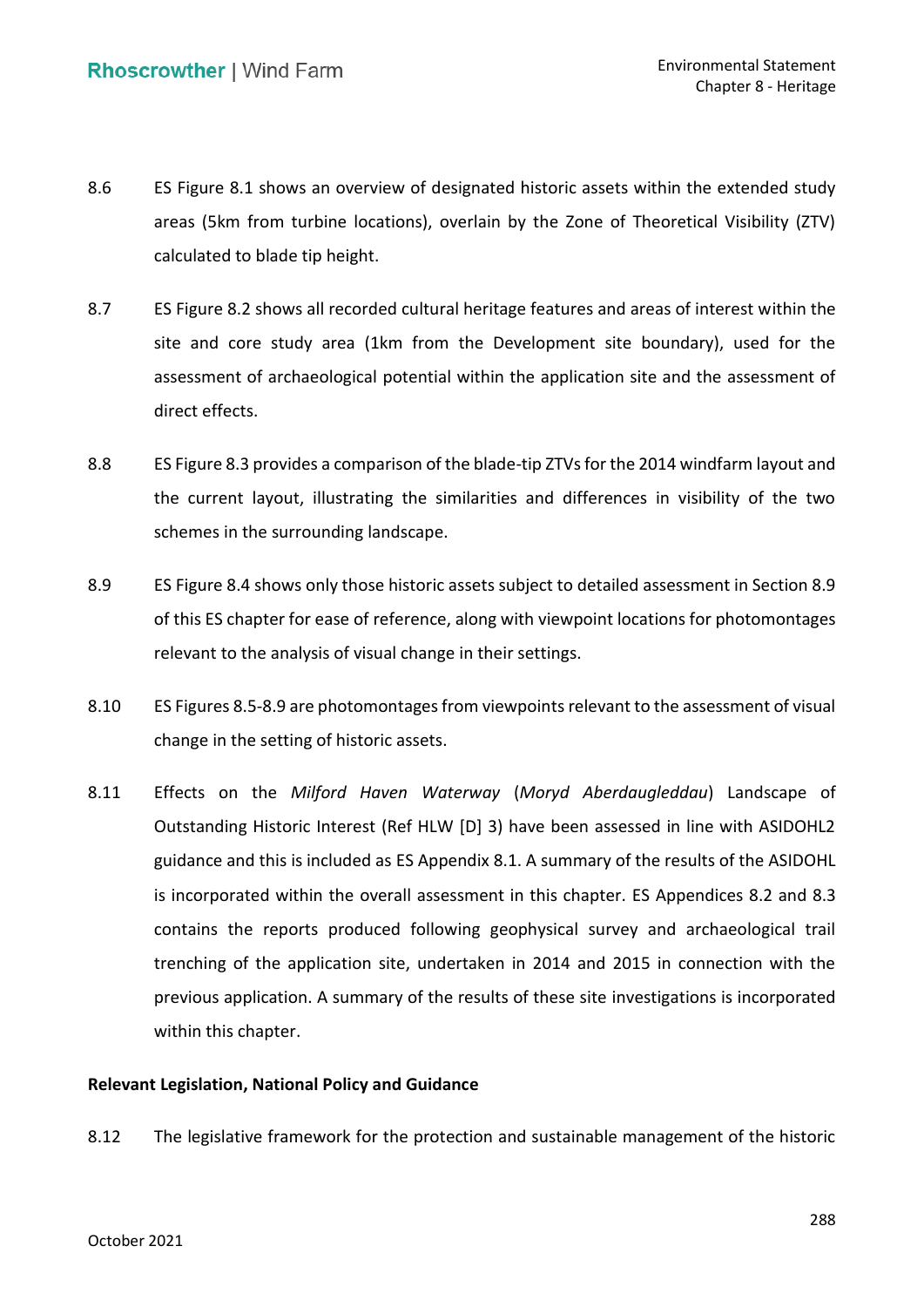8.6 ES Figure 8.1 shows an overview of designated historic assets within the extended study areas (5km from turbine locations), overlain by the Zone of Theoretical Visibility (ZTV) calculated to blade tip height.

8.7 ES Figure 8.2 shows all recorded cultural heritage features and areas of interest within the site and core study area (1km from the Development site boundary), used for the assessment of archaeological potential within the application site and the assessment of direct effects.

8.8 ES Figure 8.3 provides a comparison of the blade-tip ZTVs for the 2014 windfarm layout and the current layout, illustrating the similarities and differences in visibility of the two schemes in the surrounding landscape.

8.9 ES Figure 8.4 shows only those historic assets subject to detailed assessment in Section 8.9 of this ES chapter for ease of reference, along with viewpoint locations for photomontages relevant to the analysis of visual change in their settings.

8.10 ES Figures 8.5-8.9 are photomontages from viewpoints relevant to the assessment of visual change in the setting of historic assets.

8.11 Effects on the *Milford Haven Waterway* (*Moryd Aberdaugleddau*) Landscape of Outstanding Historic Interest (Ref HLW [D] 3) have been assessed in line with ASIDOHL2 guidance and this is included as ES Appendix 8.1. A summary of the results of the ASIDOHL is incorporated within the overall assessment in this chapter. ES Appendices 8.2 and 8.3 contains the reports produced following geophysical survey and archaeological trail trenching of the application site, undertaken in 2014 and 2015 in connection with the previous application. A summary of the results of these site investigations is incorporated within this chapter.

**Relevant Legislation, National Policy and Guidance**

8.12 The legislative framework for the protection and sustainable management of the historic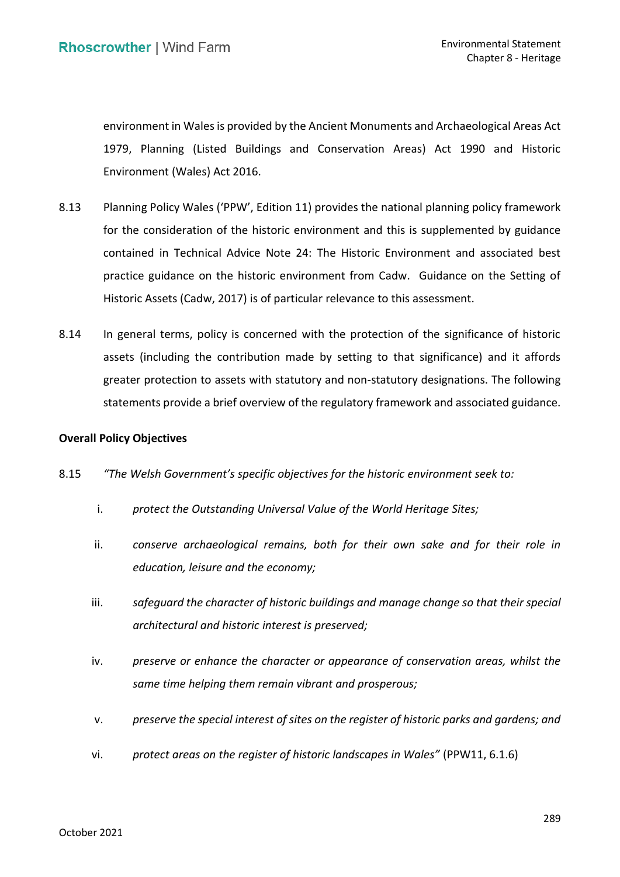environment in Wales is provided by the Ancient Monuments and Archaeological Areas Act 1979, Planning (Listed Buildings and Conservation Areas) Act 1990 and Historic Environment (Wales) Act 2016.

8.13 Planning Policy Wales ('PPW', Edition 11) provides the national planning policy framework for the consideration of the historic environment and this is supplemented by guidance contained in Technical Advice Note 24: The Historic Environment and associated best practice guidance on the historic environment from Cadw. Guidance on the Setting of Historic Assets (Cadw, 2017) is of particular relevance to this assessment.

8.14 In general terms, policy is concerned with the protection of the significance of historic assets (including the contribution made by setting to that significance) and it affords greater protection to assets with statutory and non-statutory designations. The following statements provide a brief overview of the regulatory framework and associated guidance.

**Overall Policy Objectives**

8.15 *"The Welsh Government's specific objectives for the historic environment seek to:*

i. *protect the Outstanding Universal Value of the World Heritage Sites;*

ii. *conserve archaeological remains, both for their own sake and for their role in education, leisure and the economy;*

iii. *safeguard the character of historic buildings and manage change so that their special architectural and historic interest is preserved;*

iv. *preserve or enhance the character or appearance of conservation areas, whilst the same time helping them remain vibrant and prosperous;*

v. *preserve the special interest of sites on the register of historic parks and gardens; and*

vi. *protect areas on the register of historic landscapes in Wales"* (PPW11, 6.1.6)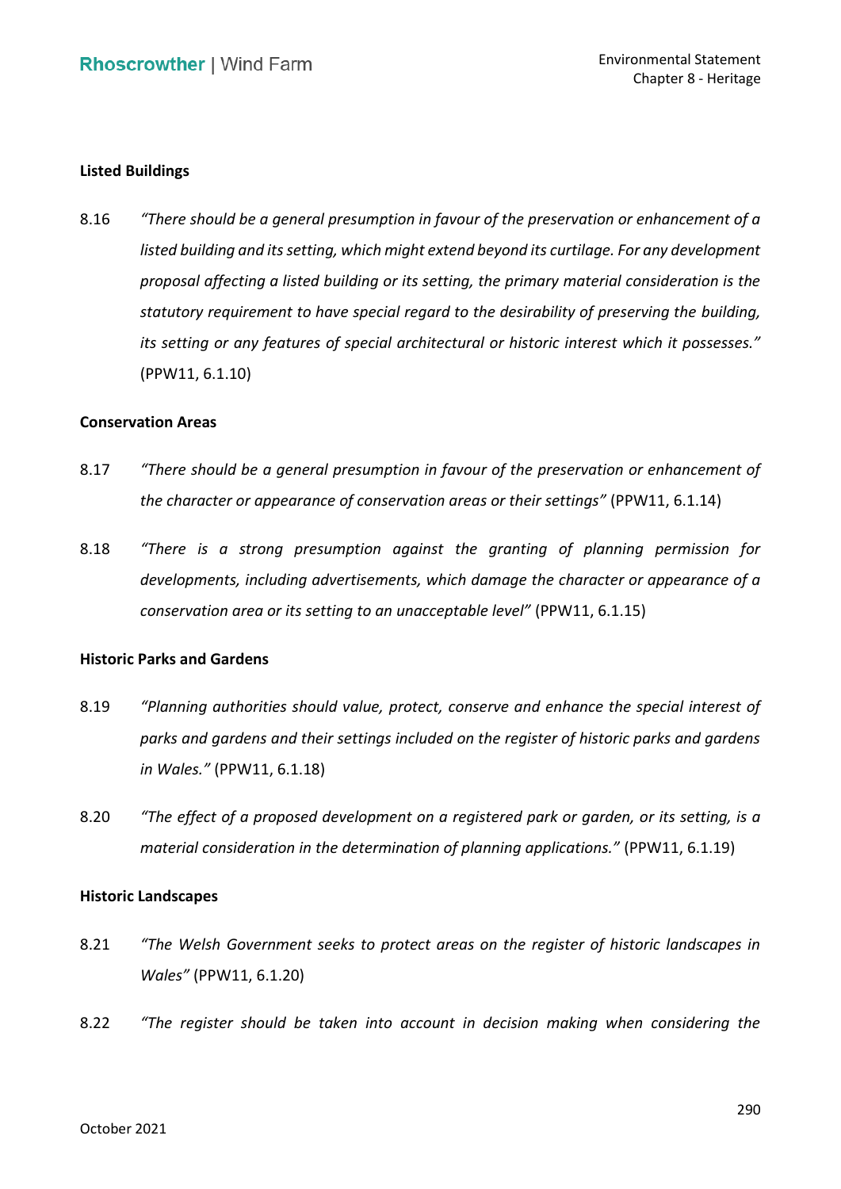**Listed Buildings**

8.16 *"There should be a general presumption in favour of the preservation or enhancement of a listed building and its setting, which might extend beyond its curtilage. For any development proposal affecting a listed building or its setting, the primary material consideration is the statutory requirement to have special regard to the desirability of preserving the building, its setting or any features of special architectural or historic interest which it possesses."* (PPW11, 6.1.10)

**Conservation Areas**

8.17 *"There should be a general presumption in favour of the preservation or enhancement of the character or appearance of conservation areas or their settings"* (PPW11, 6.1.14)

8.18 *"There is a strong presumption against the granting of planning permission for developments, including advertisements, which damage the character or appearance of a conservation area or its setting to an unacceptable level"* (PPW11, 6.1.15)

**Historic Parks and Gardens**

8.19 *"Planning authorities should value, protect, conserve and enhance the special interest of parks and gardens and their settings included on the register of historic parks and gardens in Wales."* (PPW11, 6.1.18)

8.20 *"The effect of a proposed development on a registered park or garden, or its setting, is a material consideration in the determination of planning applications."* (PPW11, 6.1.19)

**Historic Landscapes**

8.21 *"The Welsh Government seeks to protect areas on the register of historic landscapes in Wales"* (PPW11, 6.1.20)

8.22 *"The register should be taken into account in decision making when considering the*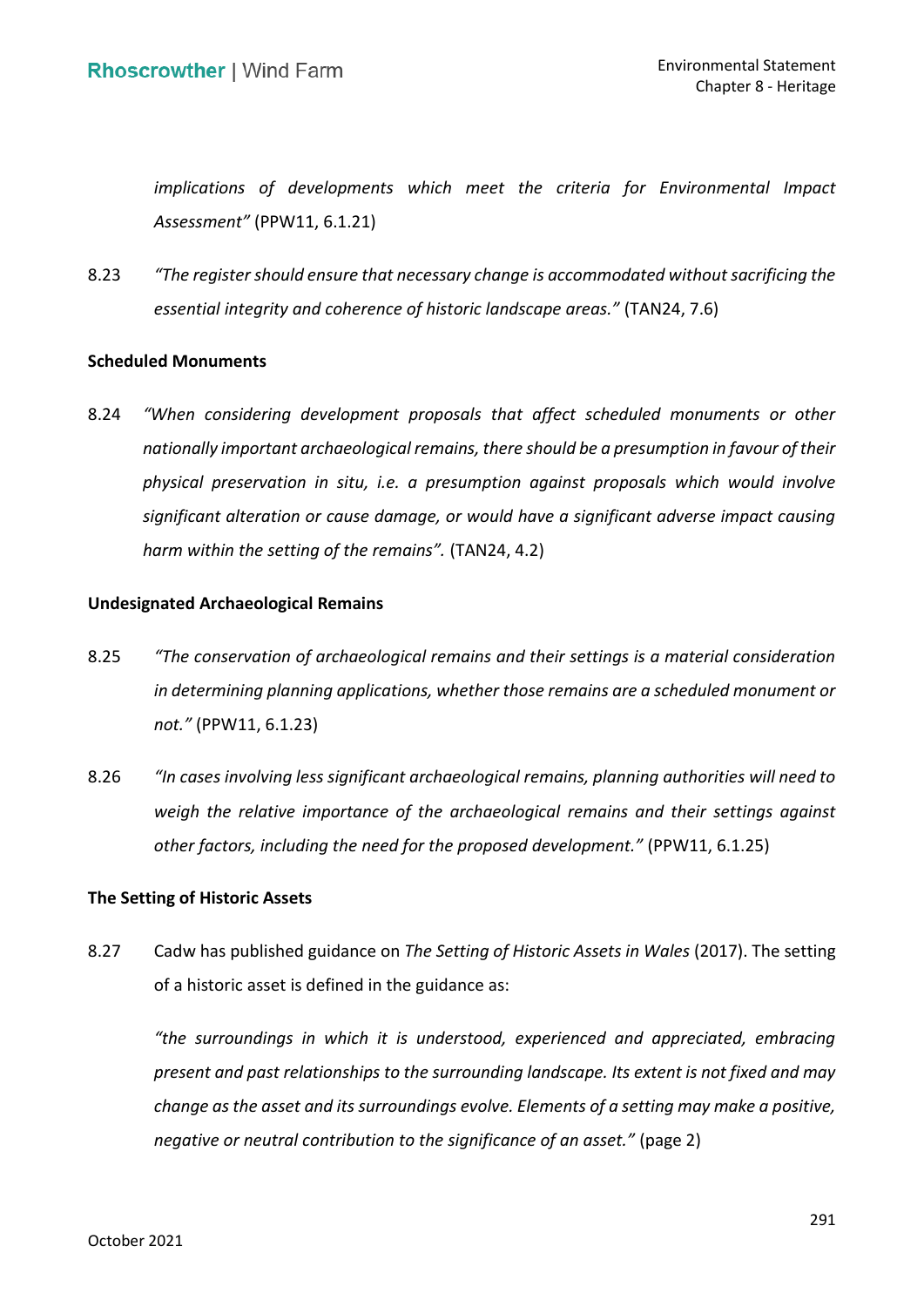*implications of developments which meet the criteria for Environmental Impact Assessment"* (PPW11, 6.1.21)

8.23 *"The register should ensure that necessary change is accommodated without sacrificing the essential integrity and coherence of historic landscape areas."* (TAN24, 7.6)

**Scheduled Monuments**

8.24 *"When considering development proposals that affect scheduled monuments or other nationally important archaeological remains, there should be a presumption in favour of their physical preservation in situ, i.e. a presumption against proposals which would involve significant alteration or cause damage, or would have a significant adverse impact causing harm within the setting of the remains".* (TAN24, 4.2)

**Undesignated Archaeological Remains**

8.25 *"The conservation of archaeological remains and their settings is a material consideration in determining planning applications, whether those remains are a scheduled monument or not."* (PPW11, 6.1.23)

8.26 *"In cases involving less significant archaeological remains, planning authorities will need to weigh the relative importance of the archaeological remains and their settings against other factors, including the need for the proposed development."* (PPW11, 6.1.25)

**The Setting of Historic Assets**

8.27 Cadw has published guidance on *The Setting of Historic Assets in Wales* (2017). The setting of a historic asset is defined in the guidance as:

*"the surroundings in which it is understood, experienced and appreciated, embracing present and past relationships to the surrounding landscape. Its extent is not fixed and may change as the asset and its surroundings evolve. Elements of a setting may make a positive, negative or neutral contribution to the significance of an asset."* (page 2)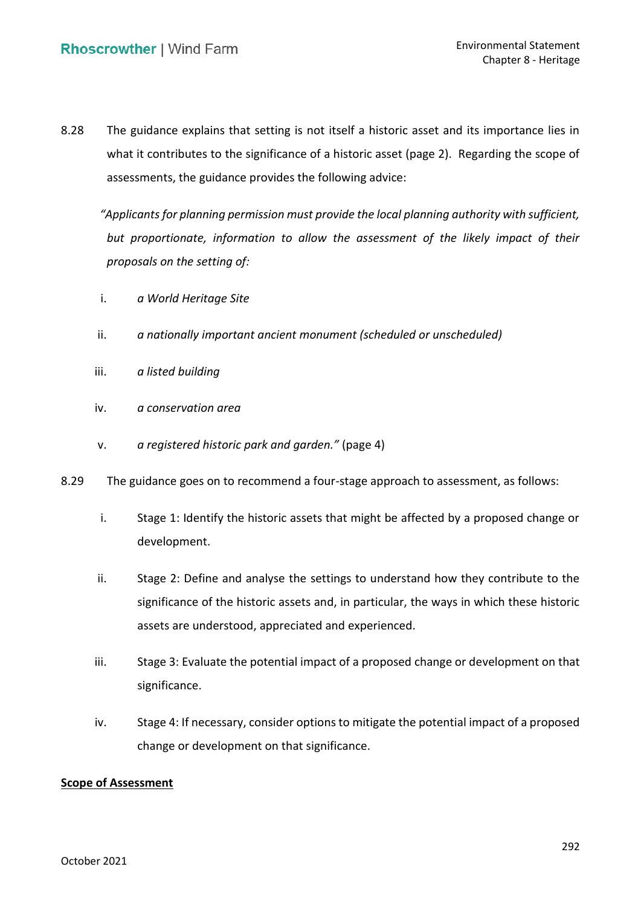8.28 The guidance explains that setting is not itself a historic asset and its importance lies in what it contributes to the significance of a historic asset (page 2). Regarding the scope of assessments, the guidance provides the following advice:

*"Applicants for planning permission must provide the local planning authority with sufficient, but proportionate, information to allow the assessment of the likely impact of their proposals on the setting of:*

i. *a World Heritage Site*

ii. *a nationally important ancient monument (scheduled or unscheduled)*

iii. *a listed building*

iv. *a conservation area*

v. *a registered historic park and garden."* (page 4)

8.29 The guidance goes on to recommend a four-stage approach to assessment, as follows:

i. Stage 1: Identify the historic assets that might be affected by a proposed change or development.

ii. Stage 2: Define and analyse the settings to understand how they contribute to the significance of the historic assets and, in particular, the ways in which these historic assets are understood, appreciated and experienced.

iii. Stage 3: Evaluate the potential impact of a proposed change or development on that significance.

iv. Stage 4: If necessary, consider options to mitigate the potential impact of a proposed change or development on that significance.

**Scope of Assessment**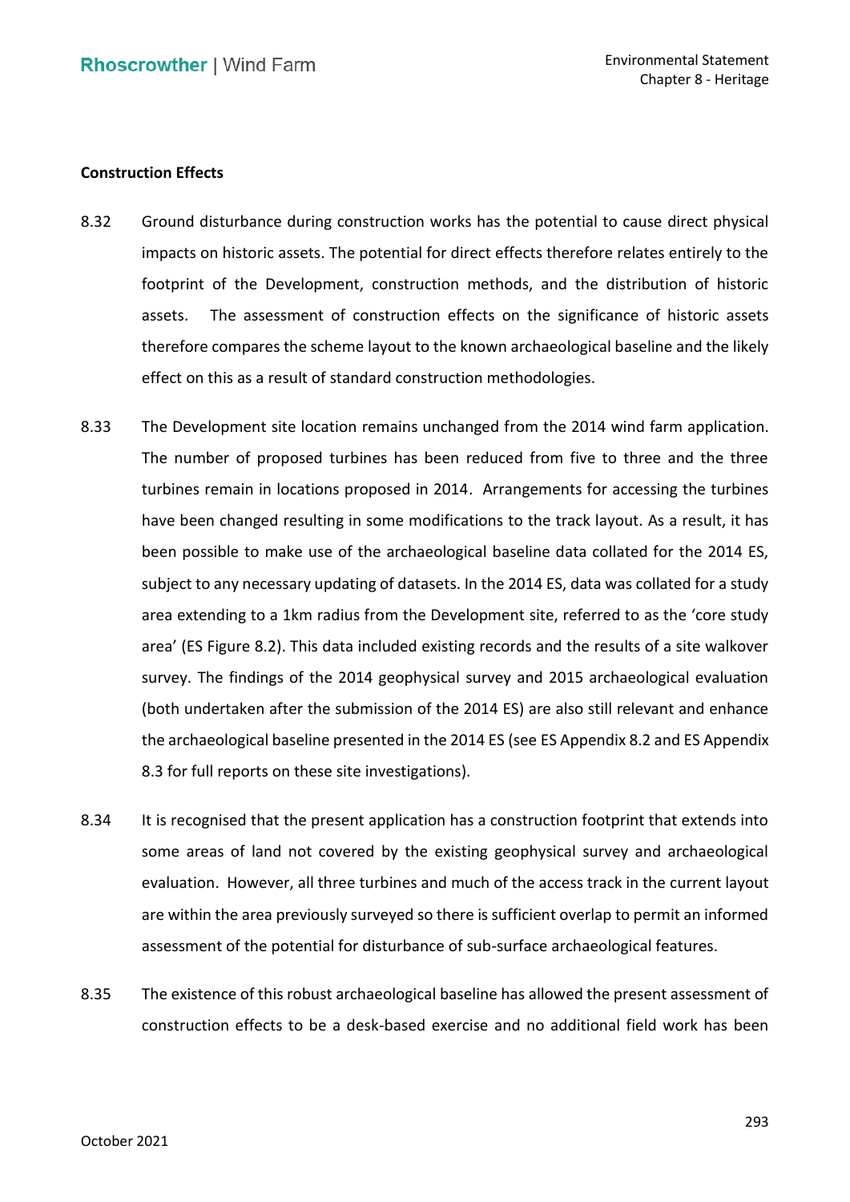**Construction Effects**

8.32 Ground disturbance during construction works has the potential to cause direct physical impacts on historic assets. The potential for direct effects therefore relates entirely to the footprint of the Development, construction methods, and the distribution of historic assets. The assessment of construction effects on the significance of historic assets therefore compares the scheme layout to the known archaeological baseline and the likely effect on this as a result of standard construction methodologies.

8.33 The Development site location remains unchanged from the 2014 wind farm application. The number of proposed turbines has been reduced from five to three and the three turbines remain in locations proposed in 2014. Arrangements for accessing the turbines have been changed resulting in some modifications to the track layout. As a result, it has been possible to make use of the archaeological baseline data collated for the 2014 ES, subject to any necessary updating of datasets. In the 2014 ES, data was collated for a study area extending to a 1km radius from the Development site, referred to as the 'core study area' (ES Figure 8.2). This data included existing records and the results of a site walkover survey. The findings of the 2014 geophysical survey and 2015 archaeological evaluation (both undertaken after the submission of the 2014 ES) are also still relevant and enhance the archaeological baseline presented in the 2014 ES (see ES Appendix 8.2 and ES Appendix 8.3 for full reports on these site investigations).

8.34 It is recognised that the present application has a construction footprint that extends into some areas of land not covered by the existing geophysical survey and archaeological evaluation. However, all three turbines and much of the access track in the current layout are within the area previously surveyed so there is sufficient overlap to permit an informed assessment of the potential for disturbance of sub-surface archaeological features.

8.35 The existence of this robust archaeological baseline has allowed the present assessment of construction effects to be a desk-based exercise and no additional field work has been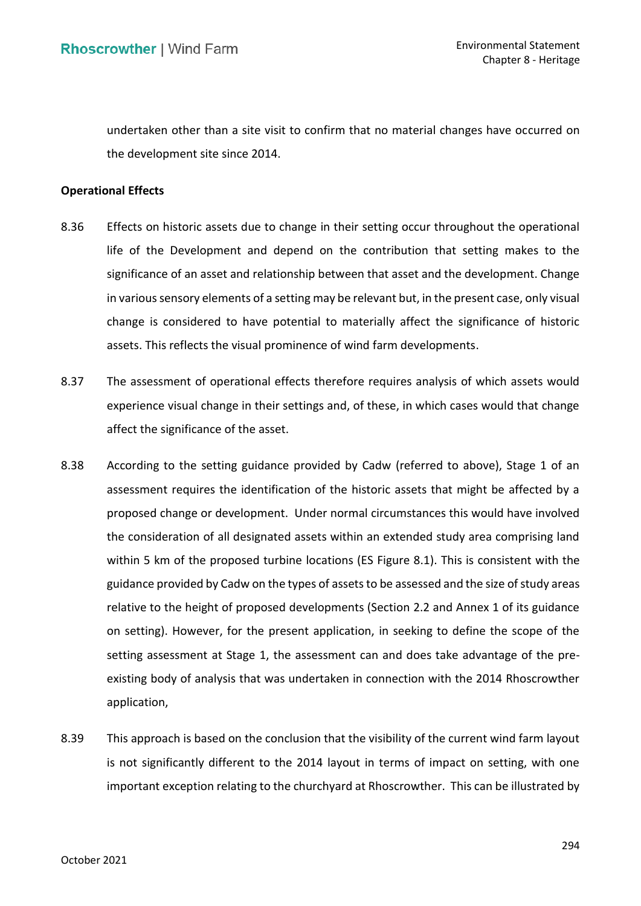undertaken other than a site visit to confirm that no material changes have occurred on the development site since 2014.

**Operational Effects**

8.36 Effects on historic assets due to change in their setting occur throughout the operational life of the Development and depend on the contribution that setting makes to the significance of an asset and relationship between that asset and the development. Change in various sensory elements of a setting may be relevant but, in the present case, only visual change is considered to have potential to materially affect the significance of historic assets. This reflects the visual prominence of wind farm developments.

8.37 The assessment of operational effects therefore requires analysis of which assets would experience visual change in their settings and, of these, in which cases would that change affect the significance of the asset.

8.38 According to the setting guidance provided by Cadw (referred to above), Stage 1 of an assessment requires the identification of the historic assets that might be affected by a proposed change or development. Under normal circumstances this would have involved the consideration of all designated assets within an extended study area comprising land within 5 km of the proposed turbine locations (ES Figure 8.1). This is consistent with the guidance provided by Cadw on the types of assets to be assessed and the size of study areas relative to the height of proposed developments (Section 2.2 and Annex 1 of its guidance on setting). However, for the present application, in seeking to define the scope of the setting assessment at Stage 1, the assessment can and does take advantage of the pre-existing body of analysis that was undertaken in connection with the 2014 Rhoscrowther application,

8.39 This approach is based on the conclusion that the visibility of the current wind farm layout is not significantly different to the 2014 layout in terms of impact on setting, with one important exception relating to the churchyard at Rhoscrowther. This can be illustrated by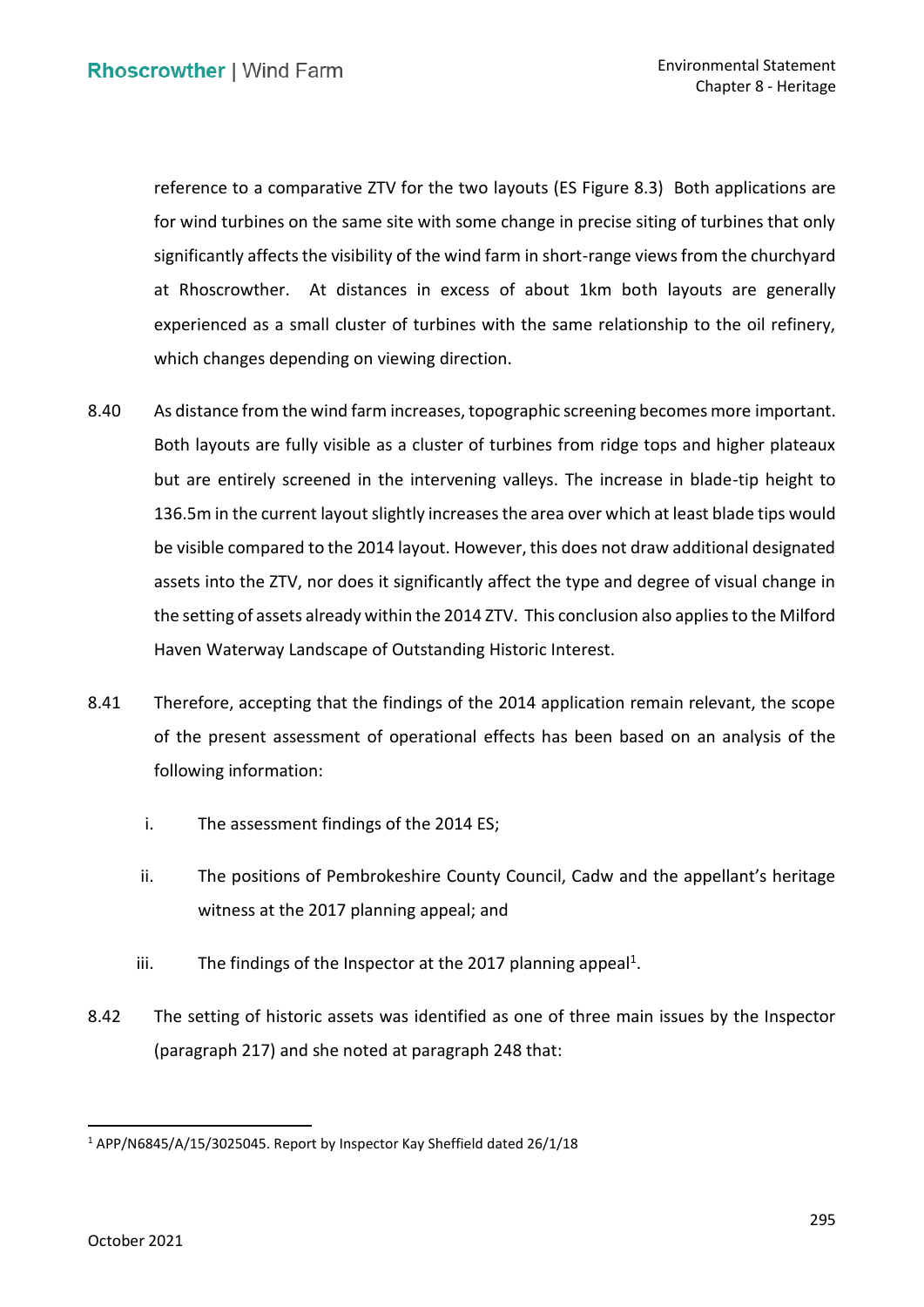reference to a comparative ZTV for the two layouts (ES Figure 8.3) Both applications are for wind turbines on the same site with some change in precise siting of turbines that only significantly affects the visibility of the wind farm in short-range views from the churchyard at Rhoscrowther. At distances in excess of about 1km both layouts are generally experienced as a small cluster of turbines with the same relationship to the oil refinery, which changes depending on viewing direction.

8.40 As distance from the wind farm increases, topographic screening becomes more important. Both layouts are fully visible as a cluster of turbines from ridge tops and higher plateaux but are entirely screened in the intervening valleys. The increase in blade-tip height to 136.5m in the current layout slightly increases the area over which at least blade tips would be visible compared to the 2014 layout. However, this does not draw additional designated assets into the ZTV, nor does it significantly affect the type and degree of visual change in the setting of assets already within the 2014 ZTV. This conclusion also applies to the Milford Haven Waterway Landscape of Outstanding Historic Interest.

8.41 Therefore, accepting that the findings of the 2014 application remain relevant, the scope of the present assessment of operational effects has been based on an analysis of the following information:

i. The assessment findings of the 2014 ES;

ii. The positions of Pembrokeshire County Council, Cadw and the appellant's heritage witness at the 2017 planning appeal; and

iii. The findings of the Inspector at the 2017 planning appeal[1].

8.42 The setting of historic assets was identified as one of three main issues by the Inspector (paragraph 217) and she noted at paragraph 248 that:

[1] APP/N6845/A/15/3025045. Report by Inspector Kay Sheffield dated 26/1/18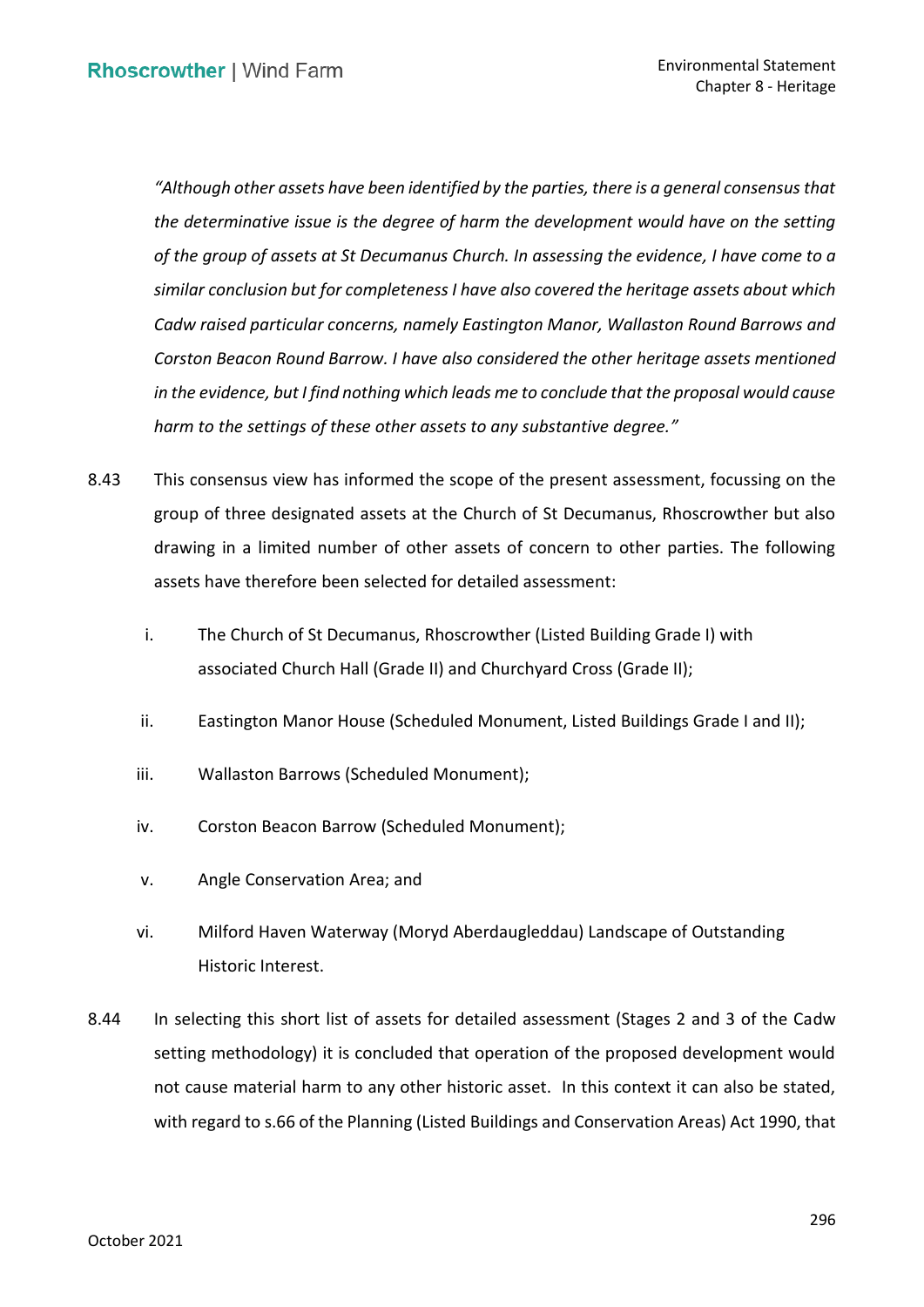*"Although other assets have been identified by the parties, there is a general consensus that the determinative issue is the degree of harm the development would have on the setting of the group of assets at St Decumanus Church. In assessing the evidence, I have come to a similar conclusion but for completeness I have also covered the heritage assets about which Cadw raised particular concerns, namely Eastington Manor, Wallaston Round Barrows and Corston Beacon Round Barrow. I have also considered the other heritage assets mentioned in the evidence, but I find nothing which leads me to conclude that the proposal would cause harm to the settings of these other assets to any substantive degree."*

8.43 This consensus view has informed the scope of the present assessment, focussing on the group of three designated assets at the Church of St Decumanus, Rhoscrowther but also drawing in a limited number of other assets of concern to other parties. The following assets have therefore been selected for detailed assessment:

i. The Church of St Decumanus, Rhoscrowther (Listed Building Grade I) with associated Church Hall (Grade II) and Churchyard Cross (Grade II);

ii. Eastington Manor House (Scheduled Monument, Listed Buildings Grade I and II);

iii. Wallaston Barrows (Scheduled Monument);

iv. Corston Beacon Barrow (Scheduled Monument);

v. Angle Conservation Area; and

vi. Milford Haven Waterway (Moryd Aberdaugleddau) Landscape of Outstanding Historic Interest.

8.44 In selecting this short list of assets for detailed assessment (Stages 2 and 3 of the Cadw setting methodology) it is concluded that operation of the proposed development would not cause material harm to any other historic asset. In this context it can also be stated, with regard to s.66 of the Planning (Listed Buildings and Conservation Areas) Act 1990, that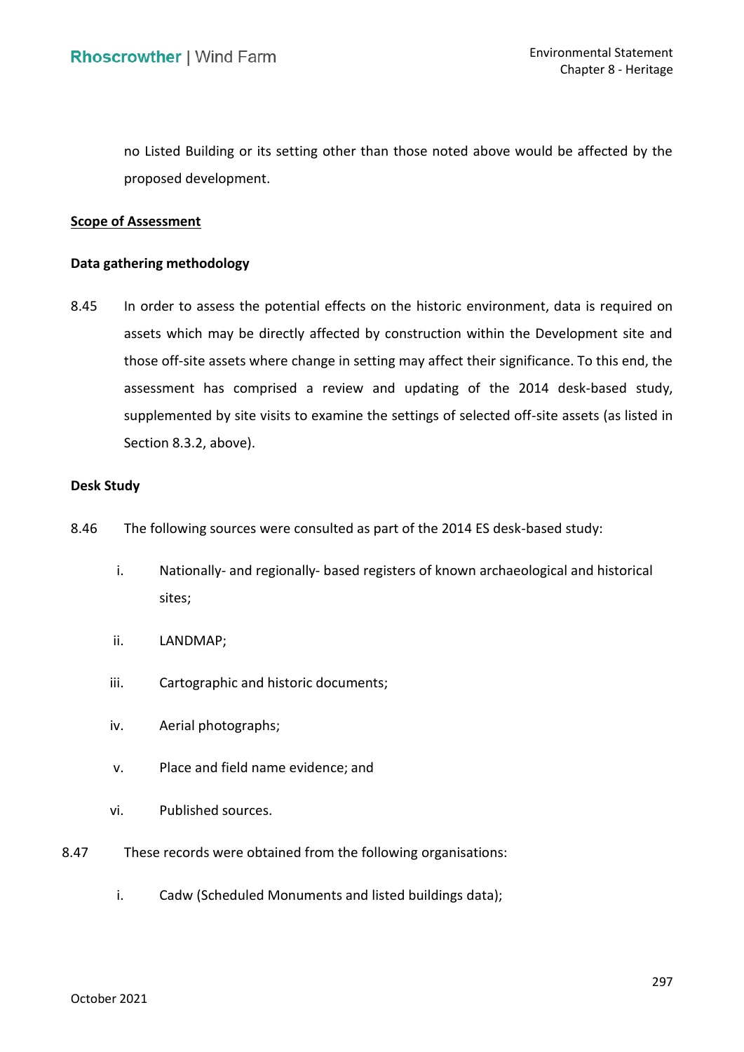no Listed Building or its setting other than those noted above would be affected by the proposed development.

**Scope of Assessment**

**Data gathering methodology**

8.45 In order to assess the potential effects on the historic environment, data is required on assets which may be directly affected by construction within the Development site and those off-site assets where change in setting may affect their significance. To this end, the assessment has comprised a review and updating of the 2014 desk-based study, supplemented by site visits to examine the settings of selected off-site assets (as listed in Section 8.3.2, above).

**Desk Study**

8.46 The following sources were consulted as part of the 2014 ES desk-based study:

i. Nationally- and regionally- based registers of known archaeological and historical sites;

ii. LANDMAP;

iii. Cartographic and historic documents;

iv. Aerial photographs;

v. Place and field name evidence; and

vi. Published sources.

8.47 These records were obtained from the following organisations:

i. Cadw (Scheduled Monuments and listed buildings data);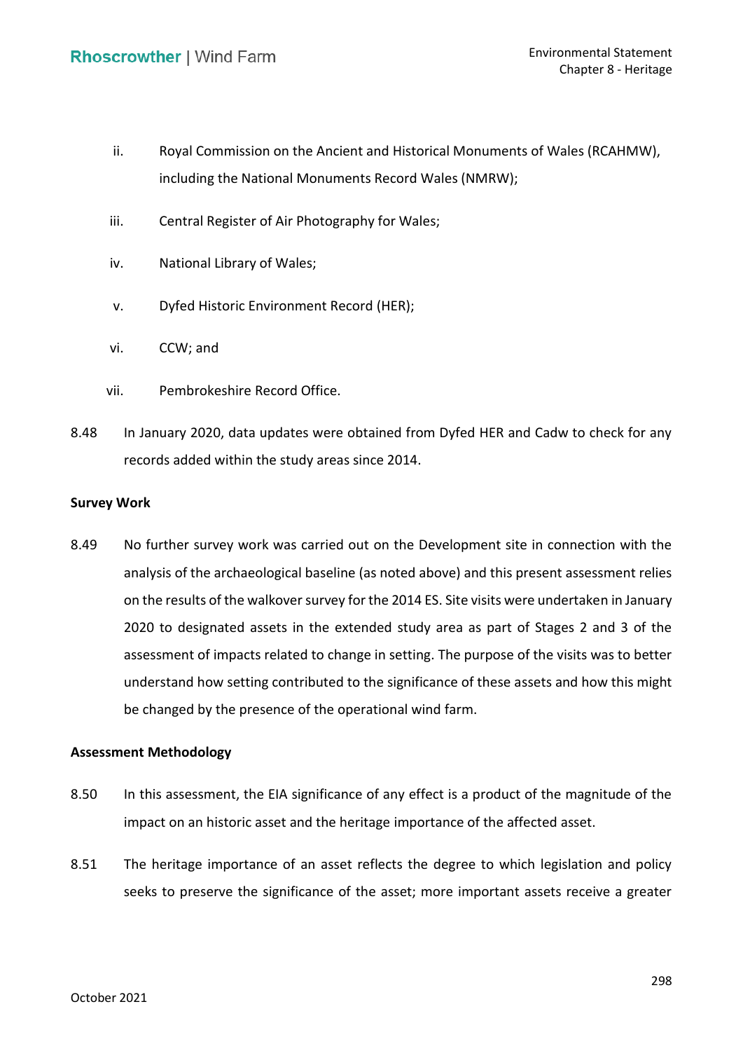ii. Royal Commission on the Ancient and Historical Monuments of Wales (RCAHMW), including the National Monuments Record Wales (NMRW);

iii. Central Register of Air Photography for Wales;

iv. National Library of Wales;

v. Dyfed Historic Environment Record (HER);

vi. CCW; and

vii. Pembrokeshire Record Office.

8.48 In January 2020, data updates were obtained from Dyfed HER and Cadw to check for any records added within the study areas since 2014.

**Survey Work**

8.49 No further survey work was carried out on the Development site in connection with the analysis of the archaeological baseline (as noted above) and this present assessment relies on the results of the walkover survey for the 2014 ES. Site visits were undertaken in January 2020 to designated assets in the extended study area as part of Stages 2 and 3 of the assessment of impacts related to change in setting. The purpose of the visits was to better understand how setting contributed to the significance of these assets and how this might be changed by the presence of the operational wind farm.

**Assessment Methodology**

8.50 In this assessment, the EIA significance of any effect is a product of the magnitude of the impact on an historic asset and the heritage importance of the affected asset.

8.51 The heritage importance of an asset reflects the degree to which legislation and policy seeks to preserve the significance of the asset; more important assets receive a greater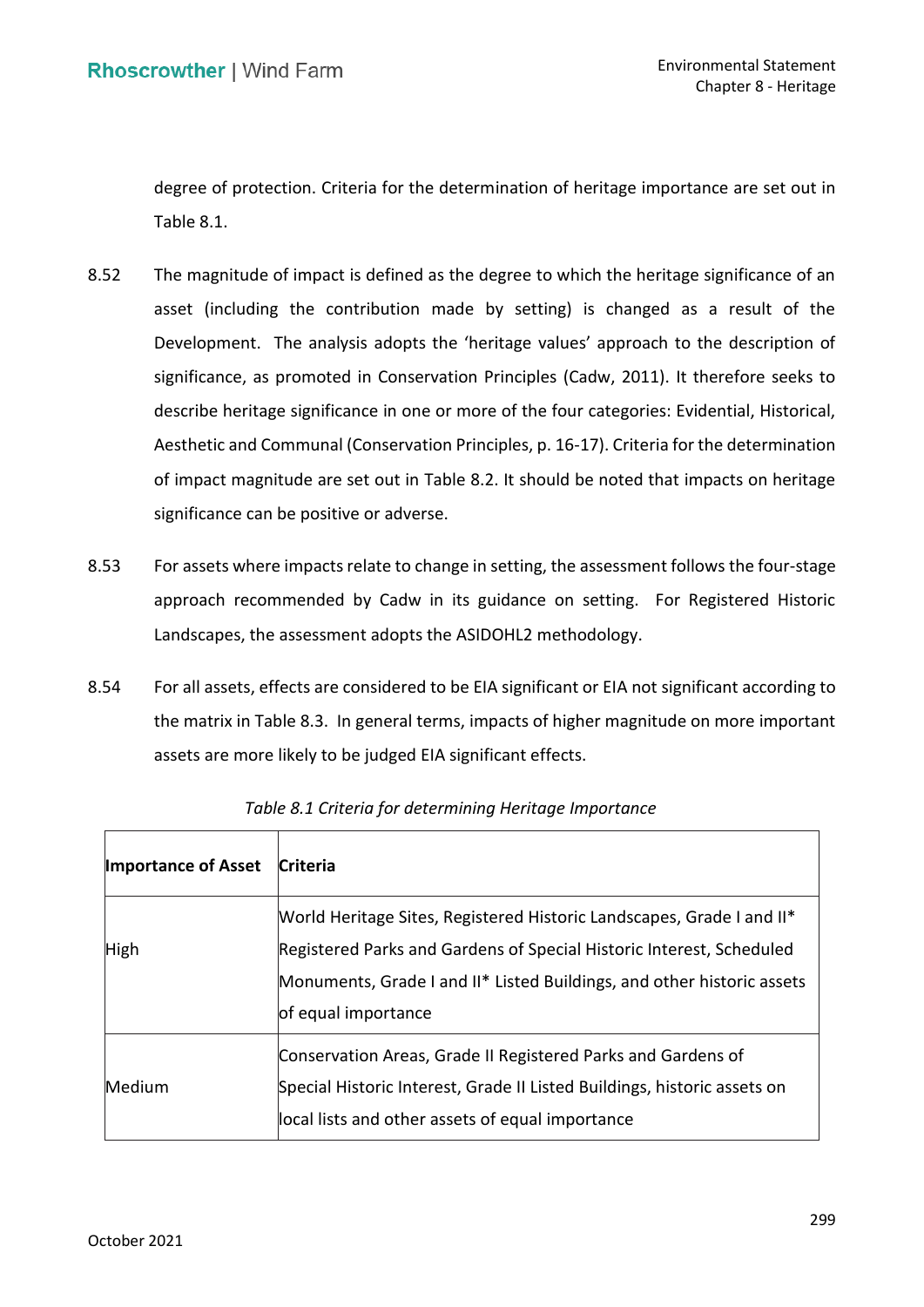degree of protection. Criteria for the determination of heritage importance are set out in Table 8.1.

8.52 The magnitude of impact is defined as the degree to which the heritage significance of an asset (including the contribution made by setting) is changed as a result of the Development. The analysis adopts the 'heritage values' approach to the description of significance, as promoted in Conservation Principles (Cadw, 2011). It therefore seeks to describe heritage significance in one or more of the four categories: Evidential, Historical, Aesthetic and Communal (Conservation Principles, p. 16-17). Criteria for the determination of impact magnitude are set out in Table 8.2. It should be noted that impacts on heritage significance can be positive or adverse.

8.53 For assets where impacts relate to change in setting, the assessment follows the four-stage approach recommended by Cadw in its guidance on setting. For Registered Historic Landscapes, the assessment adopts the ASIDOHL2 methodology.

8.54 For all assets, effects are considered to be EIA significant or EIA not significant according to the matrix in Table 8.3. In general terms, impacts of higher magnitude on more important assets are more likely to be judged EIA significant effects.

*Table 8.1 Criteria for determining Heritage Importance*

| **Importance of Asset** | **Criteria** |
|---|---|
| High | World Heritage Sites, Registered Historic Landscapes, Grade I and II* Registered Parks and Gardens of Special Historic Interest, Scheduled Monuments, Grade I and II* Listed Buildings, and other historic assets of equal importance |
| Medium | Conservation Areas, Grade II Registered Parks and Gardens of Special Historic Interest, Grade II Listed Buildings, historic assets on local lists and other assets of equal importance |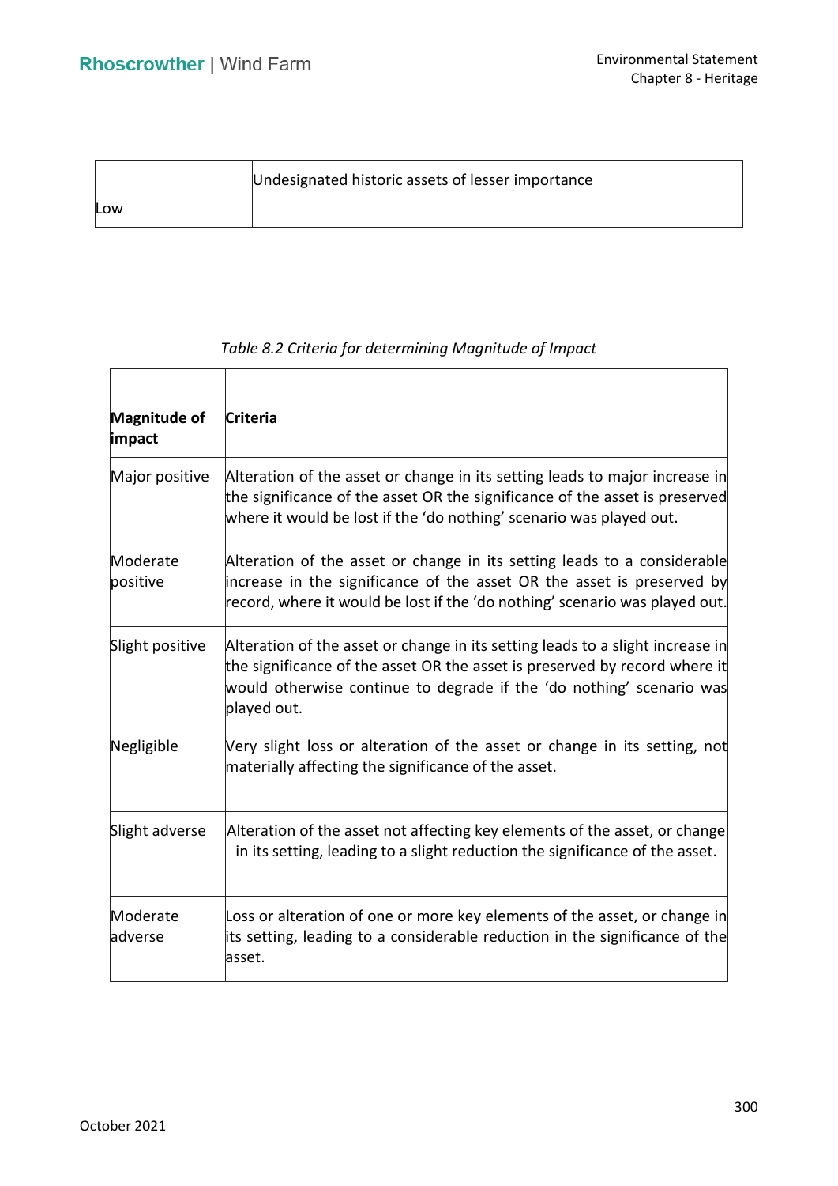| | |
|---|---|
| Low | Undesignated historic assets of lesser importance |

*Table 8.2 Criteria for determining Magnitude of Impact*

| **Magnitude of impact** | **Criteria** |
|---|---|
| Major positive | Alteration of the asset or change in its setting leads to major increase in the significance of the asset OR the significance of the asset is preserved where it would be lost if the 'do nothing' scenario was played out. |
| Moderate positive | Alteration of the asset or change in its setting leads to a considerable increase in the significance of the asset OR the asset is preserved by record, where it would be lost if the 'do nothing' scenario was played out. |
| Slight positive | Alteration of the asset or change in its setting leads to a slight increase in the significance of the asset OR the asset is preserved by record where it would otherwise continue to degrade if the 'do nothing' scenario was played out. |
| Negligible | Very slight loss or alteration of the asset or change in its setting, not materially affecting the significance of the asset. |
| Slight adverse | Alteration of the asset not affecting key elements of the asset, or change in its setting, leading to a slight reduction the significance of the asset. |
| Moderate adverse | Loss or alteration of one or more key elements of the asset, or change in its setting, leading to a considerable reduction in the significance of the asset. |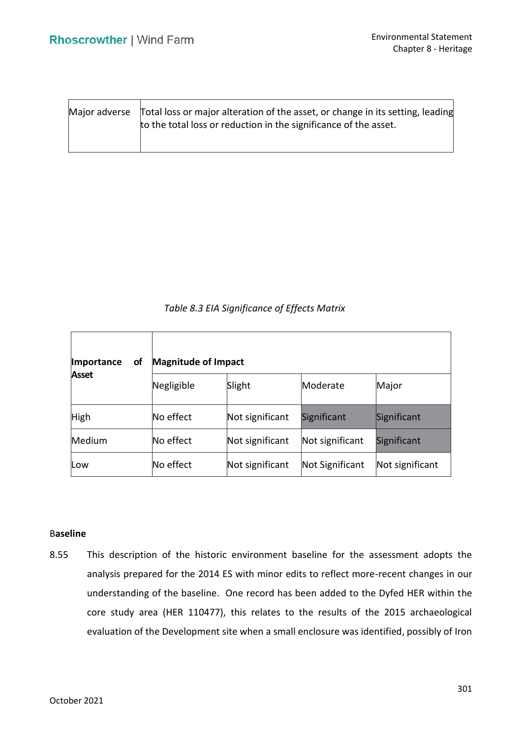| Major adverse | Total loss or major alteration of the asset, or change in its setting, leading to the total loss or reduction in the significance of the asset. |
|---|---|

*Table 8.3 EIA Significance of Effects Matrix*

| Importance of Asset | Magnitude of Impact | | | |
|---|---|---|---|---|
| | Negligible | Slight | Moderate | Major |
| High | No effect | Not significant | Significant | Significant |
| Medium | No effect | Not significant | Not significant | Significant |
| Low | No effect | Not significant | Not Significant | Not significant |

## Baseline

8.55 This description of the historic environment baseline for the assessment adopts the analysis prepared for the 2014 ES with minor edits to reflect more-recent changes in our understanding of the baseline. One record has been added to the Dyfed HER within the core study area (HER 110477), this relates to the results of the 2015 archaeological evaluation of the Development site when a small enclosure was identified, possibly of Iron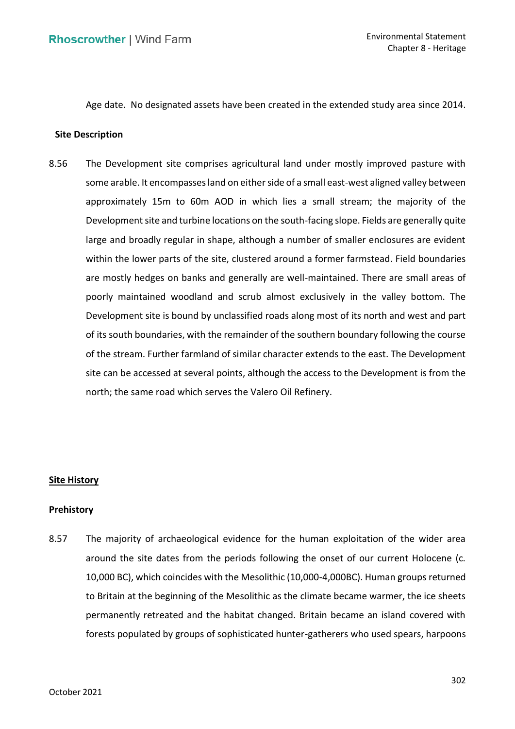Age date. No designated assets have been created in the extended study area since 2014.

### Site Description

8.56 The Development site comprises agricultural land under mostly improved pasture with some arable. It encompasses land on either side of a small east-west aligned valley between approximately 15m to 60m AOD in which lies a small stream; the majority of the Development site and turbine locations on the south-facing slope. Fields are generally quite large and broadly regular in shape, although a number of smaller enclosures are evident within the lower parts of the site, clustered around a former farmstead. Field boundaries are mostly hedges on banks and generally are well-maintained. There are small areas of poorly maintained woodland and scrub almost exclusively in the valley bottom. The Development site is bound by unclassified roads along most of its north and west and part of its south boundaries, with the remainder of the southern boundary following the course of the stream. Further farmland of similar character extends to the east. The Development site can be accessed at several points, although the access to the Development is from the north; the same road which serves the Valero Oil Refinery.

## Site History

### Prehistory

8.57 The majority of archaeological evidence for the human exploitation of the wider area around the site dates from the periods following the onset of our current Holocene (c. 10,000 BC), which coincides with the Mesolithic (10,000-4,000BC). Human groups returned to Britain at the beginning of the Mesolithic as the climate became warmer, the ice sheets permanently retreated and the habitat changed. Britain became an island covered with forests populated by groups of sophisticated hunter-gatherers who used spears, harpoons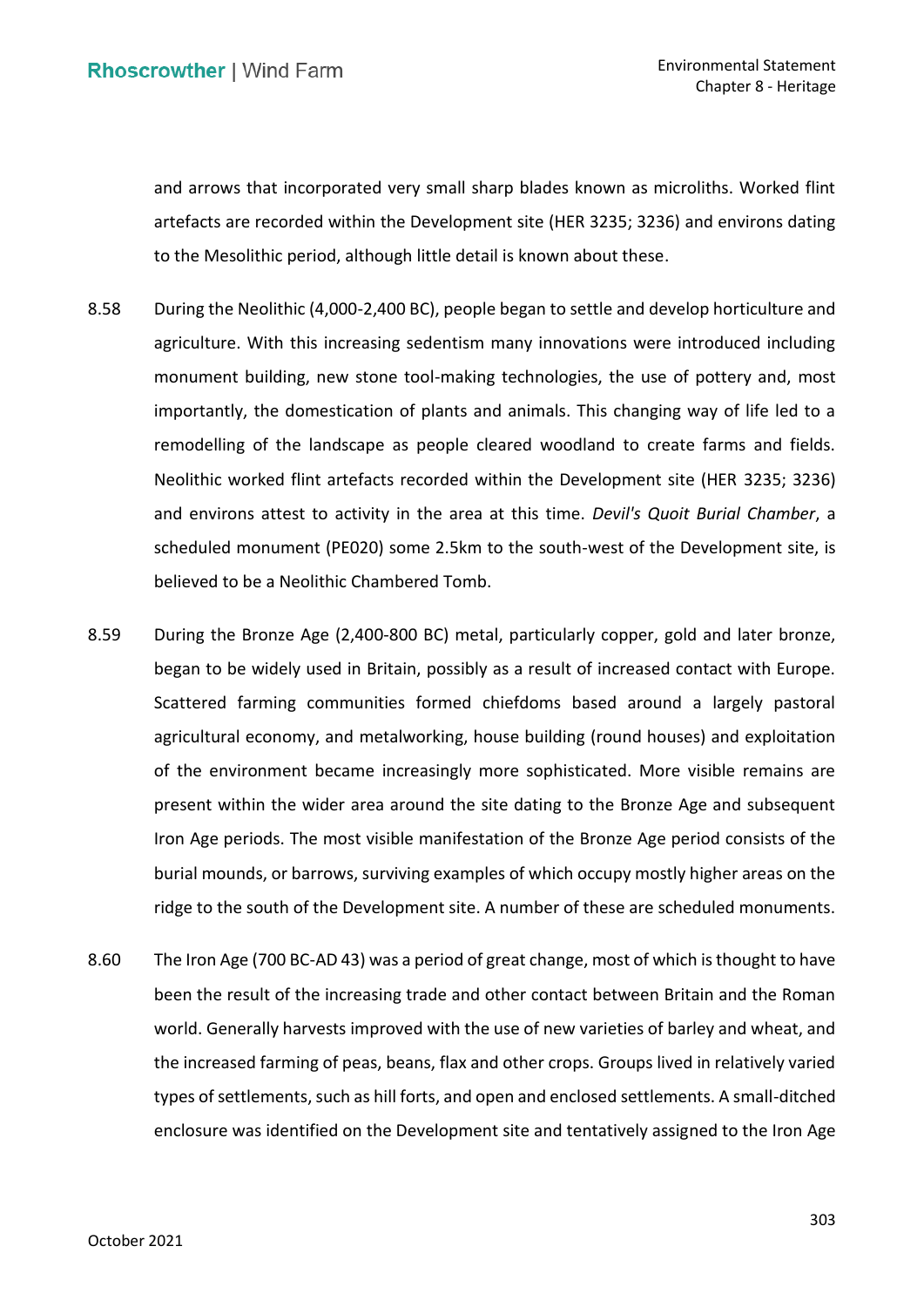and arrows that incorporated very small sharp blades known as microliths. Worked flint artefacts are recorded within the Development site (HER 3235; 3236) and environs dating to the Mesolithic period, although little detail is known about these.

8.58 During the Neolithic (4,000-2,400 BC), people began to settle and develop horticulture and agriculture. With this increasing sedentism many innovations were introduced including monument building, new stone tool-making technologies, the use of pottery and, most importantly, the domestication of plants and animals. This changing way of life led to a remodelling of the landscape as people cleared woodland to create farms and fields. Neolithic worked flint artefacts recorded within the Development site (HER 3235; 3236) and environs attest to activity in the area at this time. *Devil's Quoit Burial Chamber*, a scheduled monument (PE020) some 2.5km to the south-west of the Development site, is believed to be a Neolithic Chambered Tomb.

8.59 During the Bronze Age (2,400-800 BC) metal, particularly copper, gold and later bronze, began to be widely used in Britain, possibly as a result of increased contact with Europe. Scattered farming communities formed chiefdoms based around a largely pastoral agricultural economy, and metalworking, house building (round houses) and exploitation of the environment became increasingly more sophisticated. More visible remains are present within the wider area around the site dating to the Bronze Age and subsequent Iron Age periods. The most visible manifestation of the Bronze Age period consists of the burial mounds, or barrows, surviving examples of which occupy mostly higher areas on the ridge to the south of the Development site. A number of these are scheduled monuments.

8.60 The Iron Age (700 BC-AD 43) was a period of great change, most of which is thought to have been the result of the increasing trade and other contact between Britain and the Roman world. Generally harvests improved with the use of new varieties of barley and wheat, and the increased farming of peas, beans, flax and other crops. Groups lived in relatively varied types of settlements, such as hill forts, and open and enclosed settlements. A small-ditched enclosure was identified on the Development site and tentatively assigned to the Iron Age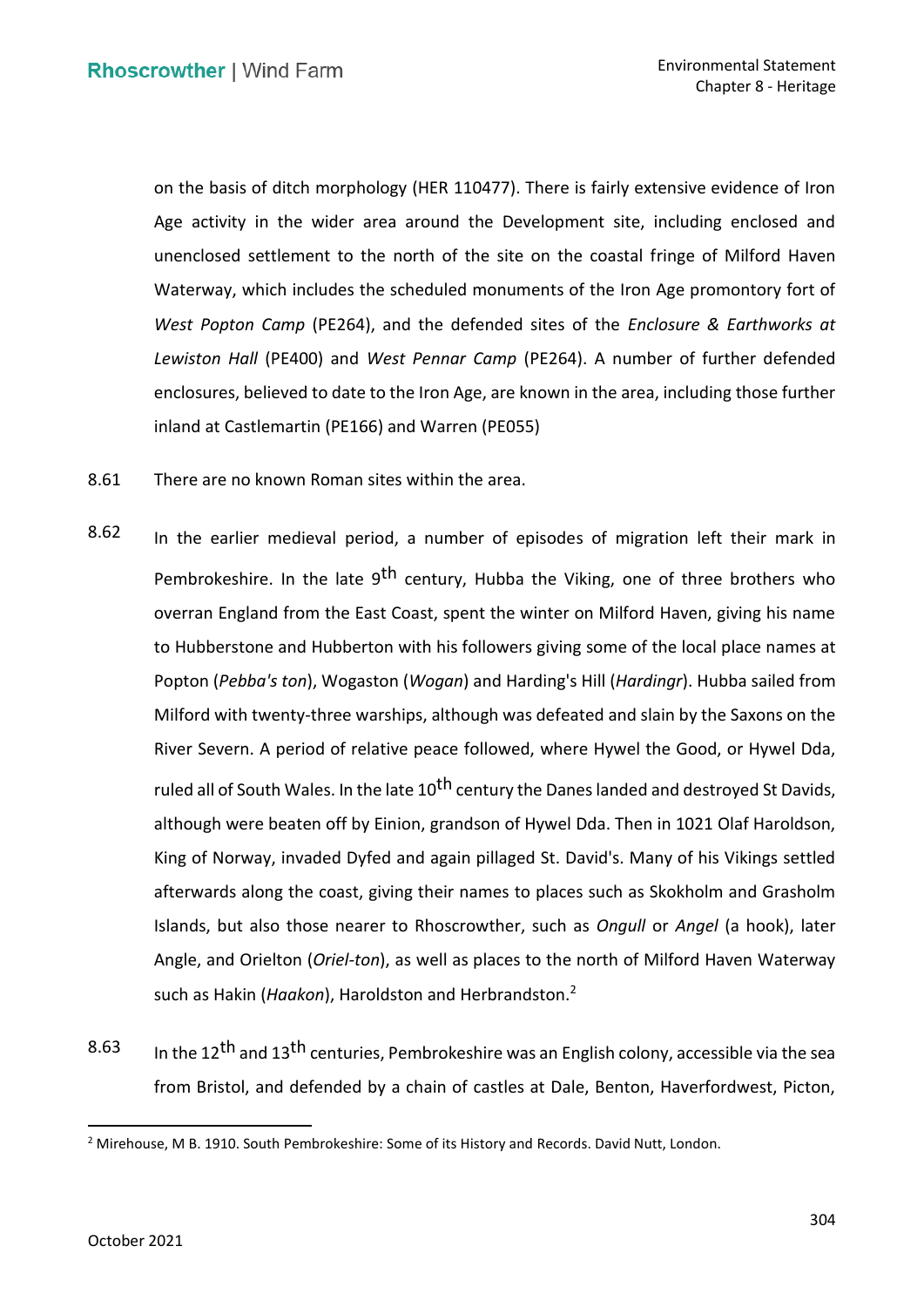on the basis of ditch morphology (HER 110477). There is fairly extensive evidence of Iron Age activity in the wider area around the Development site, including enclosed and unenclosed settlement to the north of the site on the coastal fringe of Milford Haven Waterway, which includes the scheduled monuments of the Iron Age promontory fort of *West Popton Camp* (PE264), and the defended sites of the *Enclosure & Earthworks at Lewiston Hall* (PE400) and *West Pennar Camp* (PE264). A number of further defended enclosures, believed to date to the Iron Age, are known in the area, including those further inland at Castlemartin (PE166) and Warren (PE055)

8.61 There are no known Roman sites within the area.

8.62 In the earlier medieval period, a number of episodes of migration left their mark in Pembrokeshire. In the late 9th century, Hubba the Viking, one of three brothers who overran England from the East Coast, spent the winter on Milford Haven, giving his name to Hubberstone and Hubberton with his followers giving some of the local place names at Popton (*Pebba's ton*), Wogaston (*Wogan*) and Harding's Hill (*Hardingr*). Hubba sailed from Milford with twenty-three warships, although was defeated and slain by the Saxons on the River Severn. A period of relative peace followed, where Hywel the Good, or Hywel Dda, ruled all of South Wales. In the late 10th century the Danes landed and destroyed St Davids, although were beaten off by Einion, grandson of Hywel Dda. Then in 1021 Olaf Haroldson, King of Norway, invaded Dyfed and again pillaged St. David's. Many of his Vikings settled afterwards along the coast, giving their names to places such as Skokholm and Grasholm Islands, but also those nearer to Rhoscrowther, such as *Ongull* or *Angel* (a hook), later Angle, and Orielton (*Oriel-ton*), as well as places to the north of Milford Haven Waterway such as Hakin (*Haakon*), Haroldston and Herbrandston.[2]

8.63 In the 12th and 13th centuries, Pembrokeshire was an English colony, accessible via the sea from Bristol, and defended by a chain of castles at Dale, Benton, Haverfordwest, Picton,

[2] Mirehouse, M B. 1910. South Pembrokeshire: Some of its History and Records. David Nutt, London.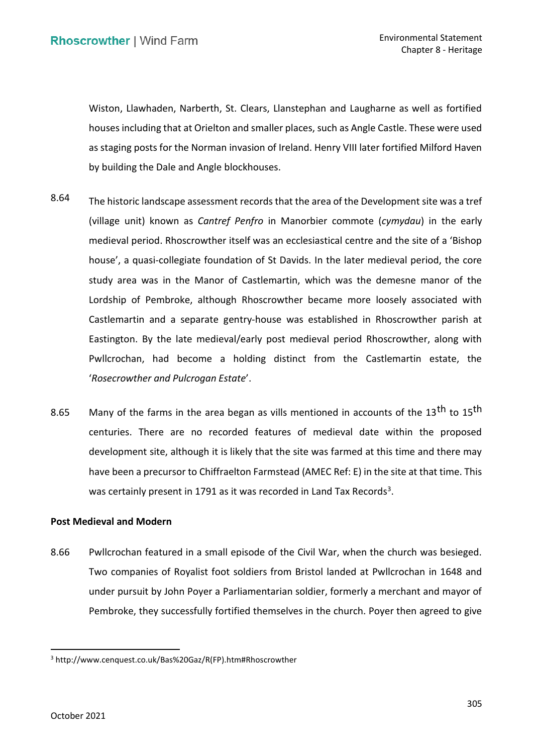Wiston, Llawhaden, Narberth, St. Clears, Llanstephan and Laugharne as well as fortified houses including that at Orielton and smaller places, such as Angle Castle. These were used as staging posts for the Norman invasion of Ireland. Henry VIII later fortified Milford Haven by building the Dale and Angle blockhouses.

8.64 The historic landscape assessment records that the area of the Development site was a tref (village unit) known as *Cantref Penfro* in Manorbier commote (*cymydau*) in the early medieval period. Rhoscrowther itself was an ecclesiastical centre and the site of a 'Bishop house', a quasi-collegiate foundation of St Davids. In the later medieval period, the core study area was in the Manor of Castlemartin, which was the demesne manor of the Lordship of Pembroke, although Rhoscrowther became more loosely associated with Castlemartin and a separate gentry-house was established in Rhoscrowther parish at Eastington. By the late medieval/early post medieval period Rhoscrowther, along with Pwllcrochan, had become a holding distinct from the Castlemartin estate, the '*Rosecrowther and Pulcrogan Estate*'.

8.65 Many of the farms in the area began as vills mentioned in accounts of the 13th to 15th centuries. There are no recorded features of medieval date within the proposed development site, although it is likely that the site was farmed at this time and there may have been a precursor to Chiffraelton Farmstead (AMEC Ref: E) in the site at that time. This was certainly present in 1791 as it was recorded in Land Tax Records[3].

**Post Medieval and Modern**

8.66 Pwllcrochan featured in a small episode of the Civil War, when the church was besieged. Two companies of Royalist foot soldiers from Bristol landed at Pwllcrochan in 1648 and under pursuit by John Poyer a Parliamentarian soldier, formerly a merchant and mayor of Pembroke, they successfully fortified themselves in the church. Poyer then agreed to give

[3] http://www.cenquest.co.uk/Bas%20Gaz/R(FP).htm#Rhoscrowther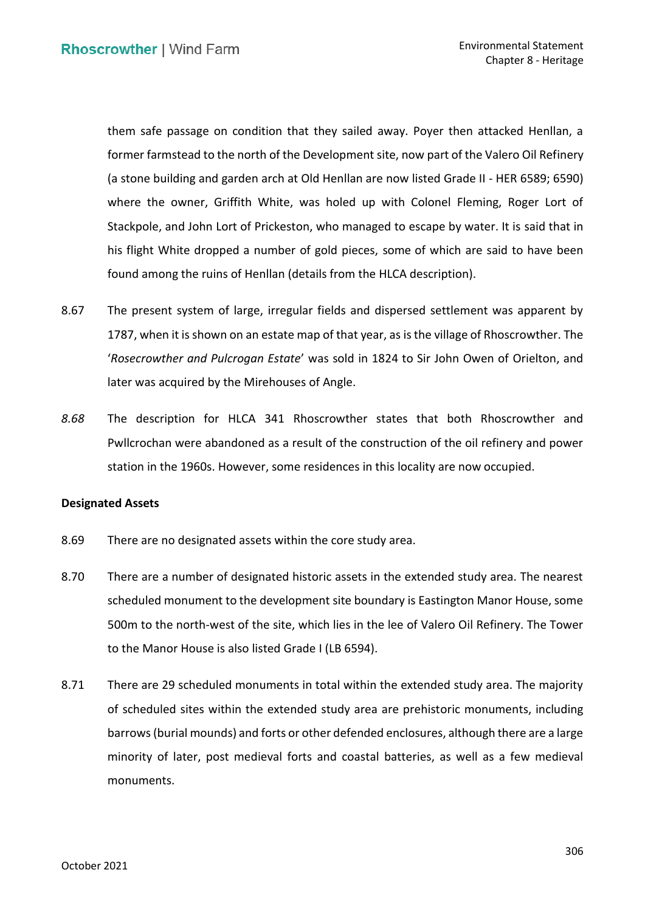them safe passage on condition that they sailed away. Poyer then attacked Henllan, a former farmstead to the north of the Development site, now part of the Valero Oil Refinery (a stone building and garden arch at Old Henllan are now listed Grade II - HER 6589; 6590) where the owner, Griffith White, was holed up with Colonel Fleming, Roger Lort of Stackpole, and John Lort of Prickeston, who managed to escape by water. It is said that in his flight White dropped a number of gold pieces, some of which are said to have been found among the ruins of Henllan (details from the HLCA description).

8.67 The present system of large, irregular fields and dispersed settlement was apparent by 1787, when it is shown on an estate map of that year, as is the village of Rhoscrowther. The '*Rosecrowther and Pulcrogan Estate*' was sold in 1824 to Sir John Owen of Orielton, and later was acquired by the Mirehouses of Angle.

*8.68* The description for HLCA 341 Rhoscrowther states that both Rhoscrowther and Pwllcrochan were abandoned as a result of the construction of the oil refinery and power station in the 1960s. However, some residences in this locality are now occupied.

**Designated Assets**

8.69 There are no designated assets within the core study area.

8.70 There are a number of designated historic assets in the extended study area. The nearest scheduled monument to the development site boundary is Eastington Manor House, some 500m to the north-west of the site, which lies in the lee of Valero Oil Refinery. The Tower to the Manor House is also listed Grade I (LB 6594).

8.71 There are 29 scheduled monuments in total within the extended study area. The majority of scheduled sites within the extended study area are prehistoric monuments, including barrows (burial mounds) and forts or other defended enclosures, although there are a large minority of later, post medieval forts and coastal batteries, as well as a few medieval monuments.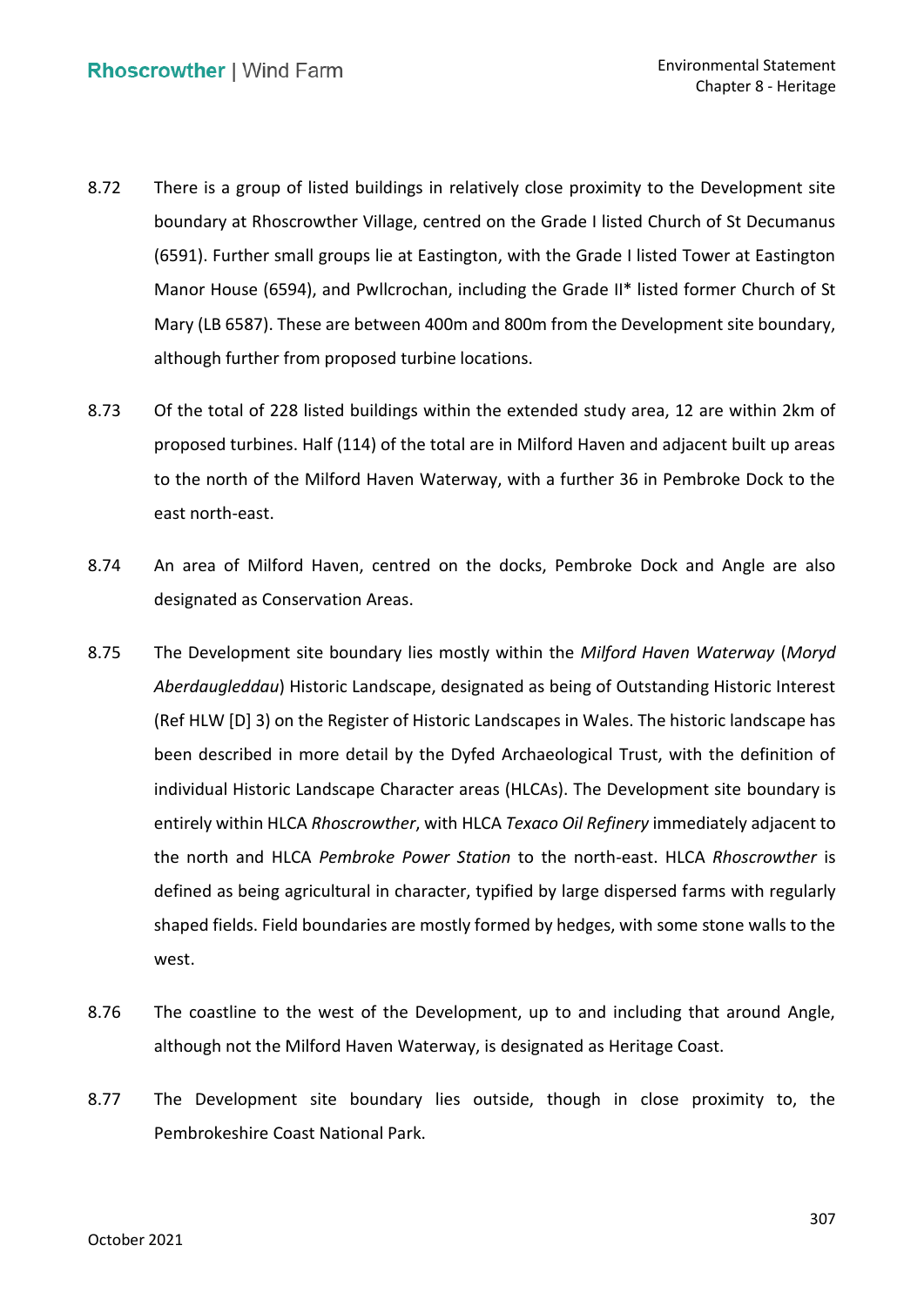8.72 There is a group of listed buildings in relatively close proximity to the Development site boundary at Rhoscrowther Village, centred on the Grade I listed Church of St Decumanus (6591). Further small groups lie at Eastington, with the Grade I listed Tower at Eastington Manor House (6594), and Pwllcrochan, including the Grade II* listed former Church of St Mary (LB 6587). These are between 400m and 800m from the Development site boundary, although further from proposed turbine locations.

8.73 Of the total of 228 listed buildings within the extended study area, 12 are within 2km of proposed turbines. Half (114) of the total are in Milford Haven and adjacent built up areas to the north of the Milford Haven Waterway, with a further 36 in Pembroke Dock to the east north-east.

8.74 An area of Milford Haven, centred on the docks, Pembroke Dock and Angle are also designated as Conservation Areas.

8.75 The Development site boundary lies mostly within the *Milford Haven Waterway* (*Moryd Aberdaugleddau*) Historic Landscape, designated as being of Outstanding Historic Interest (Ref HLW [D] 3) on the Register of Historic Landscapes in Wales. The historic landscape has been described in more detail by the Dyfed Archaeological Trust, with the definition of individual Historic Landscape Character areas (HLCAs). The Development site boundary is entirely within HLCA *Rhoscrowther*, with HLCA *Texaco Oil Refinery* immediately adjacent to the north and HLCA *Pembroke Power Station* to the north-east. HLCA *Rhoscrowther* is defined as being agricultural in character, typified by large dispersed farms with regularly shaped fields. Field boundaries are mostly formed by hedges, with some stone walls to the west.

8.76 The coastline to the west of the Development, up to and including that around Angle, although not the Milford Haven Waterway, is designated as Heritage Coast.

8.77 The Development site boundary lies outside, though in close proximity to, the Pembrokeshire Coast National Park.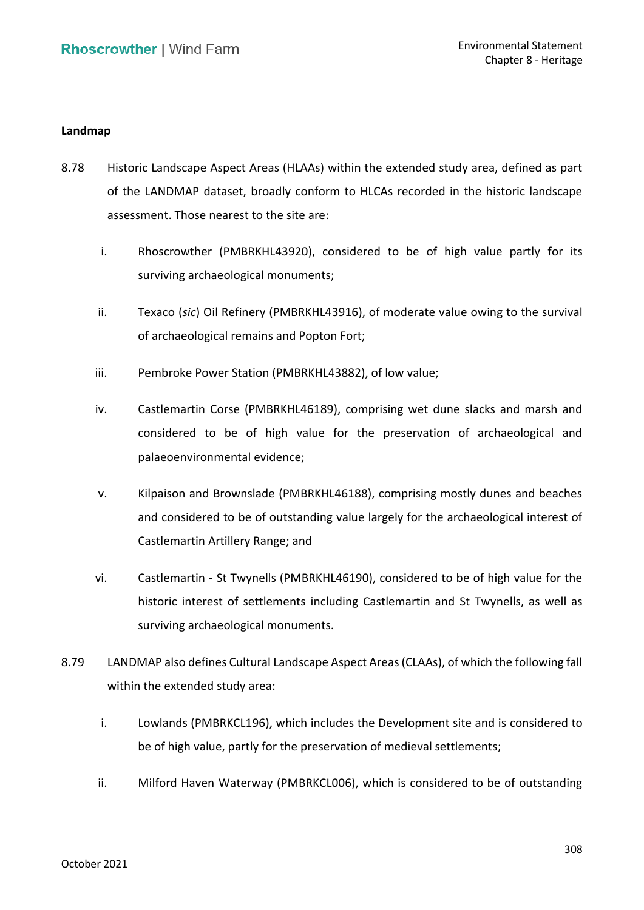### Landmap

8.78 Historic Landscape Aspect Areas (HLAAs) within the extended study area, defined as part of the LANDMAP dataset, broadly conform to HLCAs recorded in the historic landscape assessment. Those nearest to the site are:

i. Rhoscrowther (PMBRKHL43920), considered to be of high value partly for its surviving archaeological monuments;

ii. Texaco (*sic*) Oil Refinery (PMBRKHL43916), of moderate value owing to the survival of archaeological remains and Popton Fort;

iii. Pembroke Power Station (PMBRKHL43882), of low value;

iv. Castlemartin Corse (PMBRKHL46189), comprising wet dune slacks and marsh and considered to be of high value for the preservation of archaeological and palaeoenvironmental evidence;

v. Kilpaison and Brownslade (PMBRKHL46188), comprising mostly dunes and beaches and considered to be of outstanding value largely for the archaeological interest of Castlemartin Artillery Range; and

vi. Castlemartin - St Twynells (PMBRKHL46190), considered to be of high value for the historic interest of settlements including Castlemartin and St Twynells, as well as surviving archaeological monuments.

8.79 LANDMAP also defines Cultural Landscape Aspect Areas (CLAAs), of which the following fall within the extended study area:

i. Lowlands (PMBRKCL196), which includes the Development site and is considered to be of high value, partly for the preservation of medieval settlements;

ii. Milford Haven Waterway (PMBRKCL006), which is considered to be of outstanding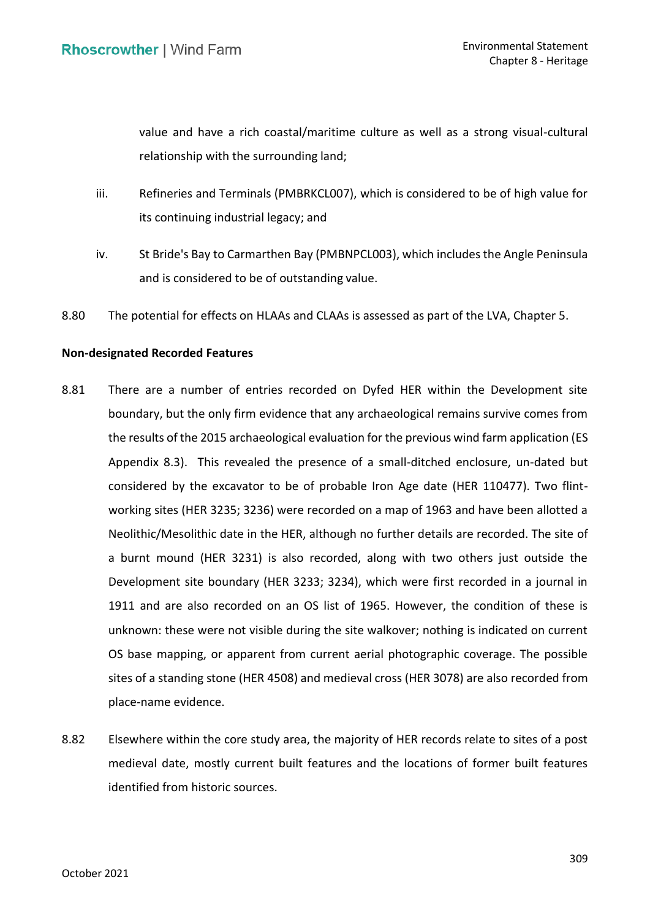value and have a rich coastal/maritime culture as well as a strong visual-cultural relationship with the surrounding land;

iii. Refineries and Terminals (PMBRKCL007), which is considered to be of high value for its continuing industrial legacy; and

iv. St Bride's Bay to Carmarthen Bay (PMBNPCL003), which includes the Angle Peninsula and is considered to be of outstanding value.

8.80 The potential for effects on HLAAs and CLAAs is assessed as part of the LVA, Chapter 5.

**Non-designated Recorded Features**

8.81 There are a number of entries recorded on Dyfed HER within the Development site boundary, but the only firm evidence that any archaeological remains survive comes from the results of the 2015 archaeological evaluation for the previous wind farm application (ES Appendix 8.3). This revealed the presence of a small-ditched enclosure, un-dated but considered by the excavator to be of probable Iron Age date (HER 110477). Two flint-working sites (HER 3235; 3236) were recorded on a map of 1963 and have been allotted a Neolithic/Mesolithic date in the HER, although no further details are recorded. The site of a burnt mound (HER 3231) is also recorded, along with two others just outside the Development site boundary (HER 3233; 3234), which were first recorded in a journal in 1911 and are also recorded on an OS list of 1965. However, the condition of these is unknown: these were not visible during the site walkover; nothing is indicated on current OS base mapping, or apparent from current aerial photographic coverage. The possible sites of a standing stone (HER 4508) and medieval cross (HER 3078) are also recorded from place-name evidence.

8.82 Elsewhere within the core study area, the majority of HER records relate to sites of a post medieval date, mostly current built features and the locations of former built features identified from historic sources.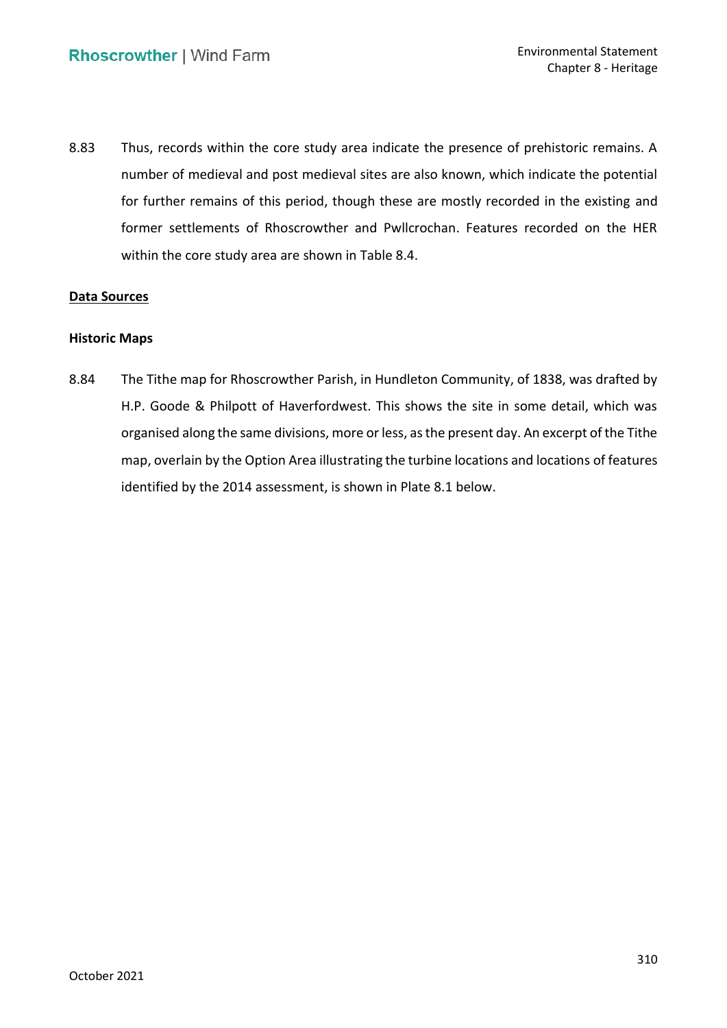8.83 Thus, records within the core study area indicate the presence of prehistoric remains. A number of medieval and post medieval sites are also known, which indicate the potential for further remains of this period, though these are mostly recorded in the existing and former settlements of Rhoscrowther and Pwllcrochan. Features recorded on the HER within the core study area are shown in Table 8.4.

## Data Sources

### Historic Maps

8.84 The Tithe map for Rhoscrowther Parish, in Hundleton Community, of 1838, was drafted by H.P. Goode & Philpott of Haverfordwest. This shows the site in some detail, which was organised along the same divisions, more or less, as the present day. An excerpt of the Tithe map, overlain by the Option Area illustrating the turbine locations and locations of features identified by the 2014 assessment, is shown in Plate 8.1 below.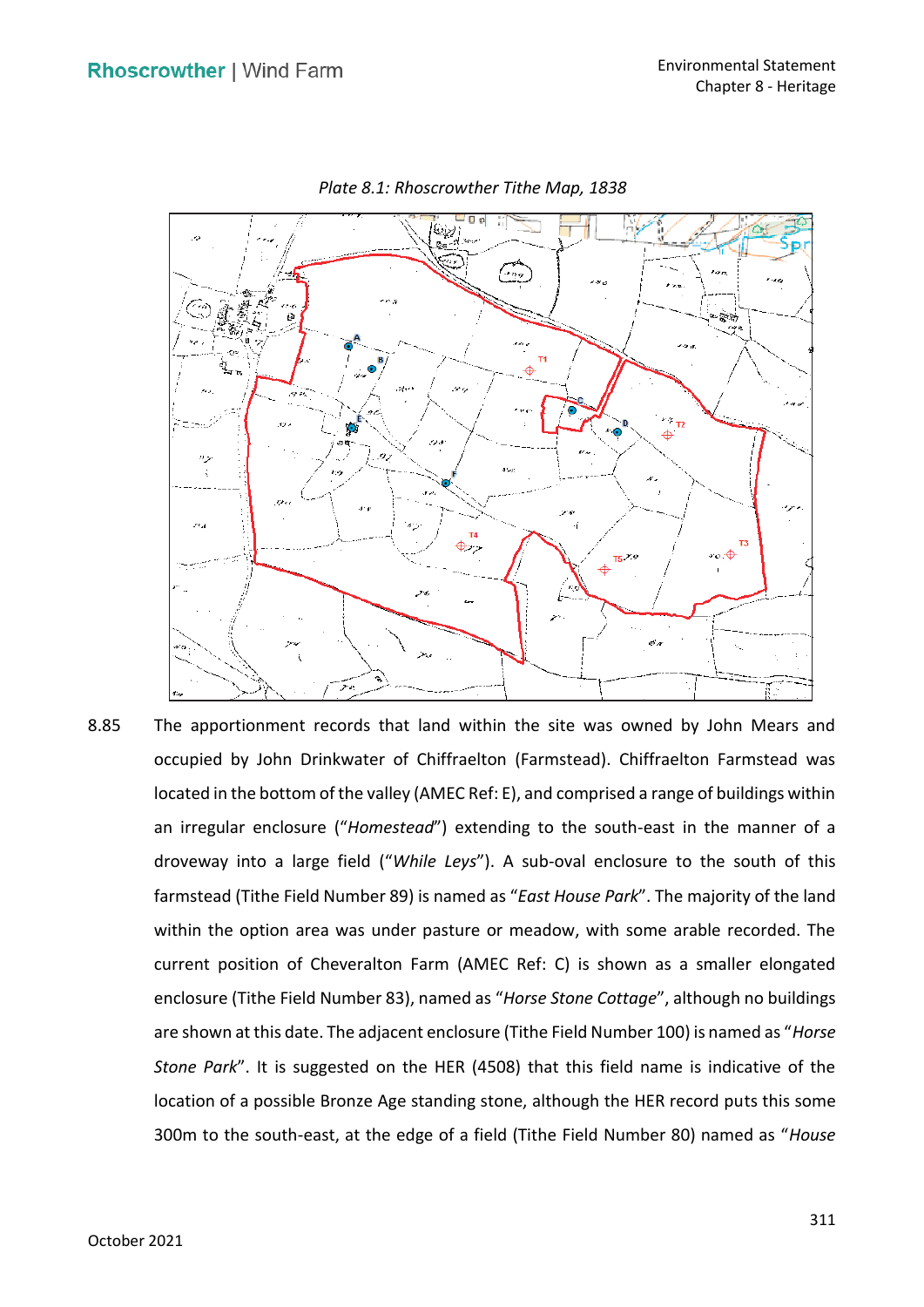*Plate 8.1: Rhoscrowther Tithe Map, 1838*

8.85 The apportionment records that land within the site was owned by John Mears and occupied by John Drinkwater of Chiffraelton (Farmstead). Chiffraelton Farmstead was located in the bottom of the valley (AMEC Ref: E), and comprised a range of buildings within an irregular enclosure ("*Homestead*") extending to the south-east in the manner of a droveway into a large field ("*While Leys*"). A sub-oval enclosure to the south of this farmstead (Tithe Field Number 89) is named as "*East House Park*". The majority of the land within the option area was under pasture or meadow, with some arable recorded. The current position of Cheveralton Farm (AMEC Ref: C) is shown as a smaller elongated enclosure (Tithe Field Number 83), named as "*Horse Stone Cottage*", although no buildings are shown at this date. The adjacent enclosure (Tithe Field Number 100) is named as "*Horse Stone Park*". It is suggested on the HER (4508) that this field name is indicative of the location of a possible Bronze Age standing stone, although the HER record puts this some 300m to the south-east, at the edge of a field (Tithe Field Number 80) named as "*House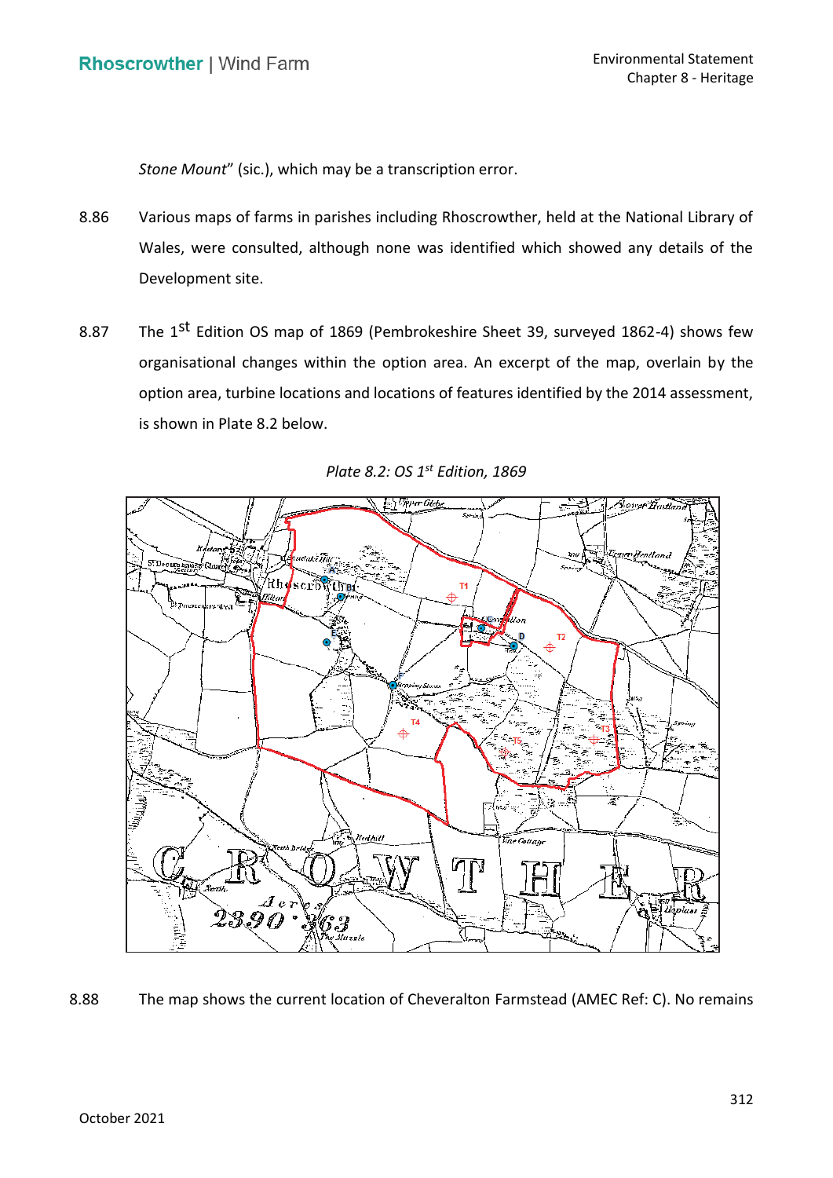*Stone Mount*" (sic.), which may be a transcription error.

8.86 Various maps of farms in parishes including Rhoscrowther, held at the National Library of Wales, were consulted, although none was identified which showed any details of the Development site.

8.87 The 1st Edition OS map of 1869 (Pembrokeshire Sheet 39, surveyed 1862-4) shows few organisational changes within the option area. An excerpt of the map, overlain by the option area, turbine locations and locations of features identified by the 2014 assessment, is shown in Plate 8.2 below.

*Plate 8.2: OS 1st Edition, 1869*

8.88 The map shows the current location of Cheveralton Farmstead (AMEC Ref: C). No remains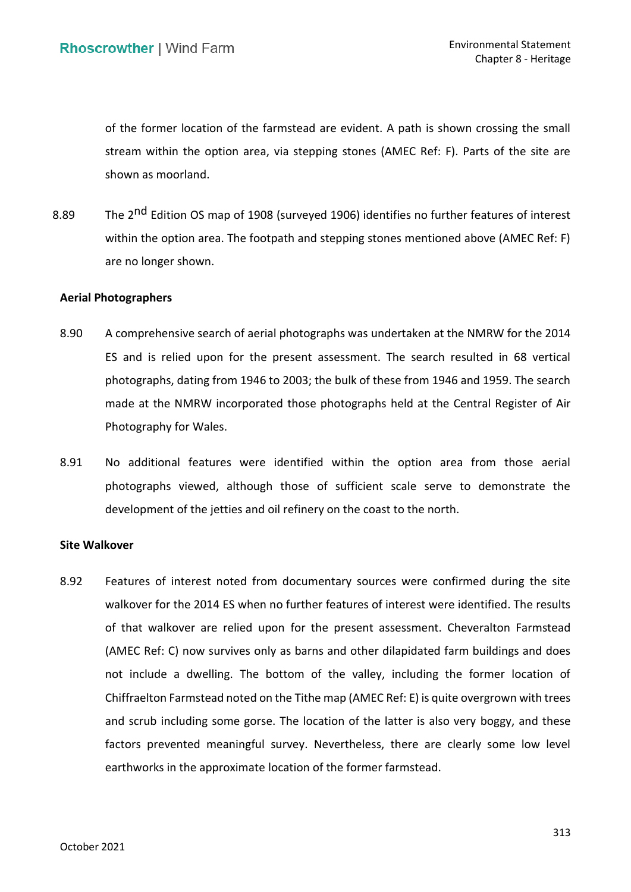of the former location of the farmstead are evident. A path is shown crossing the small stream within the option area, via stepping stones (AMEC Ref: F). Parts of the site are shown as moorland.

8.89 The 2nd Edition OS map of 1908 (surveyed 1906) identifies no further features of interest within the option area. The footpath and stepping stones mentioned above (AMEC Ref: F) are no longer shown.

**Aerial Photographers**

8.90 A comprehensive search of aerial photographs was undertaken at the NMRW for the 2014 ES and is relied upon for the present assessment. The search resulted in 68 vertical photographs, dating from 1946 to 2003; the bulk of these from 1946 and 1959. The search made at the NMRW incorporated those photographs held at the Central Register of Air Photography for Wales.

8.91 No additional features were identified within the option area from those aerial photographs viewed, although those of sufficient scale serve to demonstrate the development of the jetties and oil refinery on the coast to the north.

**Site Walkover**

8.92 Features of interest noted from documentary sources were confirmed during the site walkover for the 2014 ES when no further features of interest were identified. The results of that walkover are relied upon for the present assessment. Cheveralton Farmstead (AMEC Ref: C) now survives only as barns and other dilapidated farm buildings and does not include a dwelling. The bottom of the valley, including the former location of Chiffraelton Farmstead noted on the Tithe map (AMEC Ref: E) is quite overgrown with trees and scrub including some gorse. The location of the latter is also very boggy, and these factors prevented meaningful survey. Nevertheless, there are clearly some low level earthworks in the approximate location of the former farmstead.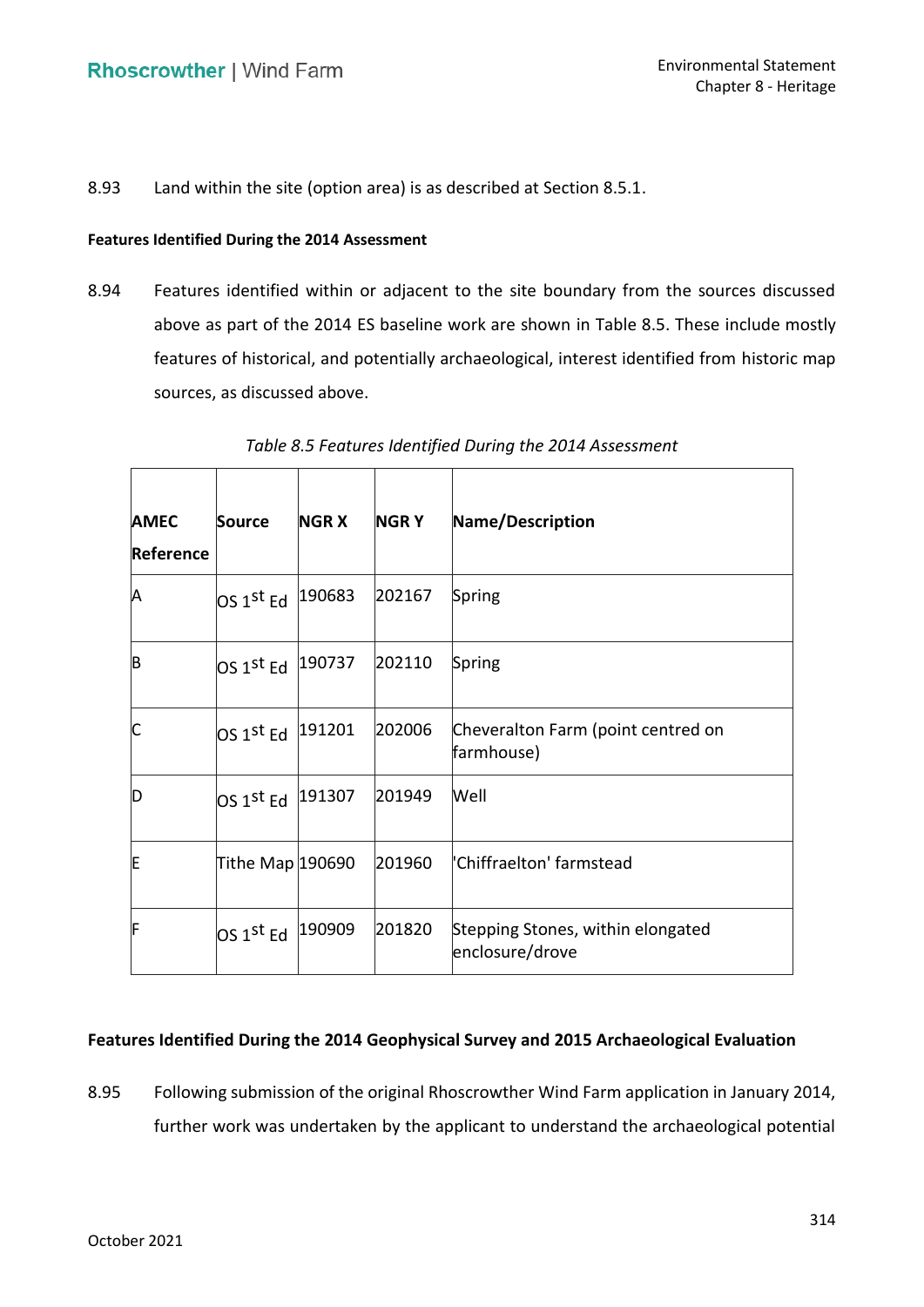8.93 Land within the site (option area) is as described at Section 8.5.1.

**Features Identified During the 2014 Assessment**

8.94 Features identified within or adjacent to the site boundary from the sources discussed above as part of the 2014 ES baseline work are shown in Table 8.5. These include mostly features of historical, and potentially archaeological, interest identified from historic map sources, as discussed above.

*Table 8.5 Features Identified During the 2014 Assessment*

| AMEC Reference | Source | NGR X | NGR Y | Name/Description |
|---|---|---|---|---|
| A | OS 1st Ed | 190683 | 202167 | Spring |
| B | OS 1st Ed | 190737 | 202110 | Spring |
| C | OS 1st Ed | 191201 | 202006 | Cheveralton Farm (point centred on farmhouse) |
| D | OS 1st Ed | 191307 | 201949 | Well |
| E | Tithe Map | 190690 | 201960 | 'Chiffraelton' farmstead |
| F | OS 1st Ed | 190909 | 201820 | Stepping Stones, within elongated enclosure/drove |

**Features Identified During the 2014 Geophysical Survey and 2015 Archaeological Evaluation**

8.95 Following submission of the original Rhoscrowther Wind Farm application in January 2014, further work was undertaken by the applicant to understand the archaeological potential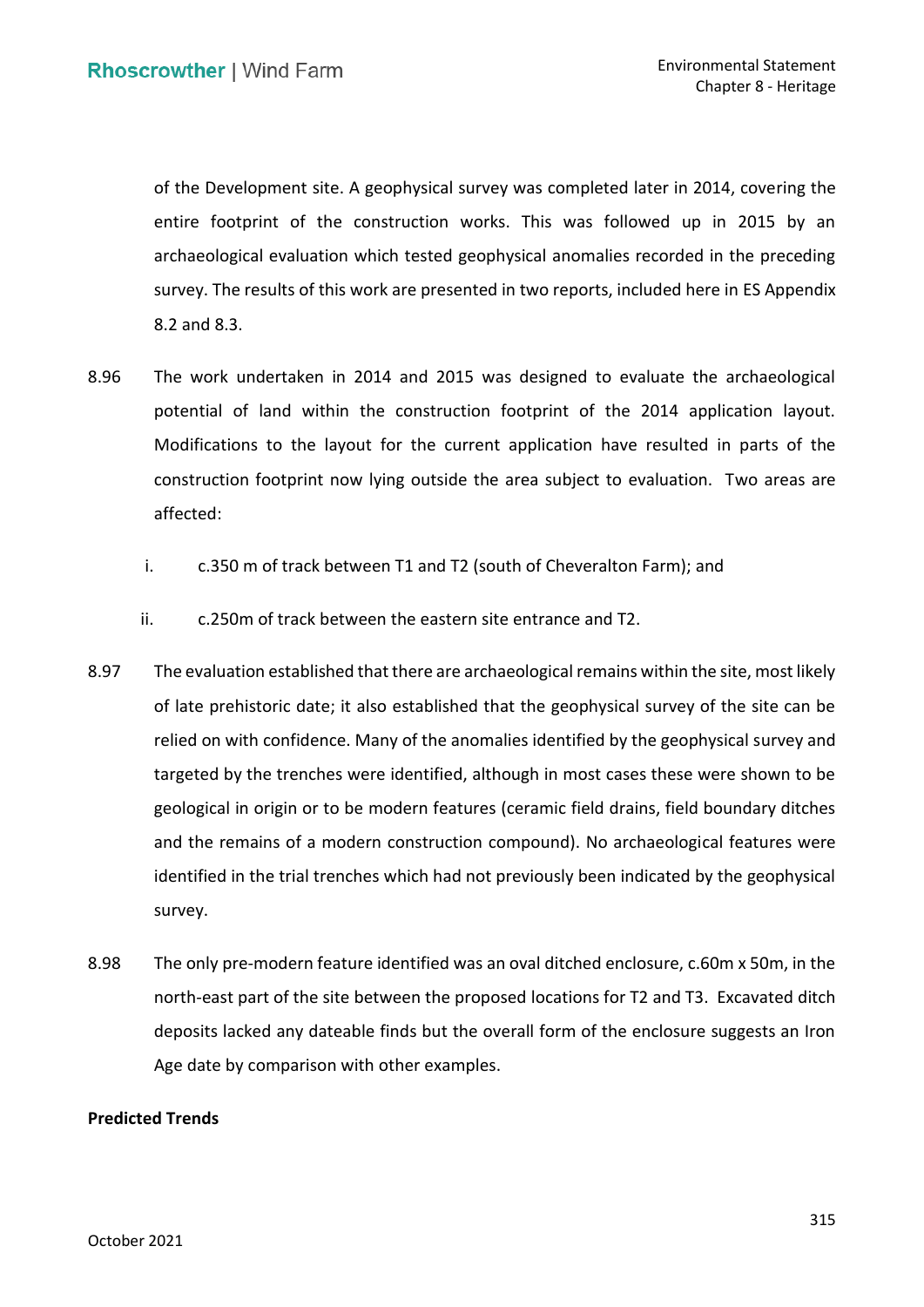of the Development site. A geophysical survey was completed later in 2014, covering the entire footprint of the construction works. This was followed up in 2015 by an archaeological evaluation which tested geophysical anomalies recorded in the preceding survey. The results of this work are presented in two reports, included here in ES Appendix 8.2 and 8.3.

8.96 The work undertaken in 2014 and 2015 was designed to evaluate the archaeological potential of land within the construction footprint of the 2014 application layout. Modifications to the layout for the current application have resulted in parts of the construction footprint now lying outside the area subject to evaluation. Two areas are affected:

i. c.350 m of track between T1 and T2 (south of Cheveralton Farm); and

ii. c.250m of track between the eastern site entrance and T2.

8.97 The evaluation established that there are archaeological remains within the site, most likely of late prehistoric date; it also established that the geophysical survey of the site can be relied on with confidence. Many of the anomalies identified by the geophysical survey and targeted by the trenches were identified, although in most cases these were shown to be geological in origin or to be modern features (ceramic field drains, field boundary ditches and the remains of a modern construction compound). No archaeological features were identified in the trial trenches which had not previously been indicated by the geophysical survey.

8.98 The only pre-modern feature identified was an oval ditched enclosure, c.60m x 50m, in the north-east part of the site between the proposed locations for T2 and T3. Excavated ditch deposits lacked any dateable finds but the overall form of the enclosure suggests an Iron Age date by comparison with other examples.

**Predicted Trends**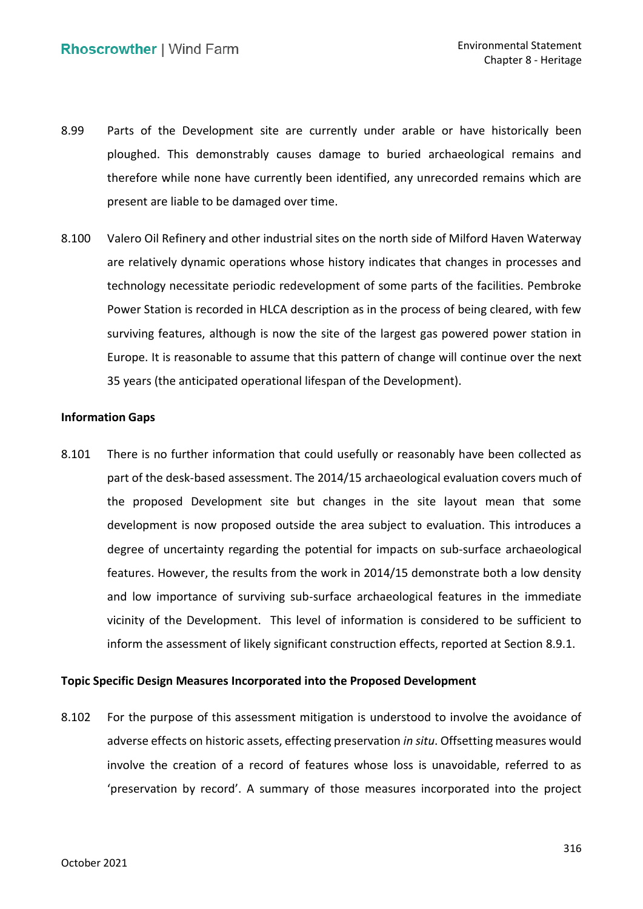8.99 Parts of the Development site are currently under arable or have historically been ploughed. This demonstrably causes damage to buried archaeological remains and therefore while none have currently been identified, any unrecorded remains which are present are liable to be damaged over time.

8.100 Valero Oil Refinery and other industrial sites on the north side of Milford Haven Waterway are relatively dynamic operations whose history indicates that changes in processes and technology necessitate periodic redevelopment of some parts of the facilities. Pembroke Power Station is recorded in HLCA description as in the process of being cleared, with few surviving features, although is now the site of the largest gas powered power station in Europe. It is reasonable to assume that this pattern of change will continue over the next 35 years (the anticipated operational lifespan of the Development).

**Information Gaps**

8.101 There is no further information that could usefully or reasonably have been collected as part of the desk-based assessment. The 2014/15 archaeological evaluation covers much of the proposed Development site but changes in the site layout mean that some development is now proposed outside the area subject to evaluation. This introduces a degree of uncertainty regarding the potential for impacts on sub-surface archaeological features. However, the results from the work in 2014/15 demonstrate both a low density and low importance of surviving sub-surface archaeological features in the immediate vicinity of the Development. This level of information is considered to be sufficient to inform the assessment of likely significant construction effects, reported at Section 8.9.1.

**Topic Specific Design Measures Incorporated into the Proposed Development**

8.102 For the purpose of this assessment mitigation is understood to involve the avoidance of adverse effects on historic assets, effecting preservation *in situ*. Offsetting measures would involve the creation of a record of features whose loss is unavoidable, referred to as 'preservation by record'. A summary of those measures incorporated into the project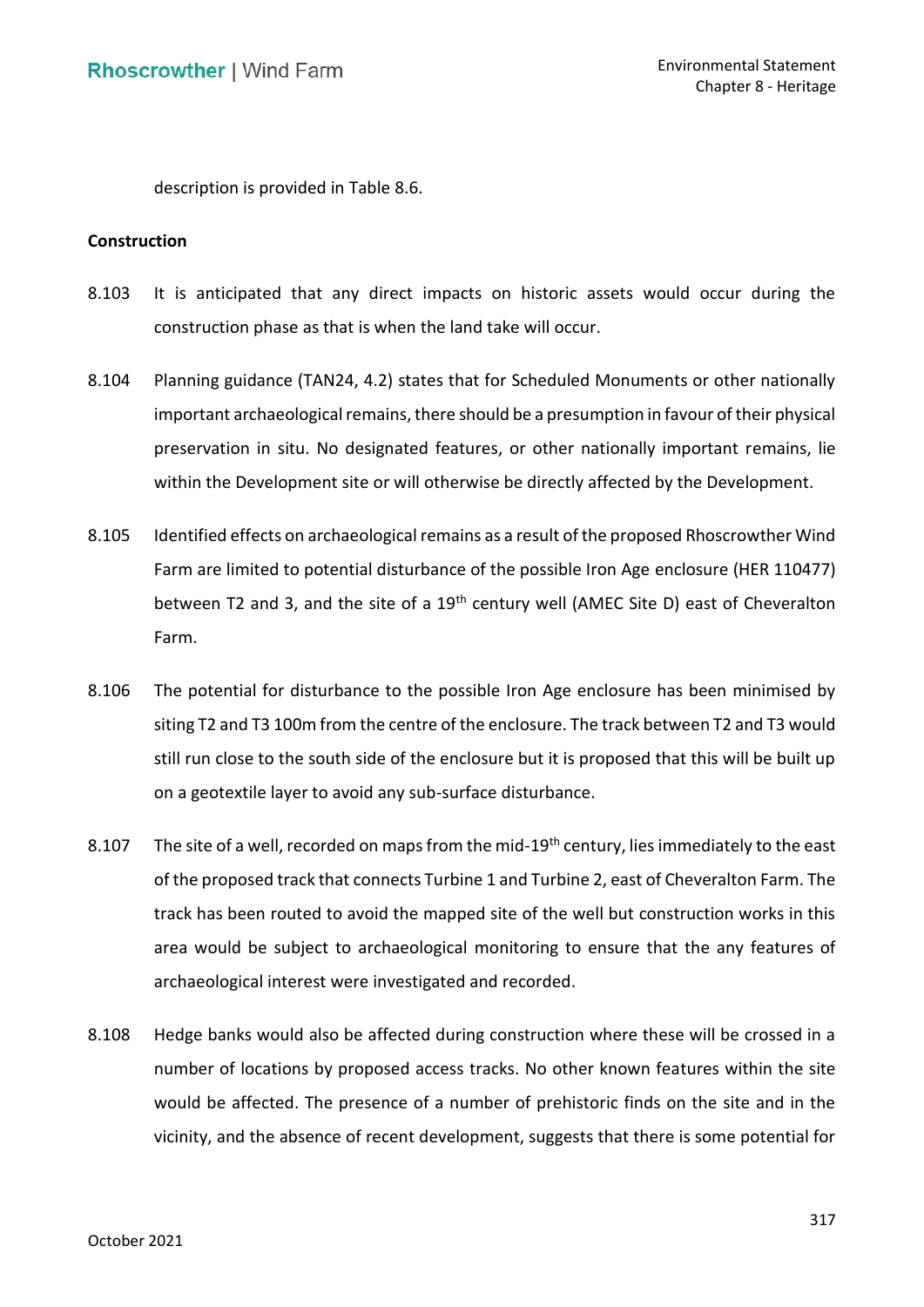description is provided in Table 8.6.

**Construction**

8.103 It is anticipated that any direct impacts on historic assets would occur during the construction phase as that is when the land take will occur.

8.104 Planning guidance (TAN24, 4.2) states that for Scheduled Monuments or other nationally important archaeological remains, there should be a presumption in favour of their physical preservation in situ. No designated features, or other nationally important remains, lie within the Development site or will otherwise be directly affected by the Development.

8.105 Identified effects on archaeological remains as a result of the proposed Rhoscrowther Wind Farm are limited to potential disturbance of the possible Iron Age enclosure (HER 110477) between T2 and 3, and the site of a 19th century well (AMEC Site D) east of Cheveralton Farm.

8.106 The potential for disturbance to the possible Iron Age enclosure has been minimised by siting T2 and T3 100m from the centre of the enclosure. The track between T2 and T3 would still run close to the south side of the enclosure but it is proposed that this will be built up on a geotextile layer to avoid any sub-surface disturbance.

8.107 The site of a well, recorded on maps from the mid-19th century, lies immediately to the east of the proposed track that connects Turbine 1 and Turbine 2, east of Cheveralton Farm. The track has been routed to avoid the mapped site of the well but construction works in this area would be subject to archaeological monitoring to ensure that the any features of archaeological interest were investigated and recorded.

8.108 Hedge banks would also be affected during construction where these will be crossed in a number of locations by proposed access tracks. No other known features within the site would be affected. The presence of a number of prehistoric finds on the site and in the vicinity, and the absence of recent development, suggests that there is some potential for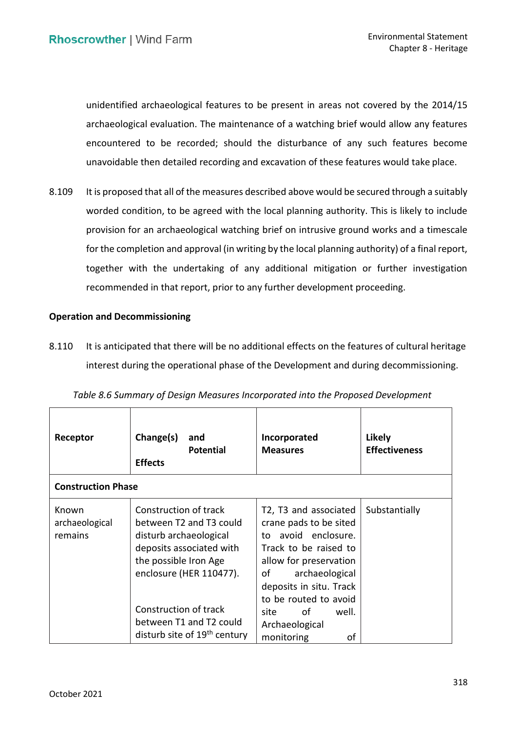unidentified archaeological features to be present in areas not covered by the 2014/15 archaeological evaluation. The maintenance of a watching brief would allow any features encountered to be recorded; should the disturbance of any such features become unavoidable then detailed recording and excavation of these features would take place.

8.109 It is proposed that all of the measures described above would be secured through a suitably worded condition, to be agreed with the local planning authority. This is likely to include provision for an archaeological watching brief on intrusive ground works and a timescale for the completion and approval (in writing by the local planning authority) of a final report, together with the undertaking of any additional mitigation or further investigation recommended in that report, prior to any further development proceeding.

**Operation and Decommissioning**

8.110 It is anticipated that there will be no additional effects on the features of cultural heritage interest during the operational phase of the Development and during decommissioning.

*Table 8.6 Summary of Design Measures Incorporated into the Proposed Development*

| Receptor | Change(s) and Potential Effects | Incorporated Measures | Likely Effectiveness |
|---|---|---|---|
| **Construction Phase** | | | |
| Known archaeological remains | Construction of track between T2 and T3 could disturb archaeological deposits associated with the possible Iron Age enclosure (HER 110477).<br><br>Construction of track between T1 and T2 could disturb site of 19th century | T2, T3 and associated crane pads to be sited to avoid enclosure. Track to be raised to allow for preservation of archaeological deposits in situ. Track to be routed to avoid site of well. Archaeological monitoring of | Substantially |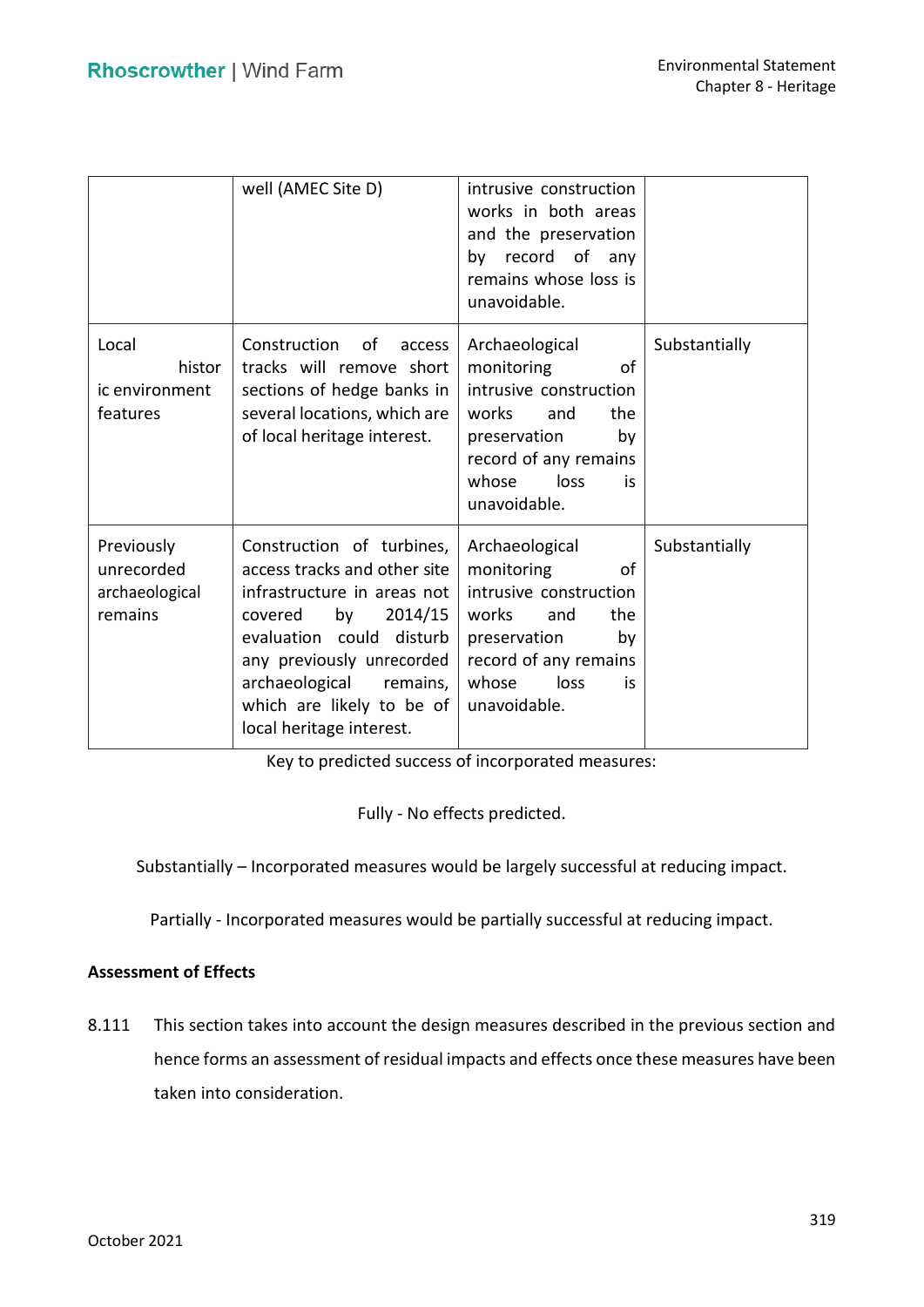| | | | |
|---|---|---|---|
| | well (AMEC Site D) | intrusive construction works in both areas and the preservation by record of any remains whose loss is unavoidable. | |
| Local historic environment features | Construction of access tracks will remove short sections of hedge banks in several locations, which are of local heritage interest. | Archaeological monitoring of intrusive construction works and the preservation by record of any remains whose loss is unavoidable. | Substantially |
| Previously unrecorded archaeological remains | Construction of turbines, access tracks and other site infrastructure in areas not covered by 2014/15 evaluation could disturb any previously unrecorded archaeological remains, which are likely to be of local heritage interest. | Archaeological monitoring of intrusive construction works and the preservation by record of any remains whose loss is unavoidable. | Substantially |

Key to predicted success of incorporated measures:

Fully - No effects predicted.

Substantially – Incorporated measures would be largely successful at reducing impact.

Partially - Incorporated measures would be partially successful at reducing impact.

**Assessment of Effects**

8.111 This section takes into account the design measures described in the previous section and hence forms an assessment of residual impacts and effects once these measures have been taken into consideration.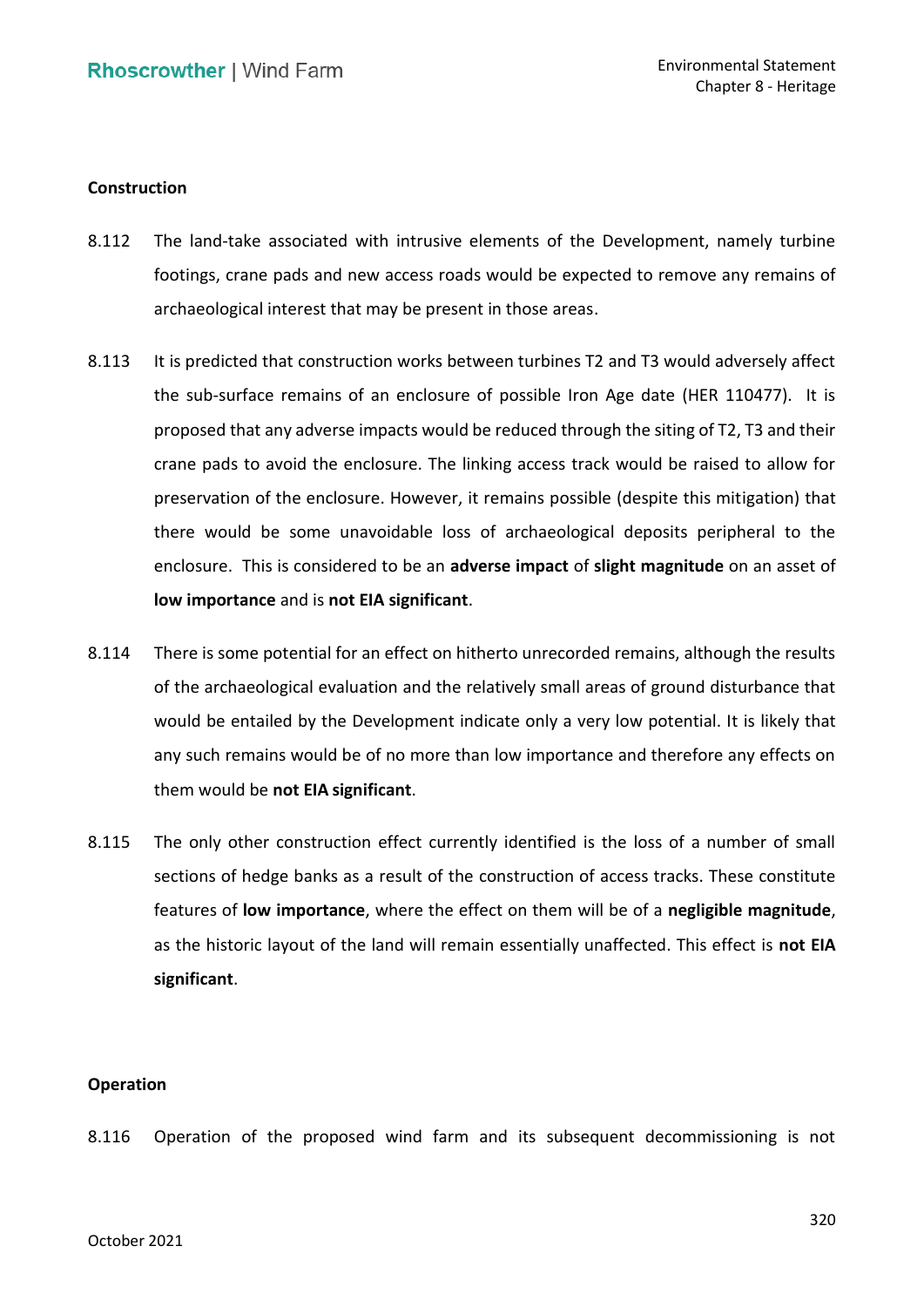**Construction**

8.112 The land-take associated with intrusive elements of the Development, namely turbine footings, crane pads and new access roads would be expected to remove any remains of archaeological interest that may be present in those areas.

8.113 It is predicted that construction works between turbines T2 and T3 would adversely affect the sub-surface remains of an enclosure of possible Iron Age date (HER 110477). It is proposed that any adverse impacts would be reduced through the siting of T2, T3 and their crane pads to avoid the enclosure. The linking access track would be raised to allow for preservation of the enclosure. However, it remains possible (despite this mitigation) that there would be some unavoidable loss of archaeological deposits peripheral to the enclosure. This is considered to be an **adverse impact** of **slight magnitude** on an asset of **low importance** and is **not EIA significant**.

8.114 There is some potential for an effect on hitherto unrecorded remains, although the results of the archaeological evaluation and the relatively small areas of ground disturbance that would be entailed by the Development indicate only a very low potential. It is likely that any such remains would be of no more than low importance and therefore any effects on them would be **not EIA significant**.

8.115 The only other construction effect currently identified is the loss of a number of small sections of hedge banks as a result of the construction of access tracks. These constitute features of **low importance**, where the effect on them will be of a **negligible magnitude**, as the historic layout of the land will remain essentially unaffected. This effect is **not EIA significant**.

**Operation**

8.116 Operation of the proposed wind farm and its subsequent decommissioning is not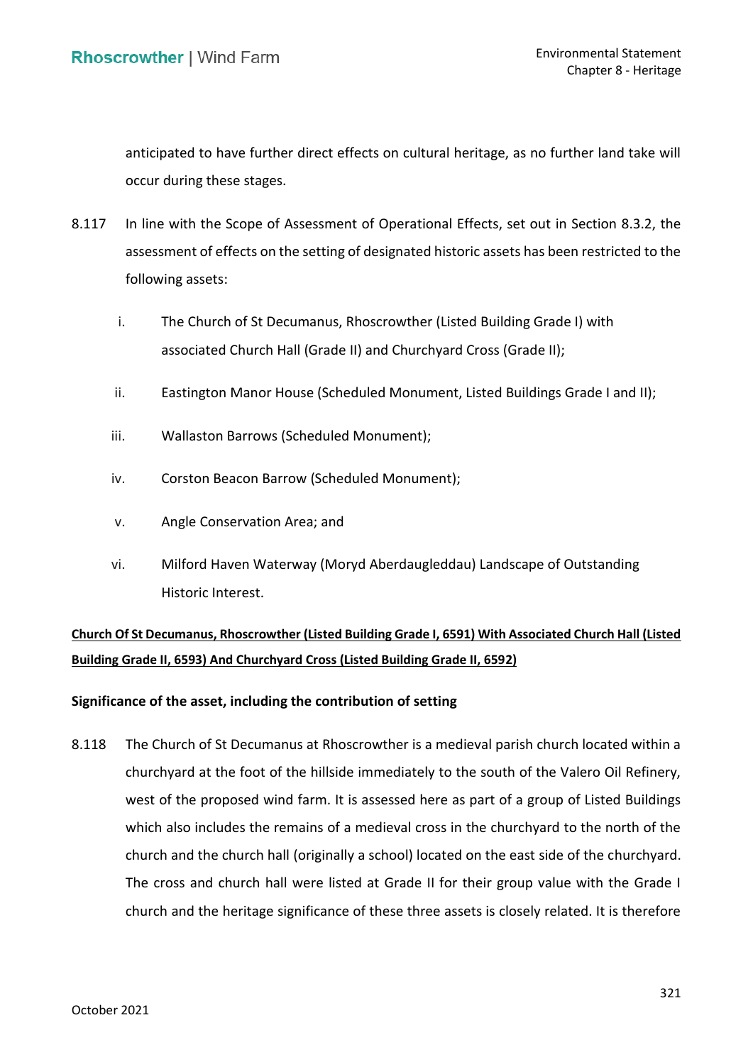anticipated to have further direct effects on cultural heritage, as no further land take will occur during these stages.

8.117 In line with the Scope of Assessment of Operational Effects, set out in Section 8.3.2, the assessment of effects on the setting of designated historic assets has been restricted to the following assets:

i. The Church of St Decumanus, Rhoscrowther (Listed Building Grade I) with associated Church Hall (Grade II) and Churchyard Cross (Grade II);

ii. Eastington Manor House (Scheduled Monument, Listed Buildings Grade I and II);

iii. Wallaston Barrows (Scheduled Monument);

iv. Corston Beacon Barrow (Scheduled Monument);

v. Angle Conservation Area; and

vi. Milford Haven Waterway (Moryd Aberdaugleddau) Landscape of Outstanding Historic Interest.

**Church Of St Decumanus, Rhoscrowther (Listed Building Grade I, 6591) With Associated Church Hall (Listed Building Grade II, 6593) And Churchyard Cross (Listed Building Grade II, 6592)**

**Significance of the asset, including the contribution of setting**

8.118 The Church of St Decumanus at Rhoscrowther is a medieval parish church located within a churchyard at the foot of the hillside immediately to the south of the Valero Oil Refinery, west of the proposed wind farm. It is assessed here as part of a group of Listed Buildings which also includes the remains of a medieval cross in the churchyard to the north of the church and the church hall (originally a school) located on the east side of the churchyard. The cross and church hall were listed at Grade II for their group value with the Grade I church and the heritage significance of these three assets is closely related. It is therefore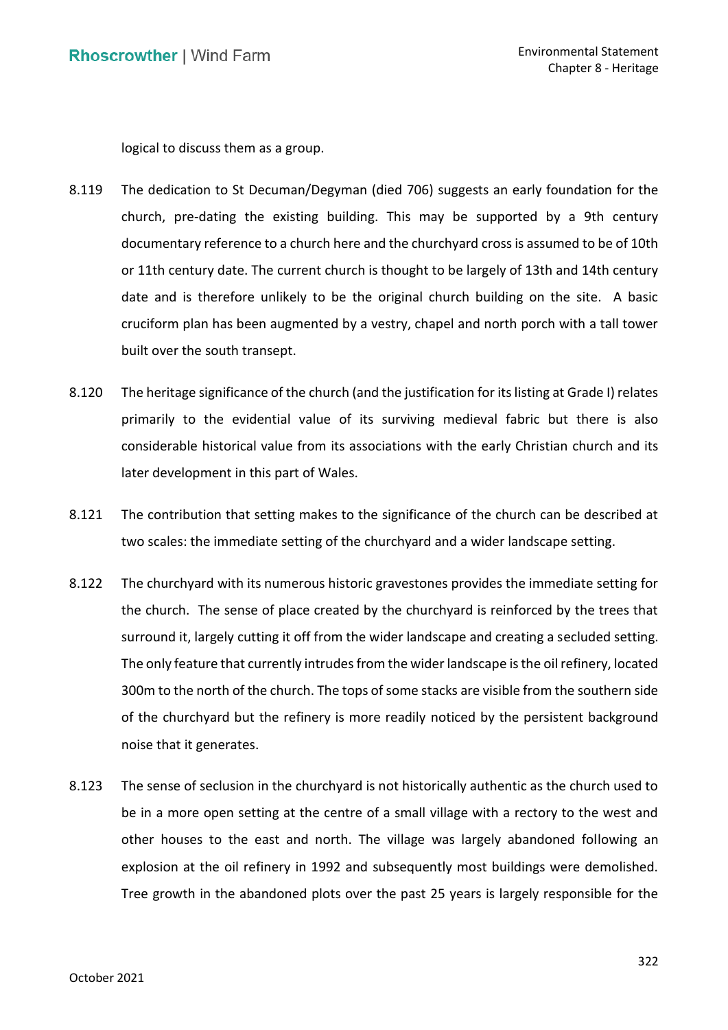logical to discuss them as a group.

8.119 The dedication to St Decuman/Degyman (died 706) suggests an early foundation for the church, pre-dating the existing building. This may be supported by a 9th century documentary reference to a church here and the churchyard cross is assumed to be of 10th or 11th century date. The current church is thought to be largely of 13th and 14th century date and is therefore unlikely to be the original church building on the site. A basic cruciform plan has been augmented by a vestry, chapel and north porch with a tall tower built over the south transept.

8.120 The heritage significance of the church (and the justification for its listing at Grade I) relates primarily to the evidential value of its surviving medieval fabric but there is also considerable historical value from its associations with the early Christian church and its later development in this part of Wales.

8.121 The contribution that setting makes to the significance of the church can be described at two scales: the immediate setting of the churchyard and a wider landscape setting.

8.122 The churchyard with its numerous historic gravestones provides the immediate setting for the church. The sense of place created by the churchyard is reinforced by the trees that surround it, largely cutting it off from the wider landscape and creating a secluded setting. The only feature that currently intrudes from the wider landscape is the oil refinery, located 300m to the north of the church. The tops of some stacks are visible from the southern side of the churchyard but the refinery is more readily noticed by the persistent background noise that it generates.

8.123 The sense of seclusion in the churchyard is not historically authentic as the church used to be in a more open setting at the centre of a small village with a rectory to the west and other houses to the east and north. The village was largely abandoned following an explosion at the oil refinery in 1992 and subsequently most buildings were demolished. Tree growth in the abandoned plots over the past 25 years is largely responsible for the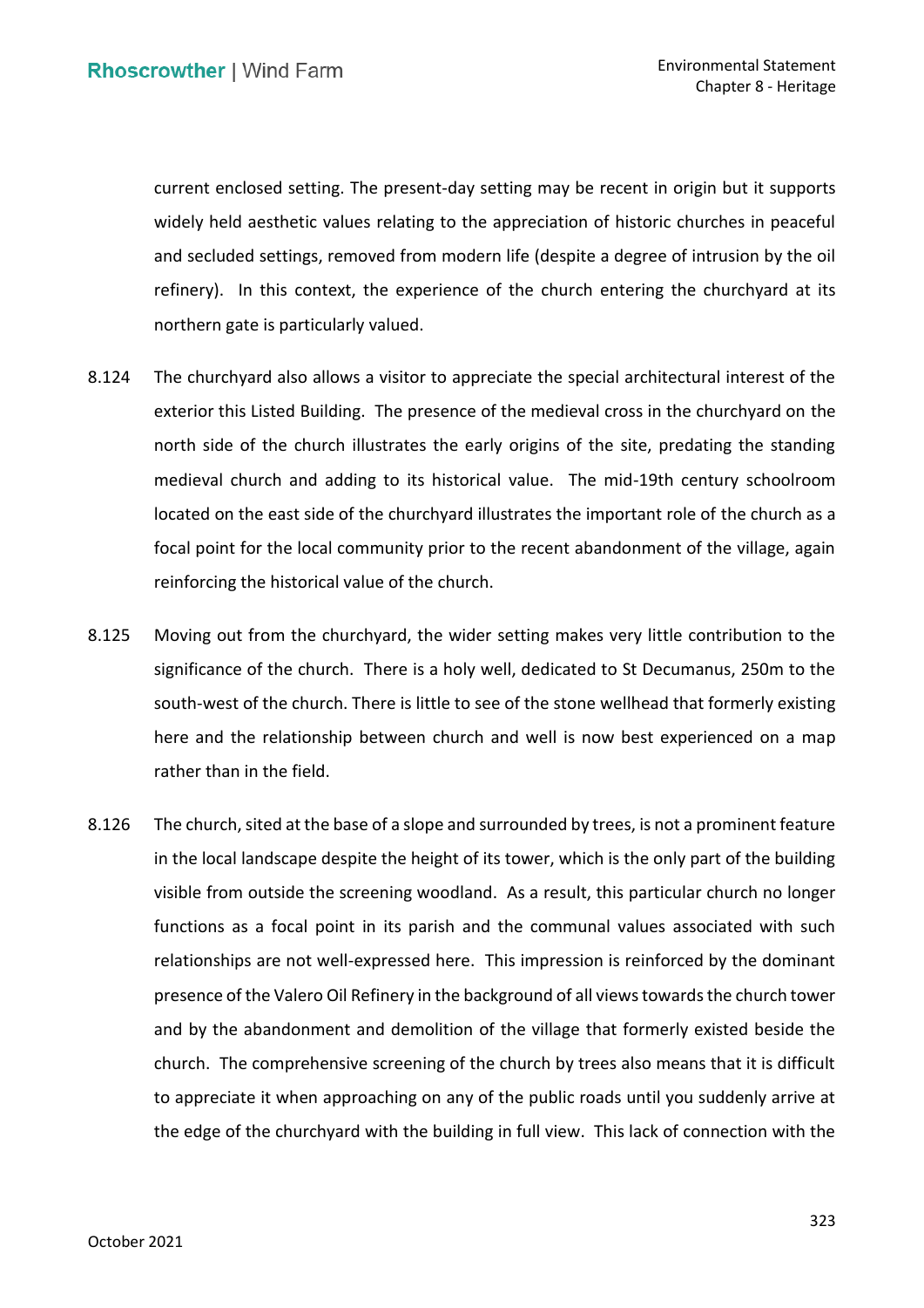current enclosed setting. The present-day setting may be recent in origin but it supports widely held aesthetic values relating to the appreciation of historic churches in peaceful and secluded settings, removed from modern life (despite a degree of intrusion by the oil refinery). In this context, the experience of the church entering the churchyard at its northern gate is particularly valued.

8.124 The churchyard also allows a visitor to appreciate the special architectural interest of the exterior this Listed Building. The presence of the medieval cross in the churchyard on the north side of the church illustrates the early origins of the site, predating the standing medieval church and adding to its historical value. The mid-19th century schoolroom located on the east side of the churchyard illustrates the important role of the church as a focal point for the local community prior to the recent abandonment of the village, again reinforcing the historical value of the church.

8.125 Moving out from the churchyard, the wider setting makes very little contribution to the significance of the church. There is a holy well, dedicated to St Decumanus, 250m to the south-west of the church. There is little to see of the stone wellhead that formerly existing here and the relationship between church and well is now best experienced on a map rather than in the field.

8.126 The church, sited at the base of a slope and surrounded by trees, is not a prominent feature in the local landscape despite the height of its tower, which is the only part of the building visible from outside the screening woodland. As a result, this particular church no longer functions as a focal point in its parish and the communal values associated with such relationships are not well-expressed here. This impression is reinforced by the dominant presence of the Valero Oil Refinery in the background of all views towards the church tower and by the abandonment and demolition of the village that formerly existed beside the church. The comprehensive screening of the church by trees also means that it is difficult to appreciate it when approaching on any of the public roads until you suddenly arrive at the edge of the churchyard with the building in full view. This lack of connection with the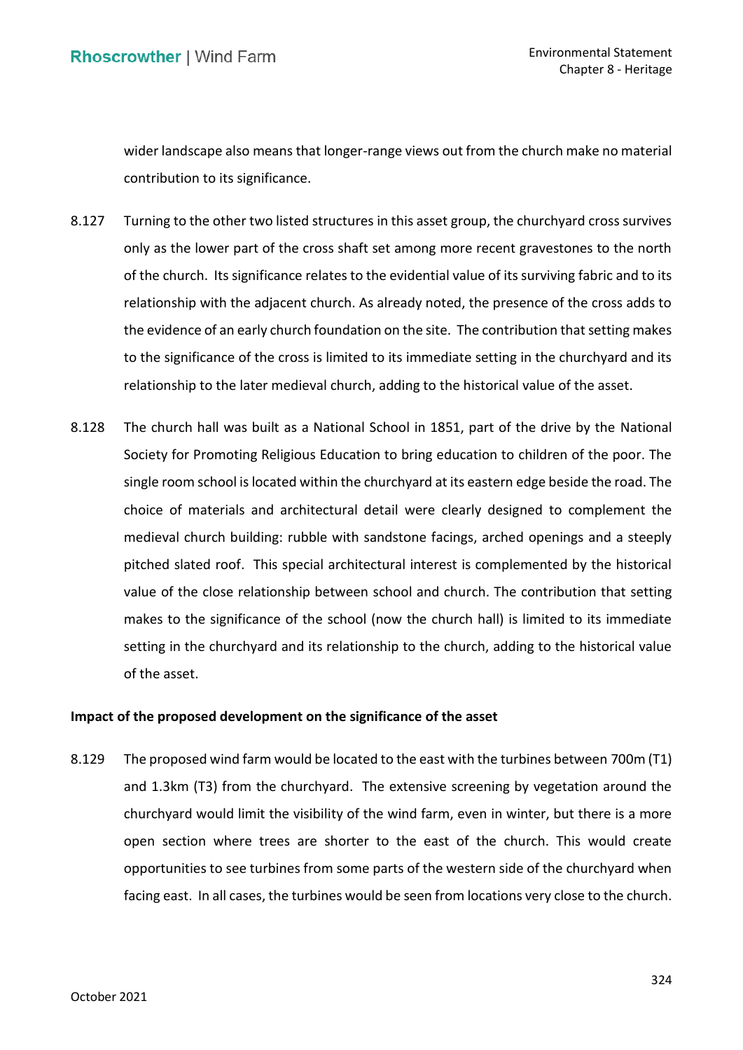wider landscape also means that longer-range views out from the church make no material contribution to its significance.

8.127 Turning to the other two listed structures in this asset group, the churchyard cross survives only as the lower part of the cross shaft set among more recent gravestones to the north of the church. Its significance relates to the evidential value of its surviving fabric and to its relationship with the adjacent church. As already noted, the presence of the cross adds to the evidence of an early church foundation on the site. The contribution that setting makes to the significance of the cross is limited to its immediate setting in the churchyard and its relationship to the later medieval church, adding to the historical value of the asset.

8.128 The church hall was built as a National School in 1851, part of the drive by the National Society for Promoting Religious Education to bring education to children of the poor. The single room school is located within the churchyard at its eastern edge beside the road. The choice of materials and architectural detail were clearly designed to complement the medieval church building: rubble with sandstone facings, arched openings and a steeply pitched slated roof. This special architectural interest is complemented by the historical value of the close relationship between school and church. The contribution that setting makes to the significance of the school (now the church hall) is limited to its immediate setting in the churchyard and its relationship to the church, adding to the historical value of the asset.

**Impact of the proposed development on the significance of the asset**

8.129 The proposed wind farm would be located to the east with the turbines between 700m (T1) and 1.3km (T3) from the churchyard. The extensive screening by vegetation around the churchyard would limit the visibility of the wind farm, even in winter, but there is a more open section where trees are shorter to the east of the church. This would create opportunities to see turbines from some parts of the western side of the churchyard when facing east. In all cases, the turbines would be seen from locations very close to the church.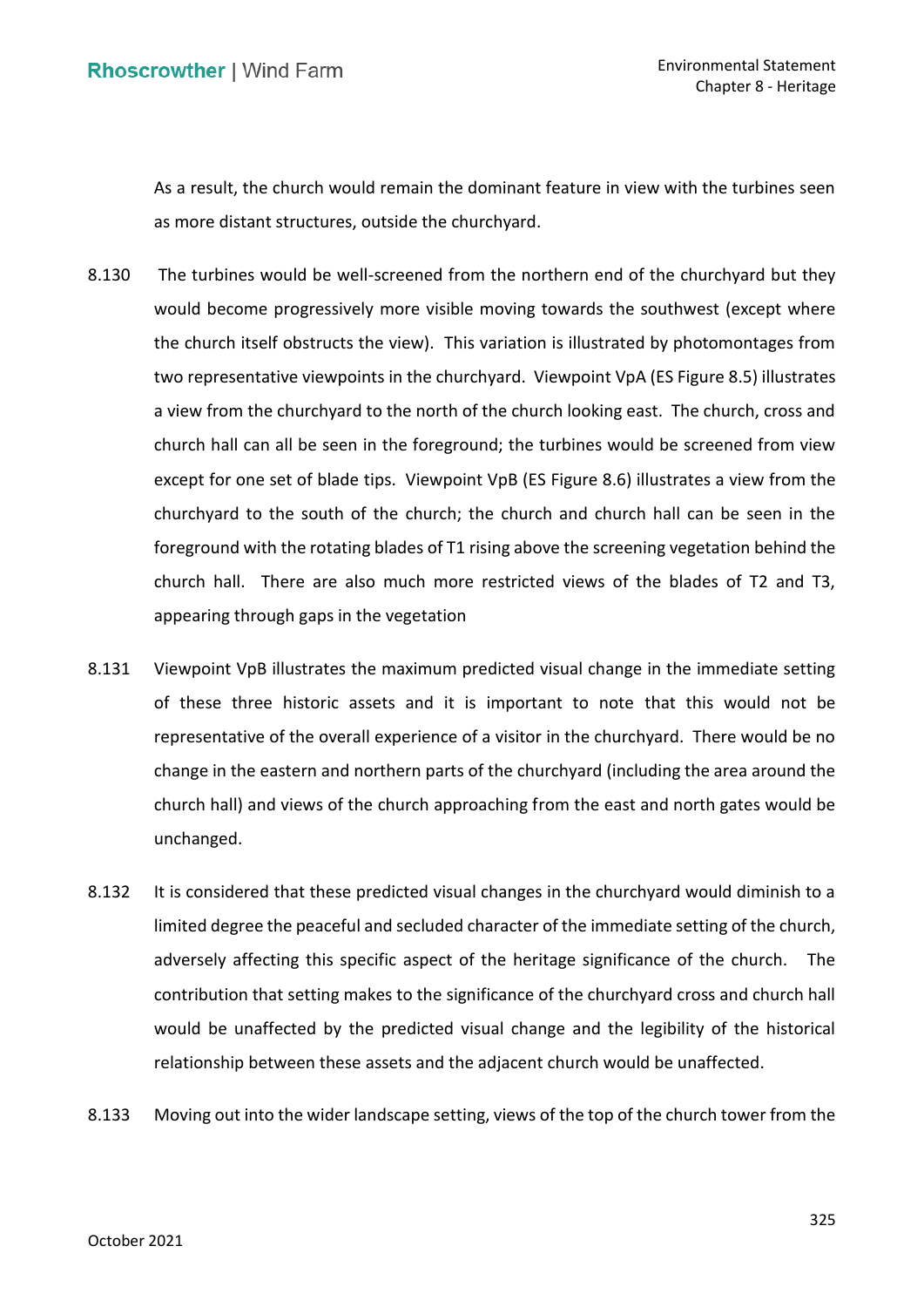As a result, the church would remain the dominant feature in view with the turbines seen as more distant structures, outside the churchyard.

8.130 The turbines would be well-screened from the northern end of the churchyard but they would become progressively more visible moving towards the southwest (except where the church itself obstructs the view). This variation is illustrated by photomontages from two representative viewpoints in the churchyard. Viewpoint VpA (ES Figure 8.5) illustrates a view from the churchyard to the north of the church looking east. The church, cross and church hall can all be seen in the foreground; the turbines would be screened from view except for one set of blade tips. Viewpoint VpB (ES Figure 8.6) illustrates a view from the churchyard to the south of the church; the church and church hall can be seen in the foreground with the rotating blades of T1 rising above the screening vegetation behind the church hall. There are also much more restricted views of the blades of T2 and T3, appearing through gaps in the vegetation

8.131 Viewpoint VpB illustrates the maximum predicted visual change in the immediate setting of these three historic assets and it is important to note that this would not be representative of the overall experience of a visitor in the churchyard. There would be no change in the eastern and northern parts of the churchyard (including the area around the church hall) and views of the church approaching from the east and north gates would be unchanged.

8.132 It is considered that these predicted visual changes in the churchyard would diminish to a limited degree the peaceful and secluded character of the immediate setting of the church, adversely affecting this specific aspect of the heritage significance of the church. The contribution that setting makes to the significance of the churchyard cross and church hall would be unaffected by the predicted visual change and the legibility of the historical relationship between these assets and the adjacent church would be unaffected.

8.133 Moving out into the wider landscape setting, views of the top of the church tower from the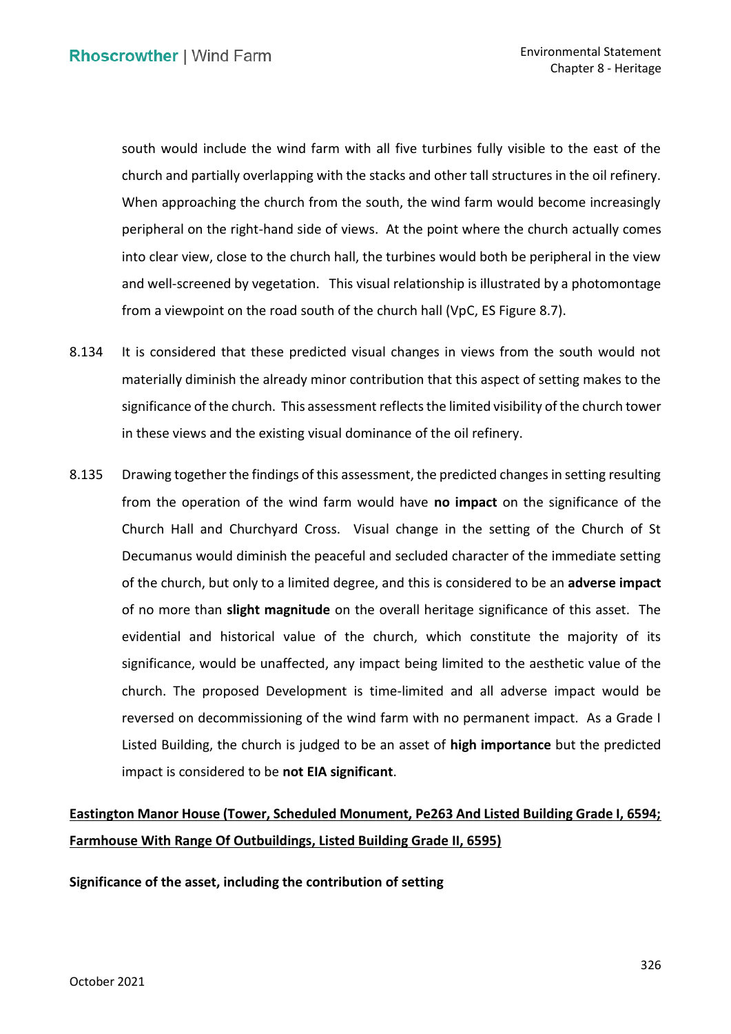south would include the wind farm with all five turbines fully visible to the east of the church and partially overlapping with the stacks and other tall structures in the oil refinery. When approaching the church from the south, the wind farm would become increasingly peripheral on the right-hand side of views. At the point where the church actually comes into clear view, close to the church hall, the turbines would both be peripheral in the view and well-screened by vegetation. This visual relationship is illustrated by a photomontage from a viewpoint on the road south of the church hall (VpC, ES Figure 8.7).

8.134 It is considered that these predicted visual changes in views from the south would not materially diminish the already minor contribution that this aspect of setting makes to the significance of the church. This assessment reflects the limited visibility of the church tower in these views and the existing visual dominance of the oil refinery.

8.135 Drawing together the findings of this assessment, the predicted changes in setting resulting from the operation of the wind farm would have **no impact** on the significance of the Church Hall and Churchyard Cross. Visual change in the setting of the Church of St Decumanus would diminish the peaceful and secluded character of the immediate setting of the church, but only to a limited degree, and this is considered to be an **adverse impact** of no more than **slight magnitude** on the overall heritage significance of this asset. The evidential and historical value of the church, which constitute the majority of its significance, would be unaffected, any impact being limited to the aesthetic value of the church. The proposed Development is time-limited and all adverse impact would be reversed on decommissioning of the wind farm with no permanent impact. As a Grade I Listed Building, the church is judged to be an asset of **high importance** but the predicted impact is considered to be **not EIA significant**.

## Eastington Manor House (Tower, Scheduled Monument, Pe263 And Listed Building Grade I, 6594; Farmhouse With Range Of Outbuildings, Listed Building Grade II, 6595)

**Significance of the asset, including the contribution of setting**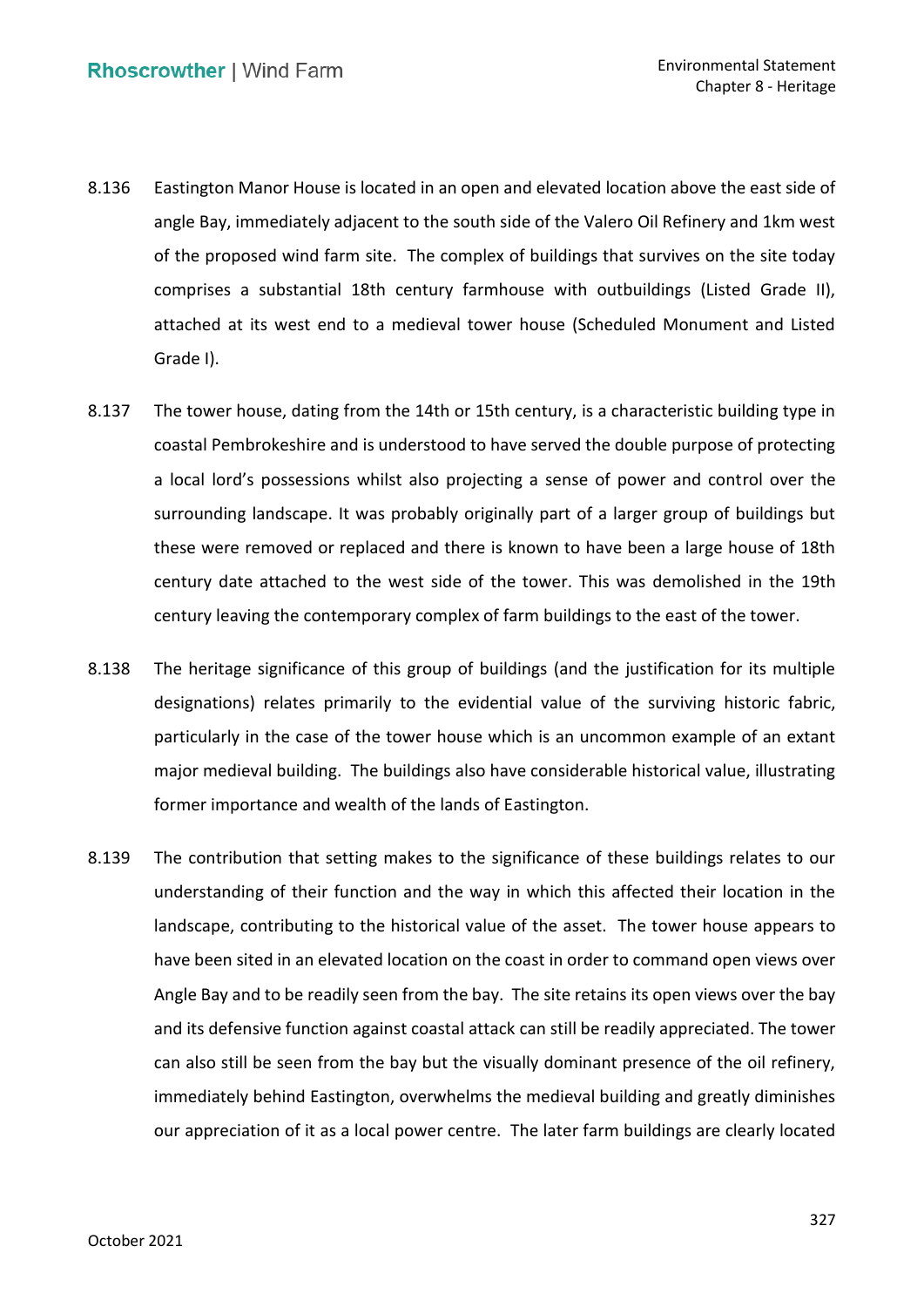8.136 Eastington Manor House is located in an open and elevated location above the east side of angle Bay, immediately adjacent to the south side of the Valero Oil Refinery and 1km west of the proposed wind farm site. The complex of buildings that survives on the site today comprises a substantial 18th century farmhouse with outbuildings (Listed Grade II), attached at its west end to a medieval tower house (Scheduled Monument and Listed Grade I).

8.137 The tower house, dating from the 14th or 15th century, is a characteristic building type in coastal Pembrokeshire and is understood to have served the double purpose of protecting a local lord's possessions whilst also projecting a sense of power and control over the surrounding landscape. It was probably originally part of a larger group of buildings but these were removed or replaced and there is known to have been a large house of 18th century date attached to the west side of the tower. This was demolished in the 19th century leaving the contemporary complex of farm buildings to the east of the tower.

8.138 The heritage significance of this group of buildings (and the justification for its multiple designations) relates primarily to the evidential value of the surviving historic fabric, particularly in the case of the tower house which is an uncommon example of an extant major medieval building. The buildings also have considerable historical value, illustrating former importance and wealth of the lands of Eastington.

8.139 The contribution that setting makes to the significance of these buildings relates to our understanding of their function and the way in which this affected their location in the landscape, contributing to the historical value of the asset. The tower house appears to have been sited in an elevated location on the coast in order to command open views over Angle Bay and to be readily seen from the bay. The site retains its open views over the bay and its defensive function against coastal attack can still be readily appreciated. The tower can also still be seen from the bay but the visually dominant presence of the oil refinery, immediately behind Eastington, overwhelms the medieval building and greatly diminishes our appreciation of it as a local power centre. The later farm buildings are clearly located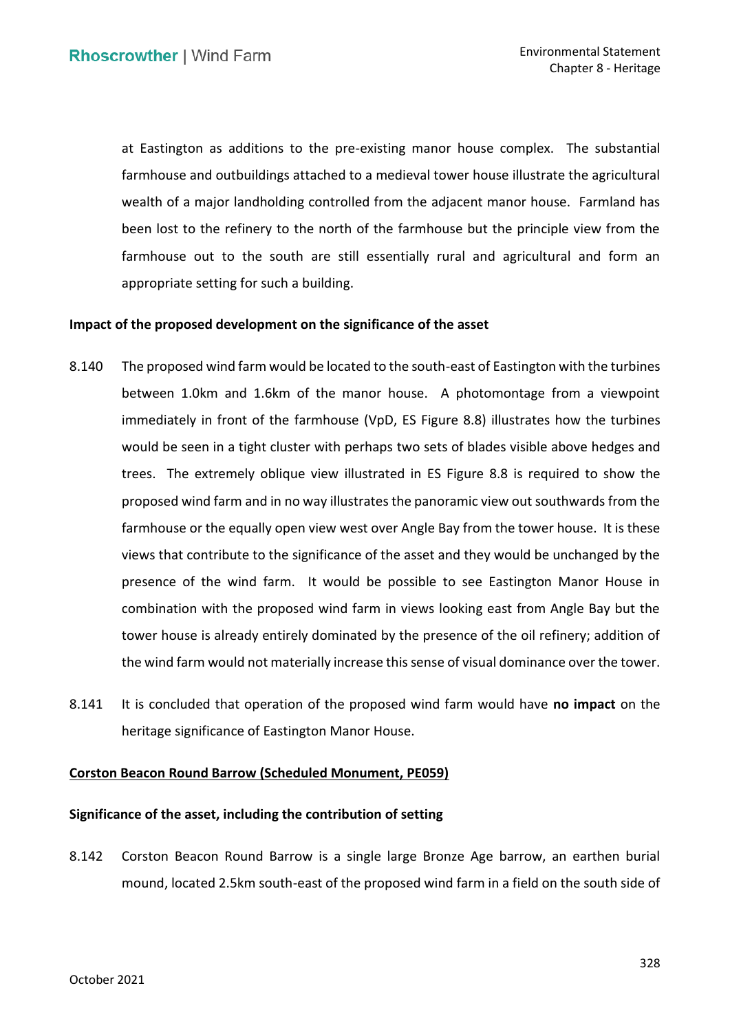at Eastington as additions to the pre-existing manor house complex. The substantial farmhouse and outbuildings attached to a medieval tower house illustrate the agricultural wealth of a major landholding controlled from the adjacent manor house. Farmland has been lost to the refinery to the north of the farmhouse but the principle view from the farmhouse out to the south are still essentially rural and agricultural and form an appropriate setting for such a building.

**Impact of the proposed development on the significance of the asset**

8.140 The proposed wind farm would be located to the south-east of Eastington with the turbines between 1.0km and 1.6km of the manor house. A photomontage from a viewpoint immediately in front of the farmhouse (VpD, ES Figure 8.8) illustrates how the turbines would be seen in a tight cluster with perhaps two sets of blades visible above hedges and trees. The extremely oblique view illustrated in ES Figure 8.8 is required to show the proposed wind farm and in no way illustrates the panoramic view out southwards from the farmhouse or the equally open view west over Angle Bay from the tower house. It is these views that contribute to the significance of the asset and they would be unchanged by the presence of the wind farm. It would be possible to see Eastington Manor House in combination with the proposed wind farm in views looking east from Angle Bay but the tower house is already entirely dominated by the presence of the oil refinery; addition of the wind farm would not materially increase this sense of visual dominance over the tower.

8.141 It is concluded that operation of the proposed wind farm would have **no impact** on the heritage significance of Eastington Manor House.

<u>**Corston Beacon Round Barrow (Scheduled Monument, PE059)**</u>

**Significance of the asset, including the contribution of setting**

8.142 Corston Beacon Round Barrow is a single large Bronze Age barrow, an earthen burial mound, located 2.5km south-east of the proposed wind farm in a field on the south side of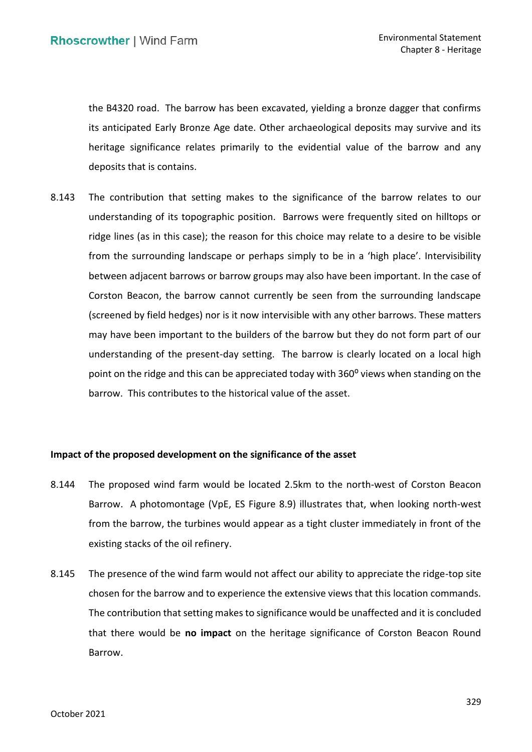the B4320 road. The barrow has been excavated, yielding a bronze dagger that confirms its anticipated Early Bronze Age date. Other archaeological deposits may survive and its heritage significance relates primarily to the evidential value of the barrow and any deposits that is contains.

8.143 The contribution that setting makes to the significance of the barrow relates to our understanding of its topographic position. Barrows were frequently sited on hilltops or ridge lines (as in this case); the reason for this choice may relate to a desire to be visible from the surrounding landscape or perhaps simply to be in a 'high place'. Intervisibility between adjacent barrows or barrow groups may also have been important. In the case of Corston Beacon, the barrow cannot currently be seen from the surrounding landscape (screened by field hedges) nor is it now intervisible with any other barrows. These matters may have been important to the builders of the barrow but they do not form part of our understanding of the present-day setting. The barrow is clearly located on a local high point on the ridge and this can be appreciated today with $360^{o}$ views when standing on the barrow. This contributes to the historical value of the asset.

**Impact of the proposed development on the significance of the asset**

8.144 The proposed wind farm would be located 2.5km to the north-west of Corston Beacon Barrow. A photomontage (VpE, ES Figure 8.9) illustrates that, when looking north-west from the barrow, the turbines would appear as a tight cluster immediately in front of the existing stacks of the oil refinery.

8.145 The presence of the wind farm would not affect our ability to appreciate the ridge-top site chosen for the barrow and to experience the extensive views that this location commands. The contribution that setting makes to significance would be unaffected and it is concluded that there would be **no impact** on the heritage significance of Corston Beacon Round Barrow.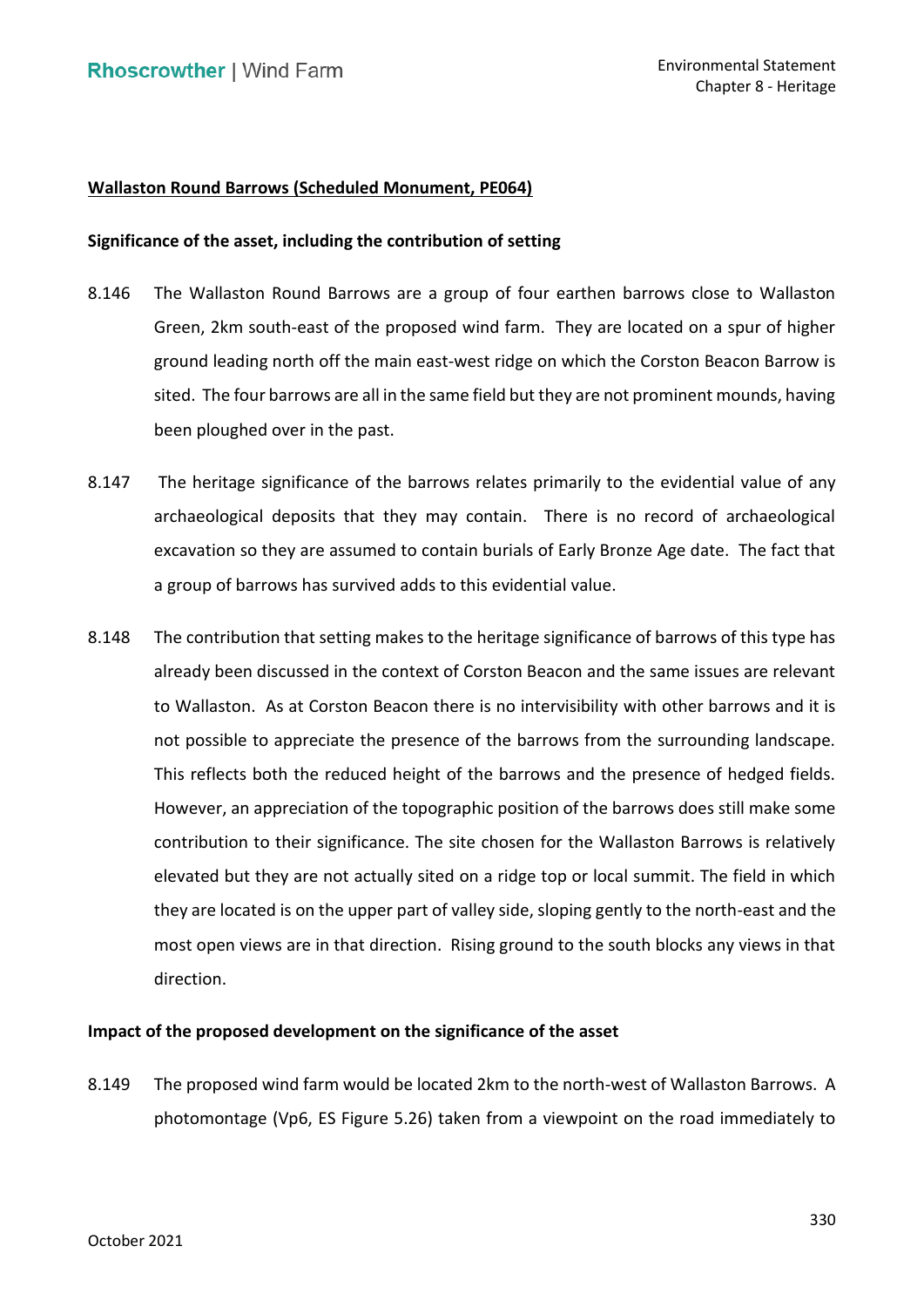**Wallaston Round Barrows (Scheduled Monument, PE064)**

**Significance of the asset, including the contribution of setting**

8.146 The Wallaston Round Barrows are a group of four earthen barrows close to Wallaston Green, 2km south-east of the proposed wind farm. They are located on a spur of higher ground leading north off the main east-west ridge on which the Corston Beacon Barrow is sited. The four barrows are all in the same field but they are not prominent mounds, having been ploughed over in the past.

8.147 The heritage significance of the barrows relates primarily to the evidential value of any archaeological deposits that they may contain. There is no record of archaeological excavation so they are assumed to contain burials of Early Bronze Age date. The fact that a group of barrows has survived adds to this evidential value.

8.148 The contribution that setting makes to the heritage significance of barrows of this type has already been discussed in the context of Corston Beacon and the same issues are relevant to Wallaston. As at Corston Beacon there is no intervisibility with other barrows and it is not possible to appreciate the presence of the barrows from the surrounding landscape. This reflects both the reduced height of the barrows and the presence of hedged fields. However, an appreciation of the topographic position of the barrows does still make some contribution to their significance. The site chosen for the Wallaston Barrows is relatively elevated but they are not actually sited on a ridge top or local summit. The field in which they are located is on the upper part of valley side, sloping gently to the north-east and the most open views are in that direction. Rising ground to the south blocks any views in that direction.

**Impact of the proposed development on the significance of the asset**

8.149 The proposed wind farm would be located 2km to the north-west of Wallaston Barrows. A photomontage (Vp6, ES Figure 5.26) taken from a viewpoint on the road immediately to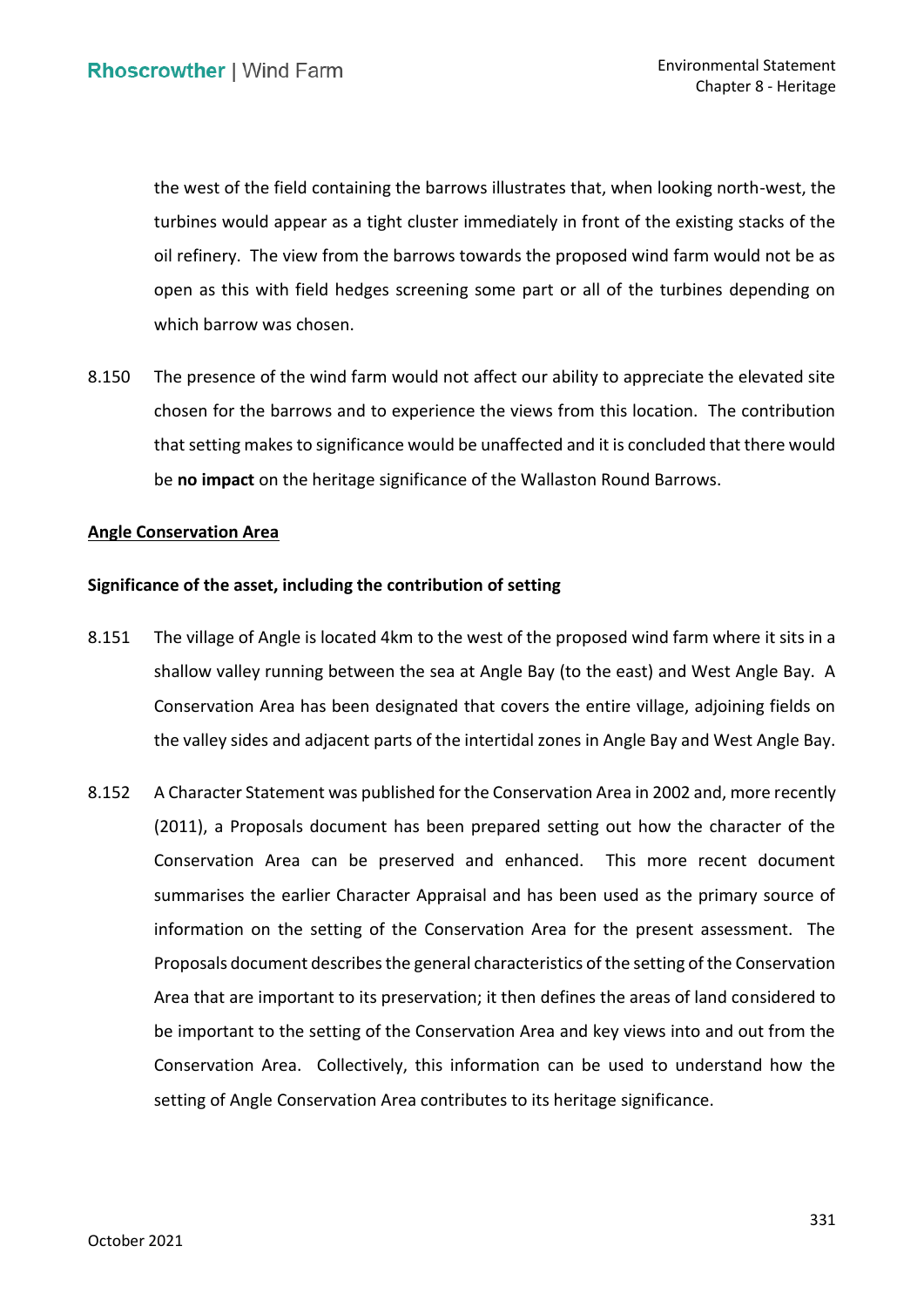the west of the field containing the barrows illustrates that, when looking north-west, the turbines would appear as a tight cluster immediately in front of the existing stacks of the oil refinery. The view from the barrows towards the proposed wind farm would not be as open as this with field hedges screening some part or all of the turbines depending on which barrow was chosen.

8.150 The presence of the wind farm would not affect our ability to appreciate the elevated site chosen for the barrows and to experience the views from this location. The contribution that setting makes to significance would be unaffected and it is concluded that there would be **no impact** on the heritage significance of the Wallaston Round Barrows.

**Angle Conservation Area**

**Significance of the asset, including the contribution of setting**

8.151 The village of Angle is located 4km to the west of the proposed wind farm where it sits in a shallow valley running between the sea at Angle Bay (to the east) and West Angle Bay. A Conservation Area has been designated that covers the entire village, adjoining fields on the valley sides and adjacent parts of the intertidal zones in Angle Bay and West Angle Bay.

8.152 A Character Statement was published for the Conservation Area in 2002 and, more recently (2011), a Proposals document has been prepared setting out how the character of the Conservation Area can be preserved and enhanced. This more recent document summarises the earlier Character Appraisal and has been used as the primary source of information on the setting of the Conservation Area for the present assessment. The Proposals document describes the general characteristics of the setting of the Conservation Area that are important to its preservation; it then defines the areas of land considered to be important to the setting of the Conservation Area and key views into and out from the Conservation Area. Collectively, this information can be used to understand how the setting of Angle Conservation Area contributes to its heritage significance.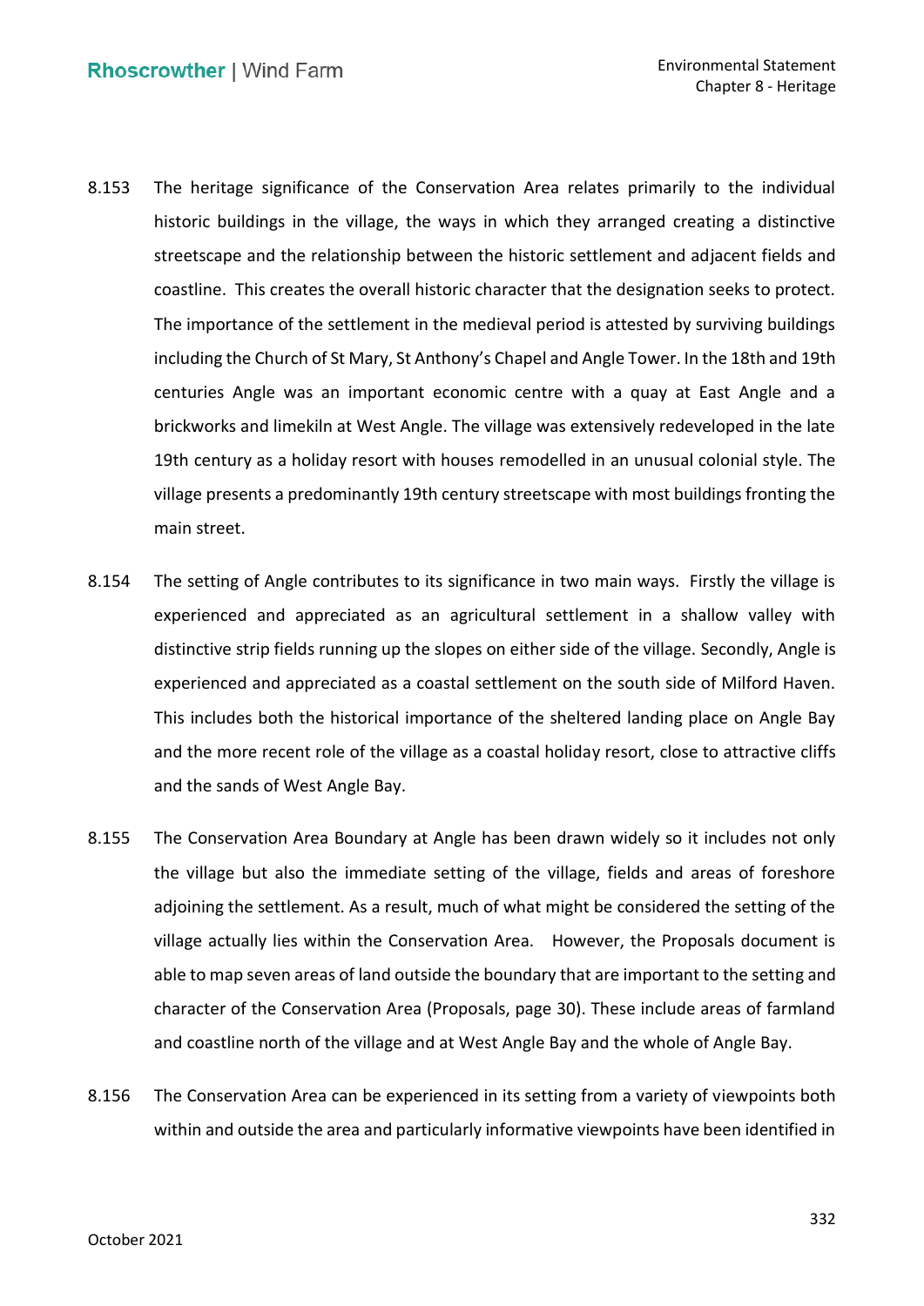8.153 The heritage significance of the Conservation Area relates primarily to the individual historic buildings in the village, the ways in which they arranged creating a distinctive streetscape and the relationship between the historic settlement and adjacent fields and coastline. This creates the overall historic character that the designation seeks to protect. The importance of the settlement in the medieval period is attested by surviving buildings including the Church of St Mary, St Anthony's Chapel and Angle Tower. In the 18th and 19th centuries Angle was an important economic centre with a quay at East Angle and a brickworks and limekiln at West Angle. The village was extensively redeveloped in the late 19th century as a holiday resort with houses remodelled in an unusual colonial style. The village presents a predominantly 19th century streetscape with most buildings fronting the main street.

8.154 The setting of Angle contributes to its significance in two main ways. Firstly the village is experienced and appreciated as an agricultural settlement in a shallow valley with distinctive strip fields running up the slopes on either side of the village. Secondly, Angle is experienced and appreciated as a coastal settlement on the south side of Milford Haven. This includes both the historical importance of the sheltered landing place on Angle Bay and the more recent role of the village as a coastal holiday resort, close to attractive cliffs and the sands of West Angle Bay.

8.155 The Conservation Area Boundary at Angle has been drawn widely so it includes not only the village but also the immediate setting of the village, fields and areas of foreshore adjoining the settlement. As a result, much of what might be considered the setting of the village actually lies within the Conservation Area. However, the Proposals document is able to map seven areas of land outside the boundary that are important to the setting and character of the Conservation Area (Proposals, page 30). These include areas of farmland and coastline north of the village and at West Angle Bay and the whole of Angle Bay.

8.156 The Conservation Area can be experienced in its setting from a variety of viewpoints both within and outside the area and particularly informative viewpoints have been identified in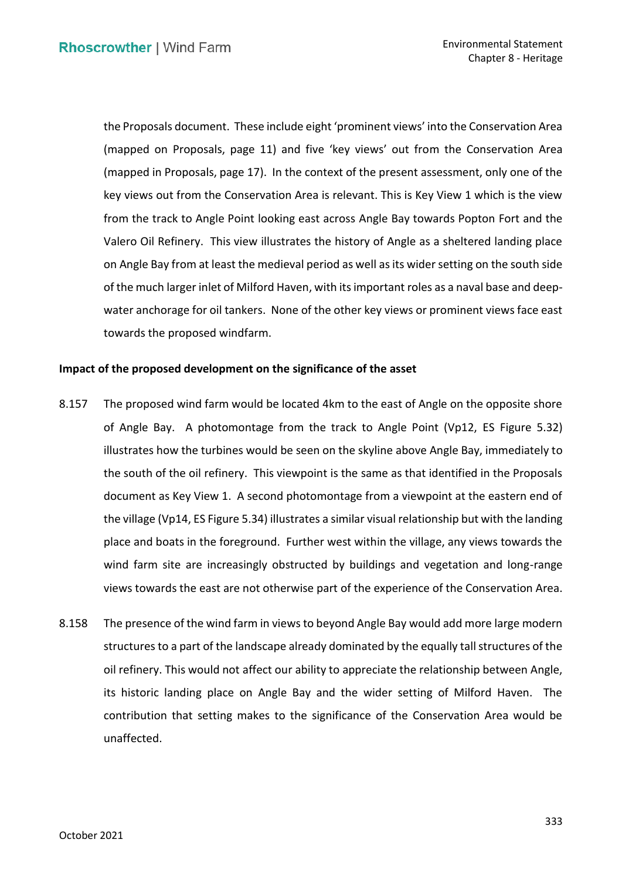the Proposals document. These include eight 'prominent views' into the Conservation Area (mapped on Proposals, page 11) and five 'key views' out from the Conservation Area (mapped in Proposals, page 17). In the context of the present assessment, only one of the key views out from the Conservation Area is relevant. This is Key View 1 which is the view from the track to Angle Point looking east across Angle Bay towards Popton Fort and the Valero Oil Refinery. This view illustrates the history of Angle as a sheltered landing place on Angle Bay from at least the medieval period as well as its wider setting on the south side of the much larger inlet of Milford Haven, with its important roles as a naval base and deep-water anchorage for oil tankers. None of the other key views or prominent views face east towards the proposed windfarm.

**Impact of the proposed development on the significance of the asset**

8.157 The proposed wind farm would be located 4km to the east of Angle on the opposite shore of Angle Bay. A photomontage from the track to Angle Point (Vp12, ES Figure 5.32) illustrates how the turbines would be seen on the skyline above Angle Bay, immediately to the south of the oil refinery. This viewpoint is the same as that identified in the Proposals document as Key View 1. A second photomontage from a viewpoint at the eastern end of the village (Vp14, ES Figure 5.34) illustrates a similar visual relationship but with the landing place and boats in the foreground. Further west within the village, any views towards the wind farm site are increasingly obstructed by buildings and vegetation and long-range views towards the east are not otherwise part of the experience of the Conservation Area.

8.158 The presence of the wind farm in views to beyond Angle Bay would add more large modern structures to a part of the landscape already dominated by the equally tall structures of the oil refinery. This would not affect our ability to appreciate the relationship between Angle, its historic landing place on Angle Bay and the wider setting of Milford Haven. The contribution that setting makes to the significance of the Conservation Area would be unaffected.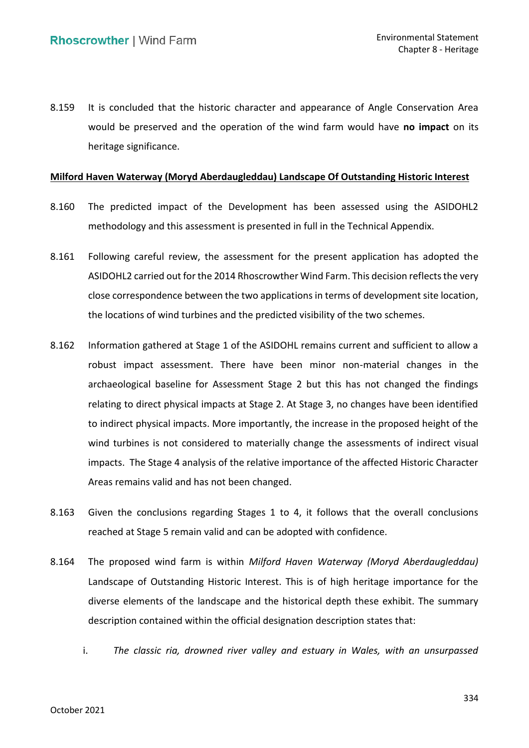8.159 It is concluded that the historic character and appearance of Angle Conservation Area would be preserved and the operation of the wind farm would have **no impact** on its heritage significance.

**Milford Haven Waterway (Moryd Aberdaugleddau) Landscape Of Outstanding Historic Interest**

8.160 The predicted impact of the Development has been assessed using the ASIDOHL2 methodology and this assessment is presented in full in the Technical Appendix.

8.161 Following careful review, the assessment for the present application has adopted the ASIDOHL2 carried out for the 2014 Rhoscrowther Wind Farm. This decision reflects the very close correspondence between the two applications in terms of development site location, the locations of wind turbines and the predicted visibility of the two schemes.

8.162 Information gathered at Stage 1 of the ASIDOHL remains current and sufficient to allow a robust impact assessment. There have been minor non-material changes in the archaeological baseline for Assessment Stage 2 but this has not changed the findings relating to direct physical impacts at Stage 2. At Stage 3, no changes have been identified to indirect physical impacts. More importantly, the increase in the proposed height of the wind turbines is not considered to materially change the assessments of indirect visual impacts. The Stage 4 analysis of the relative importance of the affected Historic Character Areas remains valid and has not been changed.

8.163 Given the conclusions regarding Stages 1 to 4, it follows that the overall conclusions reached at Stage 5 remain valid and can be adopted with confidence.

8.164 The proposed wind farm is within *Milford Haven Waterway (Moryd Aberdaugleddau)* Landscape of Outstanding Historic Interest. This is of high heritage importance for the diverse elements of the landscape and the historical depth these exhibit. The summary description contained within the official designation description states that:

i. *The classic ria, drowned river valley and estuary in Wales, with an unsurpassed*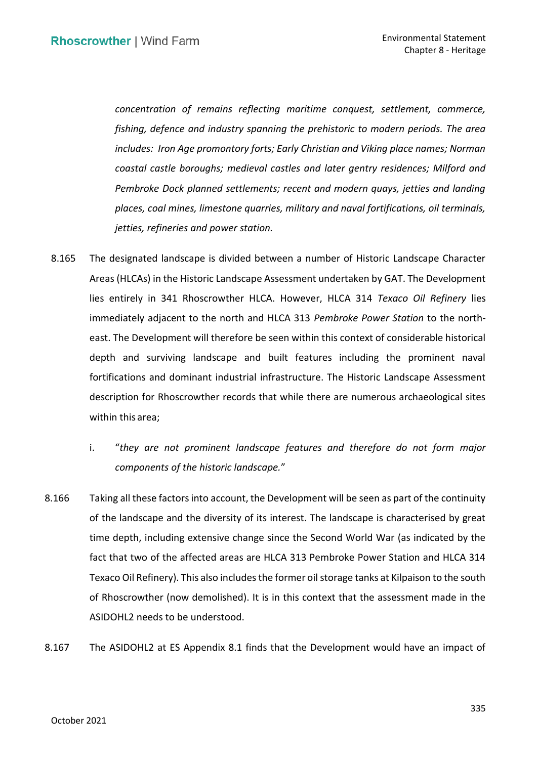*concentration of remains reflecting maritime conquest, settlement, commerce, fishing, defence and industry spanning the prehistoric to modern periods. The area includes: Iron Age promontory forts; Early Christian and Viking place names; Norman coastal castle boroughs; medieval castles and later gentry residences; Milford and Pembroke Dock planned settlements; recent and modern quays, jetties and landing places, coal mines, limestone quarries, military and naval fortifications, oil terminals, jetties, refineries and power station.*

8.165 The designated landscape is divided between a number of Historic Landscape Character Areas (HLCAs) in the Historic Landscape Assessment undertaken by GAT. The Development lies entirely in 341 Rhoscrowther HLCA. However, HLCA 314 *Texaco Oil Refinery* lies immediately adjacent to the north and HLCA 313 *Pembroke Power Station* to the north-east. The Development will therefore be seen within this context of considerable historical depth and surviving landscape and built features including the prominent naval fortifications and dominant industrial infrastructure. The Historic Landscape Assessment description for Rhoscrowther records that while there are numerous archaeological sites within this area;

i. "*they are not prominent landscape features and therefore do not form major components of the historic landscape.*"

8.166 Taking all these factors into account, the Development will be seen as part of the continuity of the landscape and the diversity of its interest. The landscape is characterised by great time depth, including extensive change since the Second World War (as indicated by the fact that two of the affected areas are HLCA 313 Pembroke Power Station and HLCA 314 Texaco Oil Refinery). This also includes the former oil storage tanks at Kilpaison to the south of Rhoscrowther (now demolished). It is in this context that the assessment made in the ASIDOHL2 needs to be understood.

8.167 The ASIDOHL2 at ES Appendix 8.1 finds that the Development would have an impact of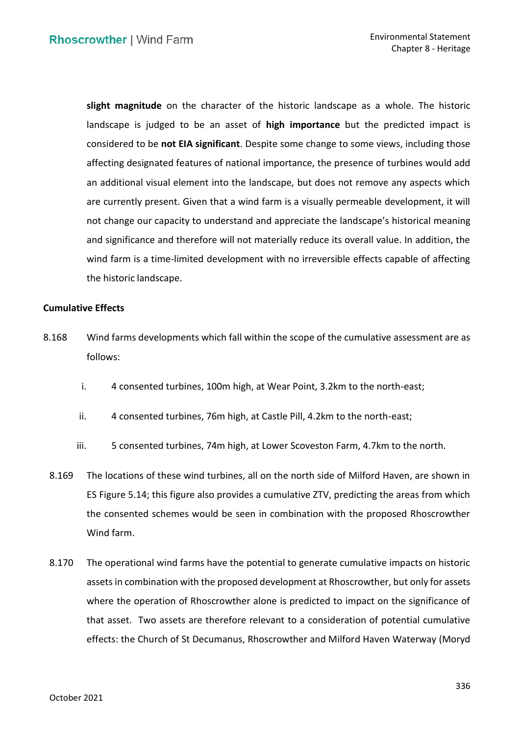**slight magnitude** on the character of the historic landscape as a whole. The historic landscape is judged to be an asset of **high importance** but the predicted impact is considered to be **not EIA significant**. Despite some change to some views, including those affecting designated features of national importance, the presence of turbines would add an additional visual element into the landscape, but does not remove any aspects which are currently present. Given that a wind farm is a visually permeable development, it will not change our capacity to understand and appreciate the landscape's historical meaning and significance and therefore will not materially reduce its overall value. In addition, the wind farm is a time-limited development with no irreversible effects capable of affecting the historic landscape.

**Cumulative Effects**

8.168 Wind farms developments which fall within the scope of the cumulative assessment are as follows:

i. 4 consented turbines, 100m high, at Wear Point, 3.2km to the north-east;

ii. 4 consented turbines, 76m high, at Castle Pill, 4.2km to the north-east;

iii. 5 consented turbines, 74m high, at Lower Scoveston Farm, 4.7km to the north.

8.169 The locations of these wind turbines, all on the north side of Milford Haven, are shown in ES Figure 5.14; this figure also provides a cumulative ZTV, predicting the areas from which the consented schemes would be seen in combination with the proposed Rhoscrowther Wind farm.

8.170 The operational wind farms have the potential to generate cumulative impacts on historic assets in combination with the proposed development at Rhoscrowther, but only for assets where the operation of Rhoscrowther alone is predicted to impact on the significance of that asset. Two assets are therefore relevant to a consideration of potential cumulative effects: the Church of St Decumanus, Rhoscrowther and Milford Haven Waterway (Moryd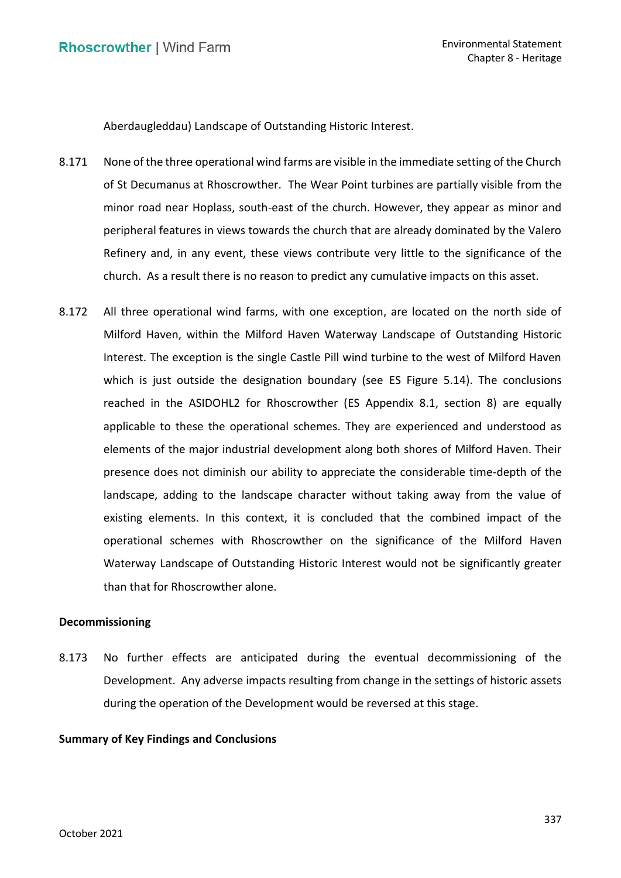Aberdaugleddau) Landscape of Outstanding Historic Interest.

8.171 None of the three operational wind farms are visible in the immediate setting of the Church of St Decumanus at Rhoscrowther. The Wear Point turbines are partially visible from the minor road near Hoplass, south-east of the church. However, they appear as minor and peripheral features in views towards the church that are already dominated by the Valero Refinery and, in any event, these views contribute very little to the significance of the church. As a result there is no reason to predict any cumulative impacts on this asset.

8.172 All three operational wind farms, with one exception, are located on the north side of Milford Haven, within the Milford Haven Waterway Landscape of Outstanding Historic Interest. The exception is the single Castle Pill wind turbine to the west of Milford Haven which is just outside the designation boundary (see ES Figure 5.14). The conclusions reached in the ASIDOHL2 for Rhoscrowther (ES Appendix 8.1, section 8) are equally applicable to these the operational schemes. They are experienced and understood as elements of the major industrial development along both shores of Milford Haven. Their presence does not diminish our ability to appreciate the considerable time-depth of the landscape, adding to the landscape character without taking away from the value of existing elements. In this context, it is concluded that the combined impact of the operational schemes with Rhoscrowther on the significance of the Milford Haven Waterway Landscape of Outstanding Historic Interest would not be significantly greater than that for Rhoscrowther alone.

**Decommissioning**

8.173 No further effects are anticipated during the eventual decommissioning of the Development. Any adverse impacts resulting from change in the settings of historic assets during the operation of the Development would be reversed at this stage.

**Summary of Key Findings and Conclusions**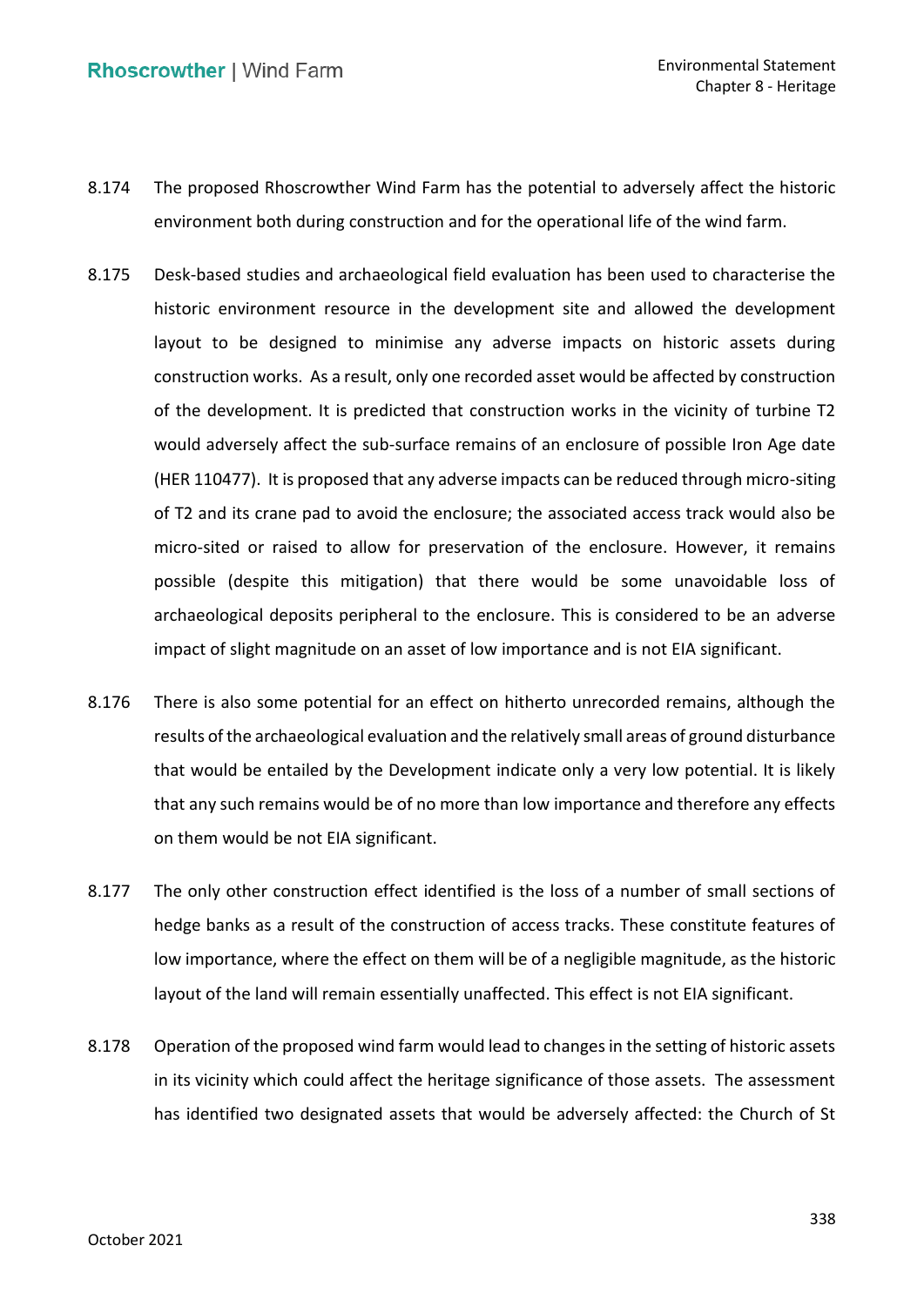8.174 The proposed Rhoscrowther Wind Farm has the potential to adversely affect the historic environment both during construction and for the operational life of the wind farm.

8.175 Desk-based studies and archaeological field evaluation has been used to characterise the historic environment resource in the development site and allowed the development layout to be designed to minimise any adverse impacts on historic assets during construction works. As a result, only one recorded asset would be affected by construction of the development. It is predicted that construction works in the vicinity of turbine T2 would adversely affect the sub-surface remains of an enclosure of possible Iron Age date (HER 110477). It is proposed that any adverse impacts can be reduced through micro-siting of T2 and its crane pad to avoid the enclosure; the associated access track would also be micro-sited or raised to allow for preservation of the enclosure. However, it remains possible (despite this mitigation) that there would be some unavoidable loss of archaeological deposits peripheral to the enclosure. This is considered to be an adverse impact of slight magnitude on an asset of low importance and is not EIA significant.

8.176 There is also some potential for an effect on hitherto unrecorded remains, although the results of the archaeological evaluation and the relatively small areas of ground disturbance that would be entailed by the Development indicate only a very low potential. It is likely that any such remains would be of no more than low importance and therefore any effects on them would be not EIA significant.

8.177 The only other construction effect identified is the loss of a number of small sections of hedge banks as a result of the construction of access tracks. These constitute features of low importance, where the effect on them will be of a negligible magnitude, as the historic layout of the land will remain essentially unaffected. This effect is not EIA significant.

8.178 Operation of the proposed wind farm would lead to changes in the setting of historic assets in its vicinity which could affect the heritage significance of those assets. The assessment has identified two designated assets that would be adversely affected: the Church of St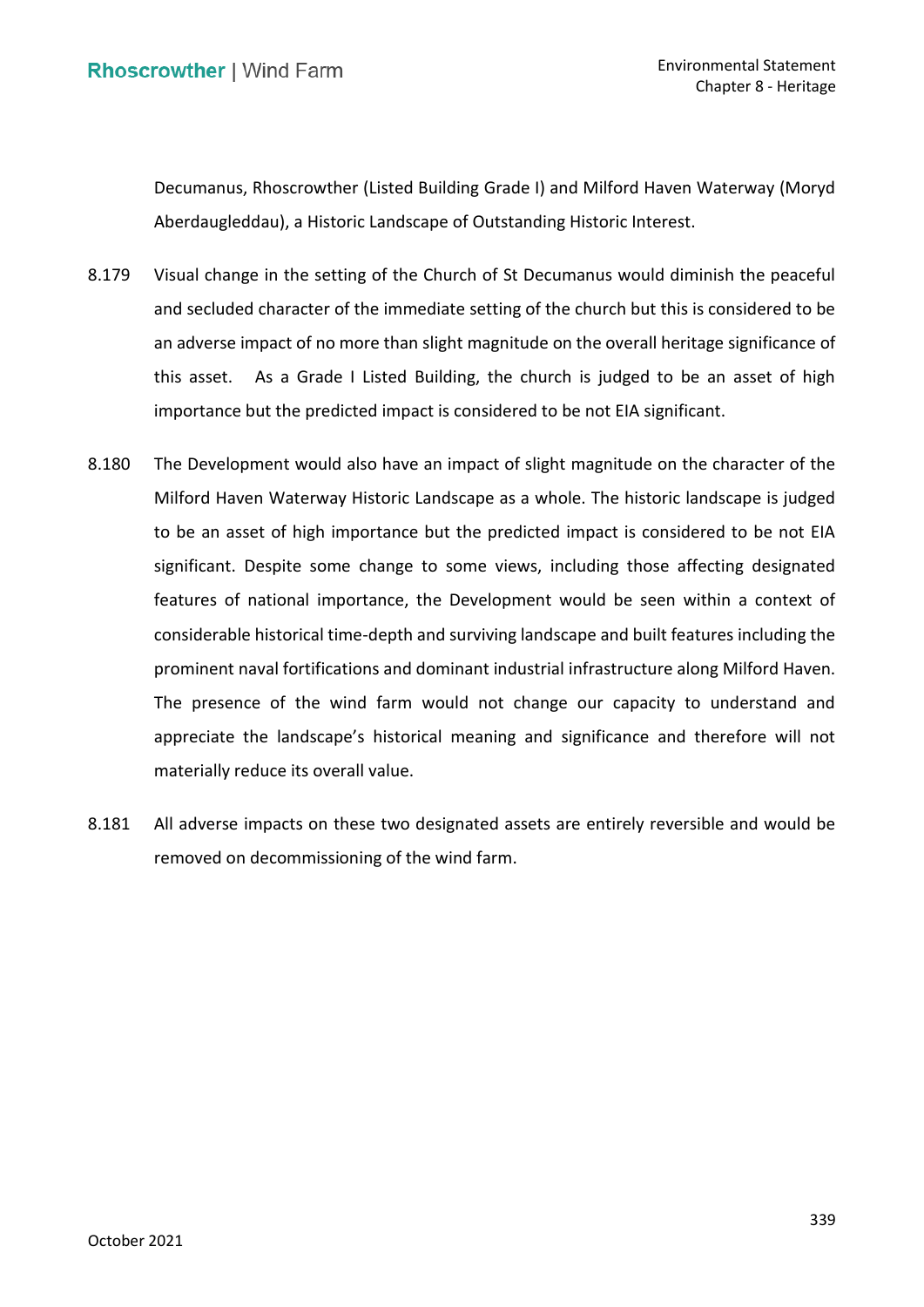Decumanus, Rhoscrowther (Listed Building Grade I) and Milford Haven Waterway (Moryd Aberdaugleddau), a Historic Landscape of Outstanding Historic Interest.

8.179 Visual change in the setting of the Church of St Decumanus would diminish the peaceful and secluded character of the immediate setting of the church but this is considered to be an adverse impact of no more than slight magnitude on the overall heritage significance of this asset. As a Grade I Listed Building, the church is judged to be an asset of high importance but the predicted impact is considered to be not EIA significant.

8.180 The Development would also have an impact of slight magnitude on the character of the Milford Haven Waterway Historic Landscape as a whole. The historic landscape is judged to be an asset of high importance but the predicted impact is considered to be not EIA significant. Despite some change to some views, including those affecting designated features of national importance, the Development would be seen within a context of considerable historical time-depth and surviving landscape and built features including the prominent naval fortifications and dominant industrial infrastructure along Milford Haven. The presence of the wind farm would not change our capacity to understand and appreciate the landscape's historical meaning and significance and therefore will not materially reduce its overall value.

8.181 All adverse impacts on these two designated assets are entirely reversible and would be removed on decommissioning of the wind farm.